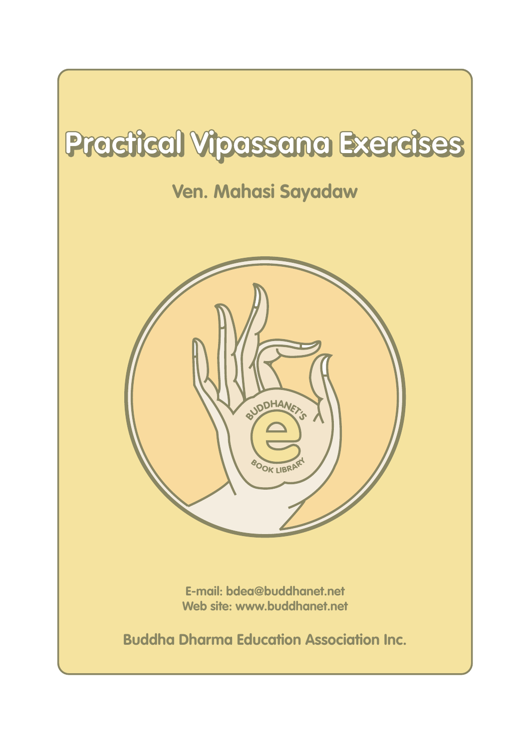# Practical Vipassana Exercises

## Ven. Mahasi Sayadaw

BUDDHANET'S e BOOK LIBRARY

E-mail: bdea@buddhanet.net
Web site: www.buddhanet.net

**Buddha Dharma Education Association Inc.**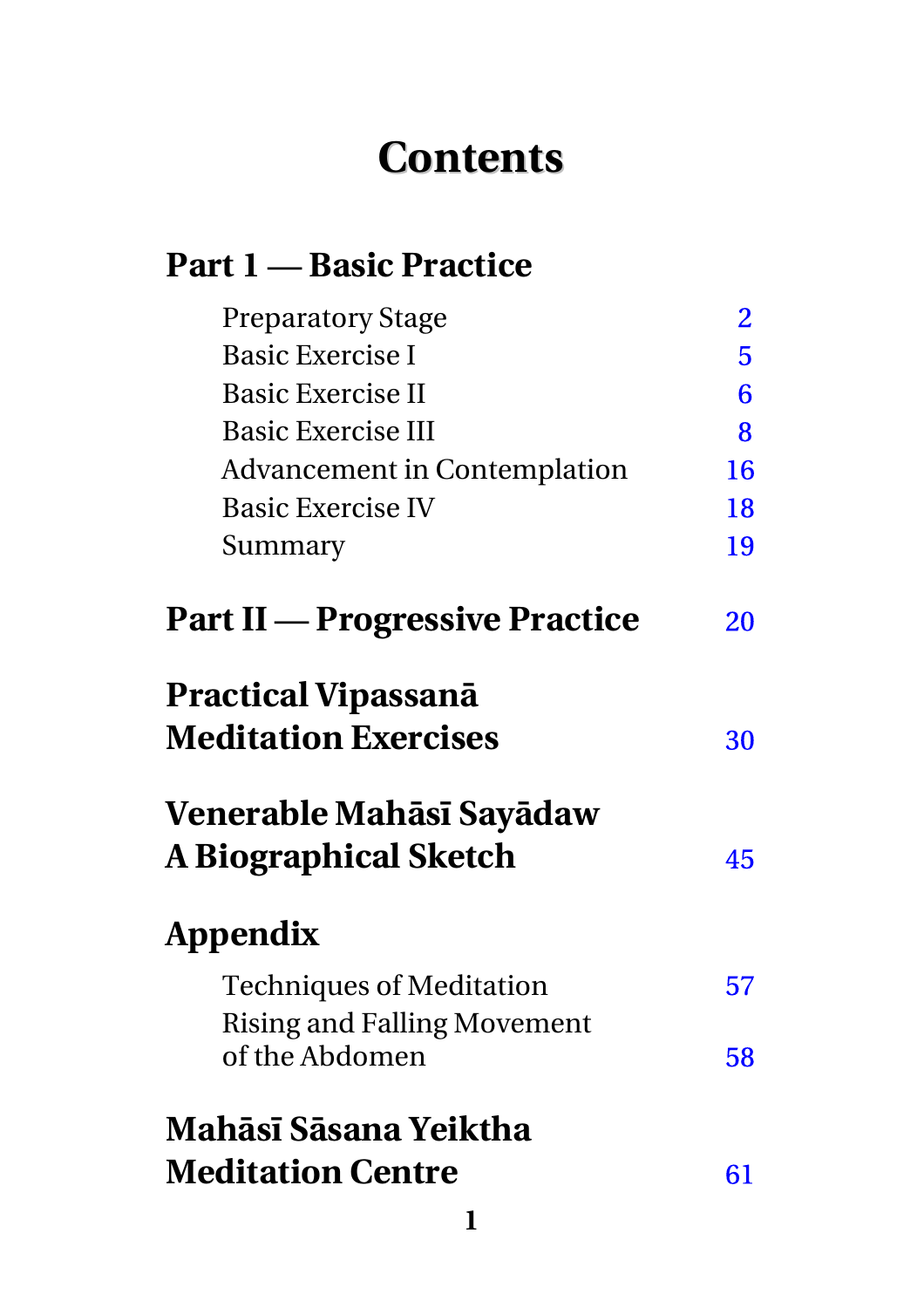# Contents

## Part 1 — Basic Practice

| | |
|---|---|
| Preparatory Stage | 2 |
| Basic Exercise I | 5 |
| Basic Exercise II | 6 |
| Basic Exercise III | 8 |
| Advancement in Contemplation | 16 |
| Basic Exercise IV | 18 |
| Summary | 19 |

## Part II — Progressive Practice 20

## Practical Vipassanā Meditation Exercises 30

## Venerable Mahāsī Sayādaw A Biographical Sketch 45

## Appendix

| | |
|---|---|
| Techniques of Meditation | 57 |
| Rising and Falling Movement of the Abdomen | 58 |

## Mahāsī Sāsana Yeiktha Meditation Centre 61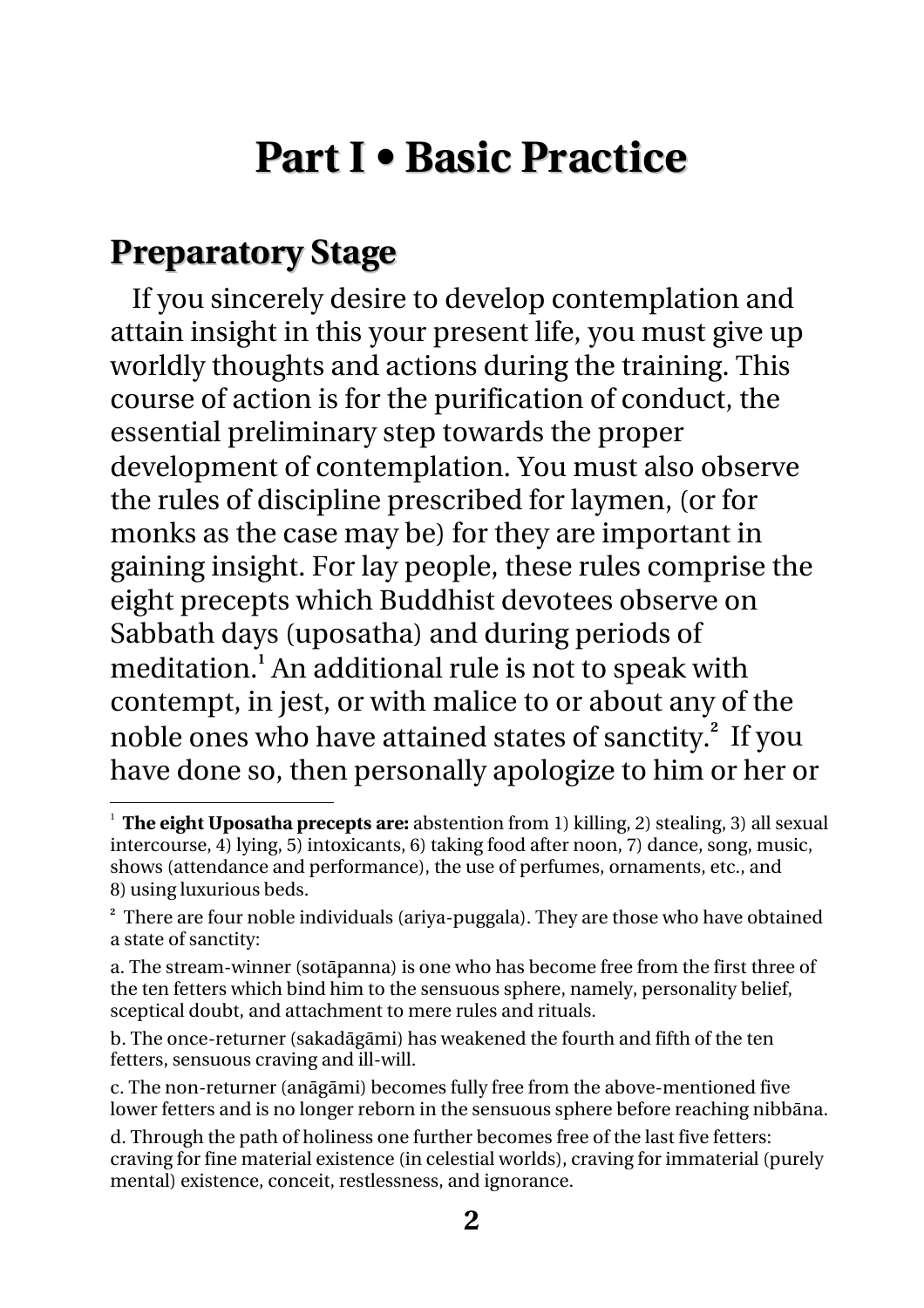# Part I • Basic Practice

## Preparatory Stage

If you sincerely desire to develop contemplation and attain insight in this your present life, you must give up worldly thoughts and actions during the training. This course of action is for the purification of conduct, the essential preliminary step towards the proper development of contemplation. You must also observe the rules of discipline prescribed for laymen, (or for monks as the case may be) for they are important in gaining insight. For lay people, these rules comprise the eight precepts which Buddhist devotees observe on Sabbath days (uposatha) and during periods of meditation.[1] An additional rule is not to speak with contempt, in jest, or with malice to or about any of the noble ones who have attained states of sanctity.[2] If you have done so, then personally apologize to him or her or

---

[1] **The eight Uposatha precepts are:** abstention from 1) killing, 2) stealing, 3) all sexual intercourse, 4) lying, 5) intoxicants, 6) taking food after noon, 7) dance, song, music, shows (attendance and performance), the use of perfumes, ornaments, etc., and 8) using luxurious beds.

[2] There are four noble individuals (ariya-puggala). They are those who have obtained a state of sanctity:

a. The stream-winner (sotāpanna) is one who has become free from the first three of the ten fetters which bind him to the sensuous sphere, namely, personality belief, sceptical doubt, and attachment to mere rules and rituals.

b. The once-returner (sakadāgāmi) has weakened the fourth and fifth of the ten fetters, sensuous craving and ill-will.

c. The non-returner (anāgāmi) becomes fully free from the above-mentioned five lower fetters and is no longer reborn in the sensuous sphere before reaching nibbāna.

d. Through the path of holiness one further becomes free of the last five fetters: craving for fine material existence (in celestial worlds), craving for immaterial (purely mental) existence, conceit, restlessness, and ignorance.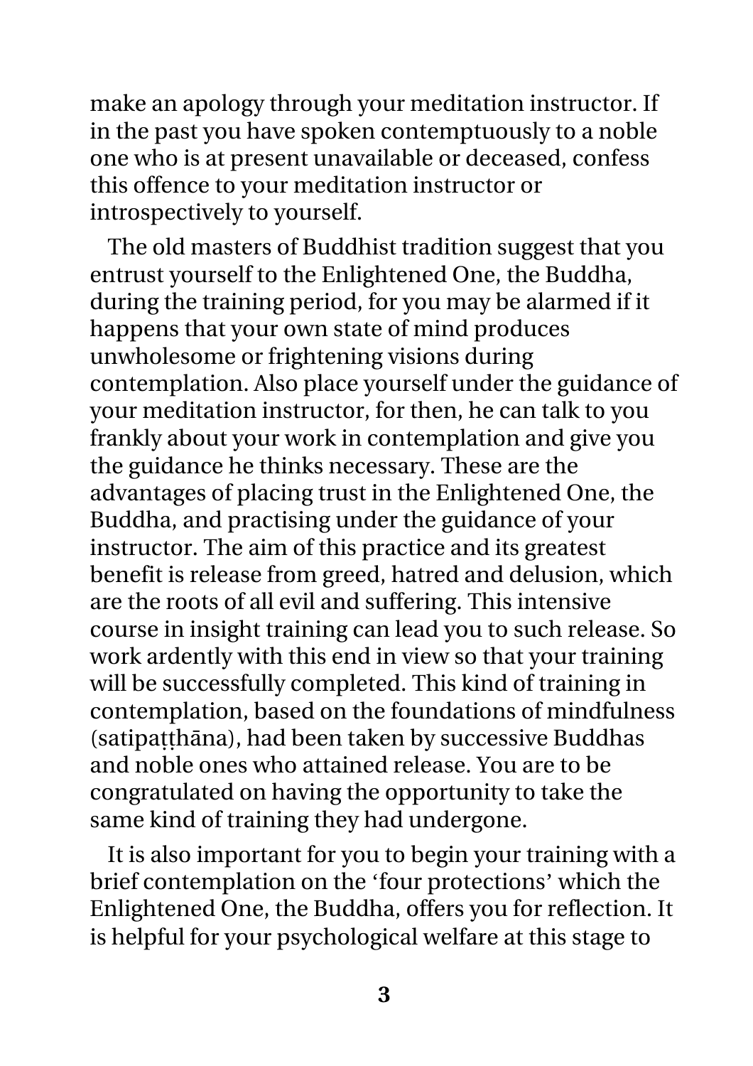make an apology through your meditation instructor. If in the past you have spoken contemptuously to a noble one who is at present unavailable or deceased, confess this offence to your meditation instructor or introspectively to yourself.

The old masters of Buddhist tradition suggest that you entrust yourself to the Enlightened One, the Buddha, during the training period, for you may be alarmed if it happens that your own state of mind produces unwholesome or frightening visions during contemplation. Also place yourself under the guidance of your meditation instructor, for then, he can talk to you frankly about your work in contemplation and give you the guidance he thinks necessary. These are the advantages of placing trust in the Enlightened One, the Buddha, and practising under the guidance of your instructor. The aim of this practice and its greatest benefit is release from greed, hatred and delusion, which are the roots of all evil and suffering. This intensive course in insight training can lead you to such release. So work ardently with this end in view so that your training will be successfully completed. This kind of training in contemplation, based on the foundations of mindfulness (satipaṭṭhāna), had been taken by successive Buddhas and noble ones who attained release. You are to be congratulated on having the opportunity to take the same kind of training they had undergone.

It is also important for you to begin your training with a brief contemplation on the 'four protections' which the Enlightened One, the Buddha, offers you for reflection. It is helpful for your psychological welfare at this stage to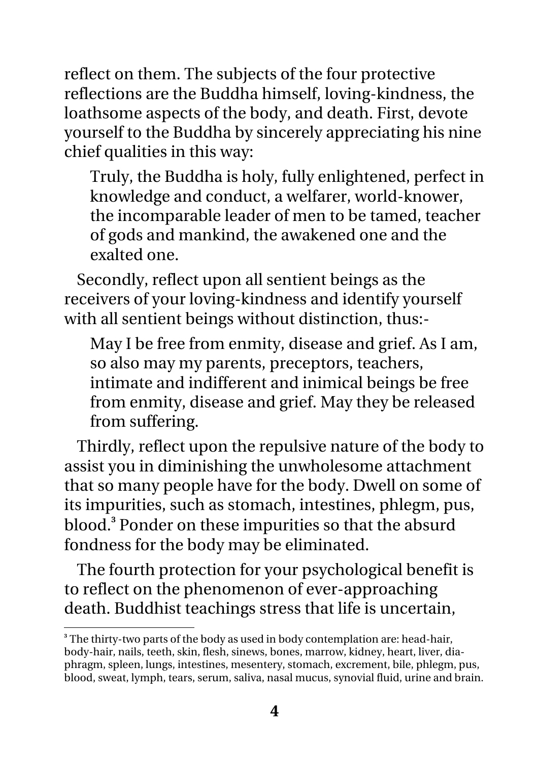reflect on them. The subjects of the four protective reflections are the Buddha himself, loving-kindness, the loathsome aspects of the body, and death. First, devote yourself to the Buddha by sincerely appreciating his nine chief qualities in this way:

> Truly, the Buddha is holy, fully enlightened, perfect in knowledge and conduct, a welfarer, world-knower, the incomparable leader of men to be tamed, teacher of gods and mankind, the awakened one and the exalted one.

Secondly, reflect upon all sentient beings as the receivers of your loving-kindness and identify yourself with all sentient beings without distinction, thus:-

> May I be free from enmity, disease and grief. As I am, so also may my parents, preceptors, teachers, intimate and indifferent and inimical beings be free from enmity, disease and grief. May they be released from suffering.

Thirdly, reflect upon the repulsive nature of the body to assist you in diminishing the unwholesome attachment that so many people have for the body. Dwell on some of its impurities, such as stomach, intestines, phlegm, pus, blood.[3] Ponder on these impurities so that the absurd fondness for the body may be eliminated.

The fourth protection for your psychological benefit is to reflect on the phenomenon of ever-approaching death. Buddhist teachings stress that life is uncertain,

---

[3] The thirty-two parts of the body as used in body contemplation are: head-hair, body-hair, nails, teeth, skin, flesh, sinews, bones, marrow, kidney, heart, liver, diaphragm, spleen, lungs, intestines, mesentery, stomach, excrement, bile, phlegm, pus, blood, sweat, lymph, tears, serum, saliva, nasal mucus, synovial fluid, urine and brain.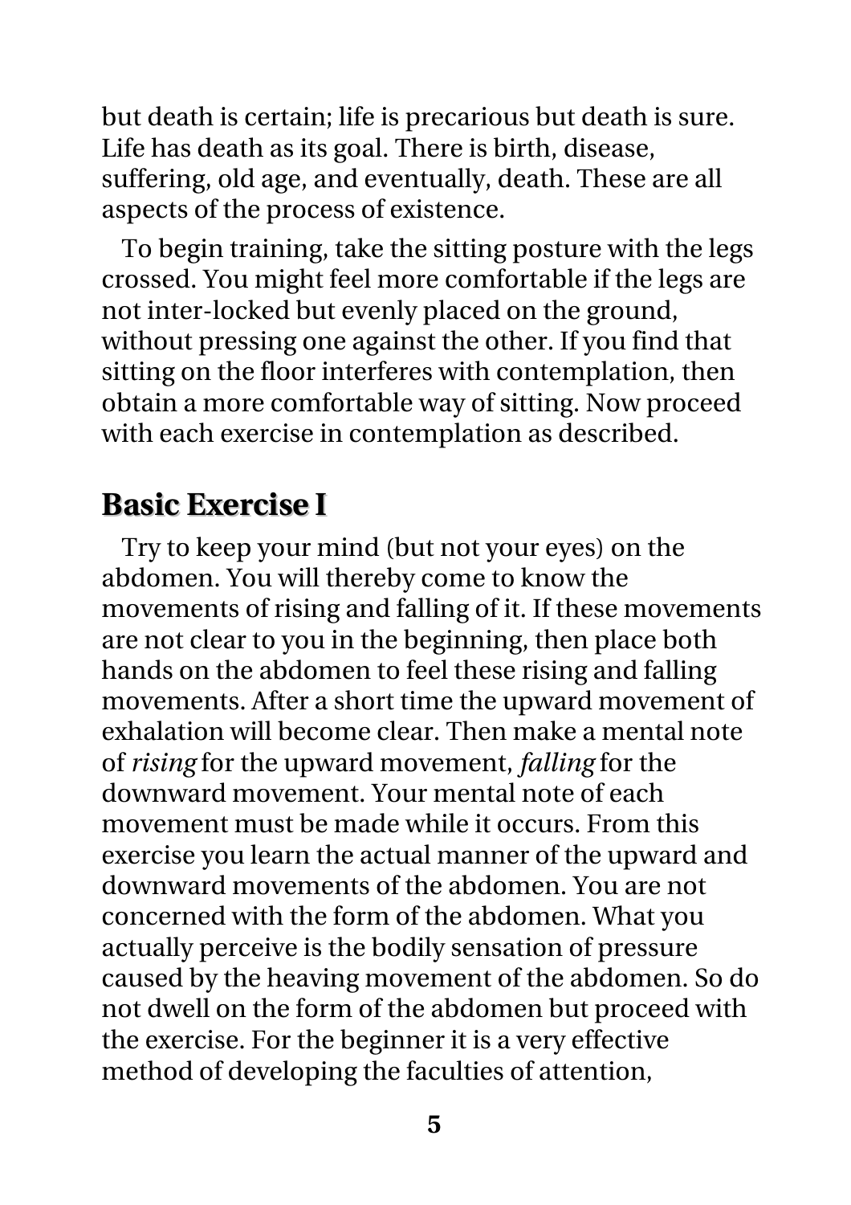but death is certain; life is precarious but death is sure. Life has death as its goal. There is birth, disease, suffering, old age, and eventually, death. These are all aspects of the process of existence.

To begin training, take the sitting posture with the legs crossed. You might feel more comfortable if the legs are not inter-locked but evenly placed on the ground, without pressing one against the other. If you find that sitting on the floor interferes with contemplation, then obtain a more comfortable way of sitting. Now proceed with each exercise in contemplation as described.

## Basic Exercise I

Try to keep your mind (but not your eyes) on the abdomen. You will thereby come to know the movements of rising and falling of it. If these movements are not clear to you in the beginning, then place both hands on the abdomen to feel these rising and falling movements. After a short time the upward movement of exhalation will become clear. Then make a mental note of *rising* for the upward movement, *falling* for the downward movement. Your mental note of each movement must be made while it occurs. From this exercise you learn the actual manner of the upward and downward movements of the abdomen. You are not concerned with the form of the abdomen. What you actually perceive is the bodily sensation of pressure caused by the heaving movement of the abdomen. So do not dwell on the form of the abdomen but proceed with the exercise. For the beginner it is a very effective method of developing the faculties of attention,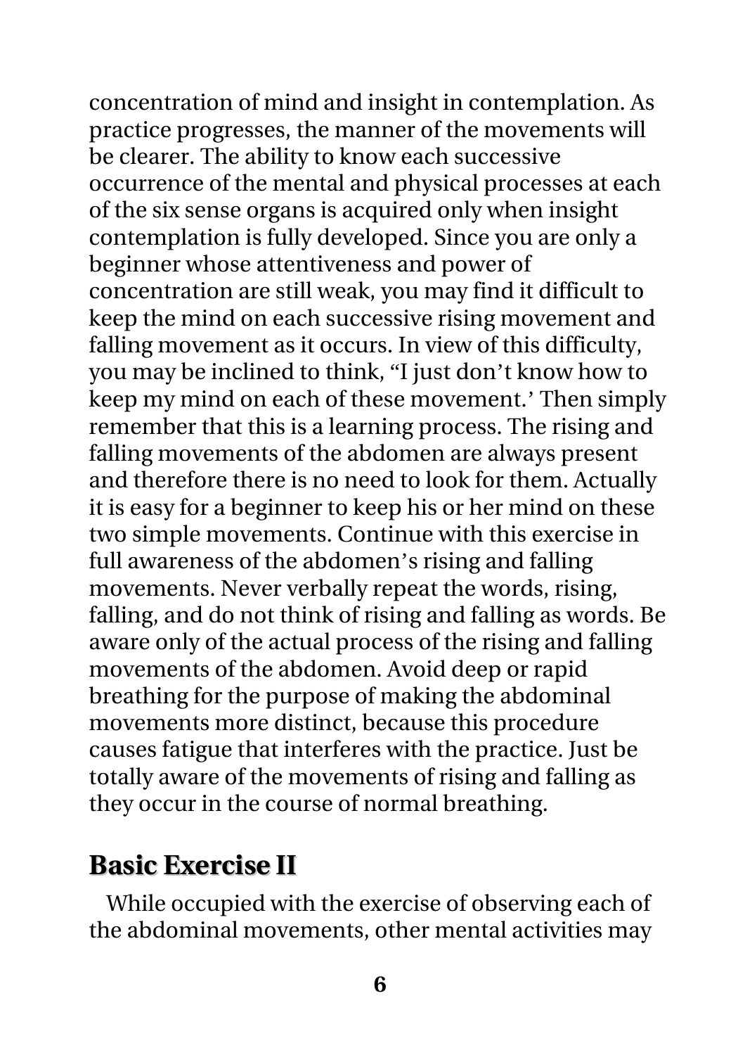concentration of mind and insight in contemplation. As practice progresses, the manner of the movements will be clearer. The ability to know each successive occurrence of the mental and physical processes at each of the six sense organs is acquired only when insight contemplation is fully developed. Since you are only a beginner whose attentiveness and power of concentration are still weak, you may find it difficult to keep the mind on each successive rising movement and falling movement as it occurs. In view of this difficulty, you may be inclined to think, "I just don't know how to keep my mind on each of these movement.' Then simply remember that this is a learning process. The rising and falling movements of the abdomen are always present and therefore there is no need to look for them. Actually it is easy for a beginner to keep his or her mind on these two simple movements. Continue with this exercise in full awareness of the abdomen's rising and falling movements. Never verbally repeat the words, rising, falling, and do not think of rising and falling as words. Be aware only of the actual process of the rising and falling movements of the abdomen. Avoid deep or rapid breathing for the purpose of making the abdominal movements more distinct, because this procedure causes fatigue that interferes with the practice. Just be totally aware of the movements of rising and falling as they occur in the course of normal breathing.

## Basic Exercise II

While occupied with the exercise of observing each of the abdominal movements, other mental activities may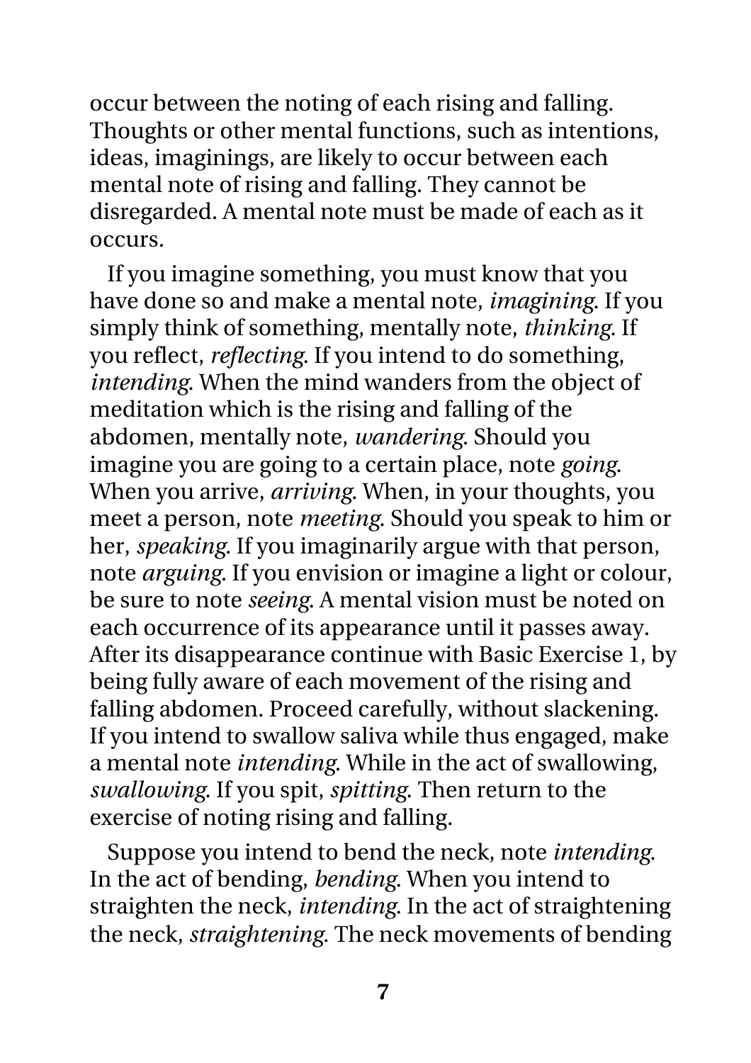occur between the noting of each rising and falling. Thoughts or other mental functions, such as intentions, ideas, imaginings, are likely to occur between each mental note of rising and falling. They cannot be disregarded. A mental note must be made of each as it occurs.

If you imagine something, you must know that you have done so and make a mental note, *imagining*. If you simply think of something, mentally note, *thinking*. If you reflect, *reflecting*. If you intend to do something, *intending*. When the mind wanders from the object of meditation which is the rising and falling of the abdomen, mentally note, *wandering*. Should you imagine you are going to a certain place, note *going*. When you arrive, *arriving*. When, in your thoughts, you meet a person, note *meeting*. Should you speak to him or her, *speaking*. If you imaginarily argue with that person, note *arguing*. If you envision or imagine a light or colour, be sure to note *seeing*. A mental vision must be noted on each occurrence of its appearance until it passes away. After its disappearance continue with Basic Exercise 1, by being fully aware of each movement of the rising and falling abdomen. Proceed carefully, without slackening. If you intend to swallow saliva while thus engaged, make a mental note *intending*. While in the act of swallowing, *swallowing*. If you spit, *spitting*. Then return to the exercise of noting rising and falling.

Suppose you intend to bend the neck, note *intending*. In the act of bending, *bending*. When you intend to straighten the neck, *intending*. In the act of straightening the neck, *straightening*. The neck movements of bending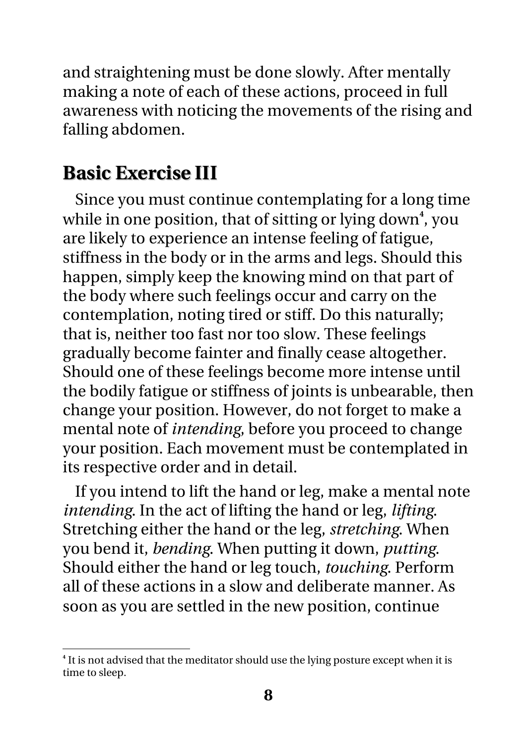and straightening must be done slowly. After mentally making a note of each of these actions, proceed in full awareness with noticing the movements of the rising and falling abdomen.

## Basic Exercise III

Since you must continue contemplating for a long time while in one position, that of sitting or lying down[4], you are likely to experience an intense feeling of fatigue, stiffness in the body or in the arms and legs. Should this happen, simply keep the knowing mind on that part of the body where such feelings occur and carry on the contemplation, noting tired or stiff. Do this naturally; that is, neither too fast nor too slow. These feelings gradually become fainter and finally cease altogether. Should one of these feelings become more intense until the bodily fatigue or stiffness of joints is unbearable, then change your position. However, do not forget to make a mental note of *intending*, before you proceed to change your position. Each movement must be contemplated in its respective order and in detail.

If you intend to lift the hand or leg, make a mental note *intending*. In the act of lifting the hand or leg, *lifting*. Stretching either the hand or the leg, *stretching*. When you bend it, *bending*. When putting it down, *putting*. Should either the hand or leg touch, *touching*. Perform all of these actions in a slow and deliberate manner. As soon as you are settled in the new position, continue

---

[4] It is not advised that the meditator should use the lying posture except when it is time to sleep.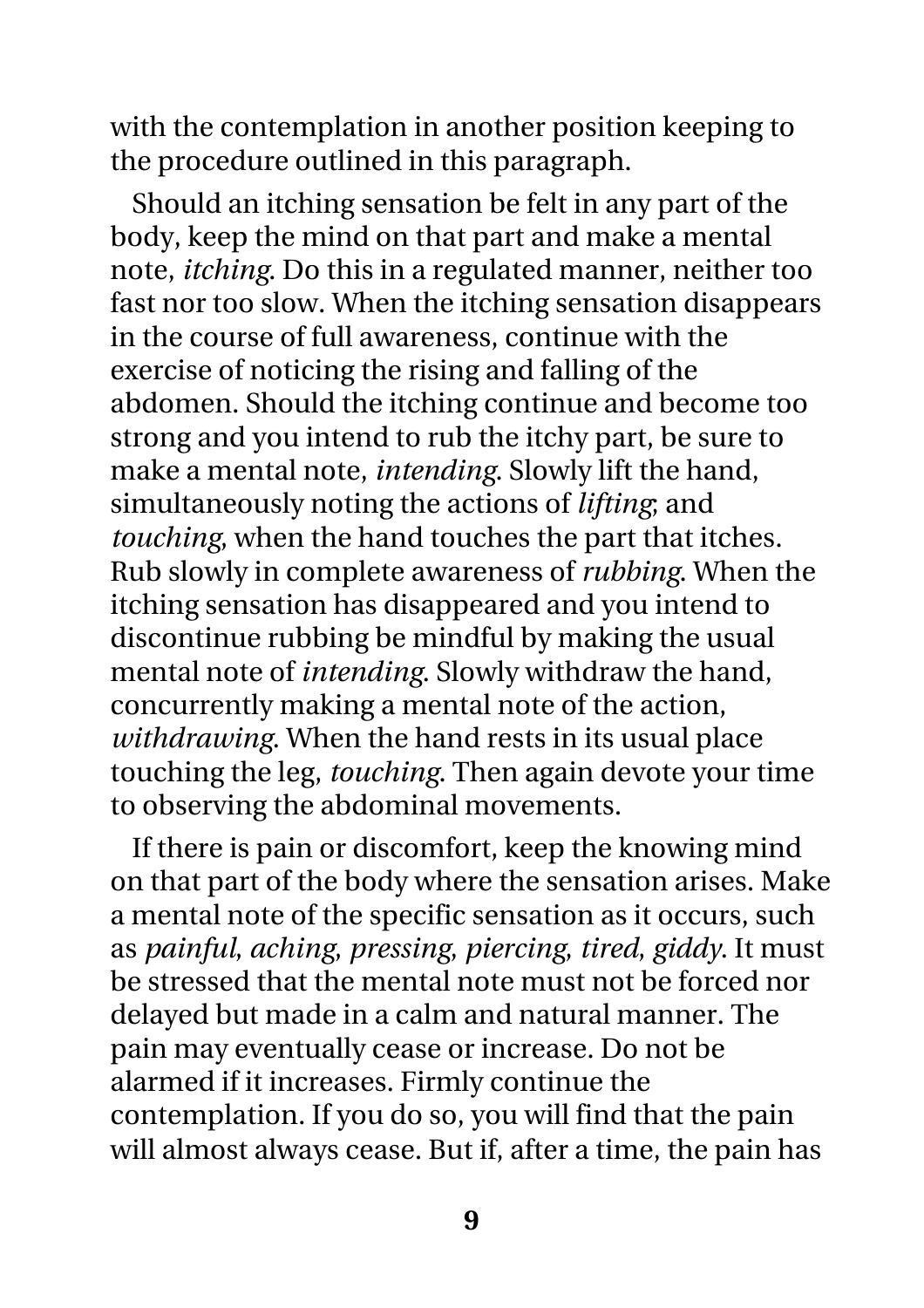with the contemplation in another position keeping to the procedure outlined in this paragraph.

Should an itching sensation be felt in any part of the body, keep the mind on that part and make a mental note, *itching*. Do this in a regulated manner, neither too fast nor too slow. When the itching sensation disappears in the course of full awareness, continue with the exercise of noticing the rising and falling of the abdomen. Should the itching continue and become too strong and you intend to rub the itchy part, be sure to make a mental note, *intending*. Slowly lift the hand, simultaneously noting the actions of *lifting*; and *touching*, when the hand touches the part that itches. Rub slowly in complete awareness of *rubbing*. When the itching sensation has disappeared and you intend to discontinue rubbing be mindful by making the usual mental note of *intending*. Slowly withdraw the hand, concurrently making a mental note of the action, *withdrawing*. When the hand rests in its usual place touching the leg, *touching*. Then again devote your time to observing the abdominal movements.

If there is pain or discomfort, keep the knowing mind on that part of the body where the sensation arises. Make a mental note of the specific sensation as it occurs, such as *painful, aching, pressing, piercing, tired, giddy*. It must be stressed that the mental note must not be forced nor delayed but made in a calm and natural manner. The pain may eventually cease or increase. Do not be alarmed if it increases. Firmly continue the contemplation. If you do so, you will find that the pain will almost always cease. But if, after a time, the pain has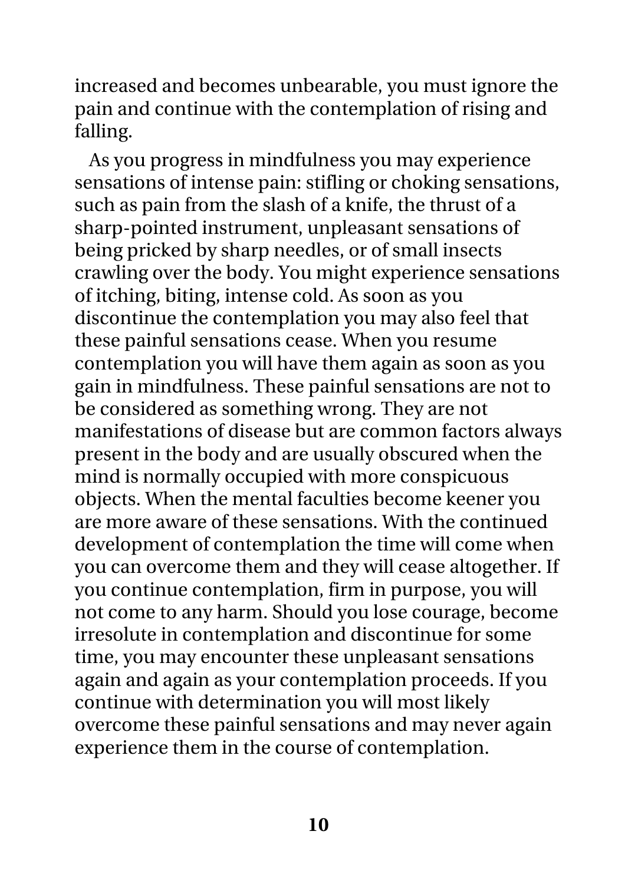increased and becomes unbearable, you must ignore the pain and continue with the contemplation of rising and falling.

As you progress in mindfulness you may experience sensations of intense pain: stifling or choking sensations, such as pain from the slash of a knife, the thrust of a sharp-pointed instrument, unpleasant sensations of being pricked by sharp needles, or of small insects crawling over the body. You might experience sensations of itching, biting, intense cold. As soon as you discontinue the contemplation you may also feel that these painful sensations cease. When you resume contemplation you will have them again as soon as you gain in mindfulness. These painful sensations are not to be considered as something wrong. They are not manifestations of disease but are common factors always present in the body and are usually obscured when the mind is normally occupied with more conspicuous objects. When the mental faculties become keener you are more aware of these sensations. With the continued development of contemplation the time will come when you can overcome them and they will cease altogether. If you continue contemplation, firm in purpose, you will not come to any harm. Should you lose courage, become irresolute in contemplation and discontinue for some time, you may encounter these unpleasant sensations again and again as your contemplation proceeds. If you continue with determination you will most likely overcome these painful sensations and may never again experience them in the course of contemplation.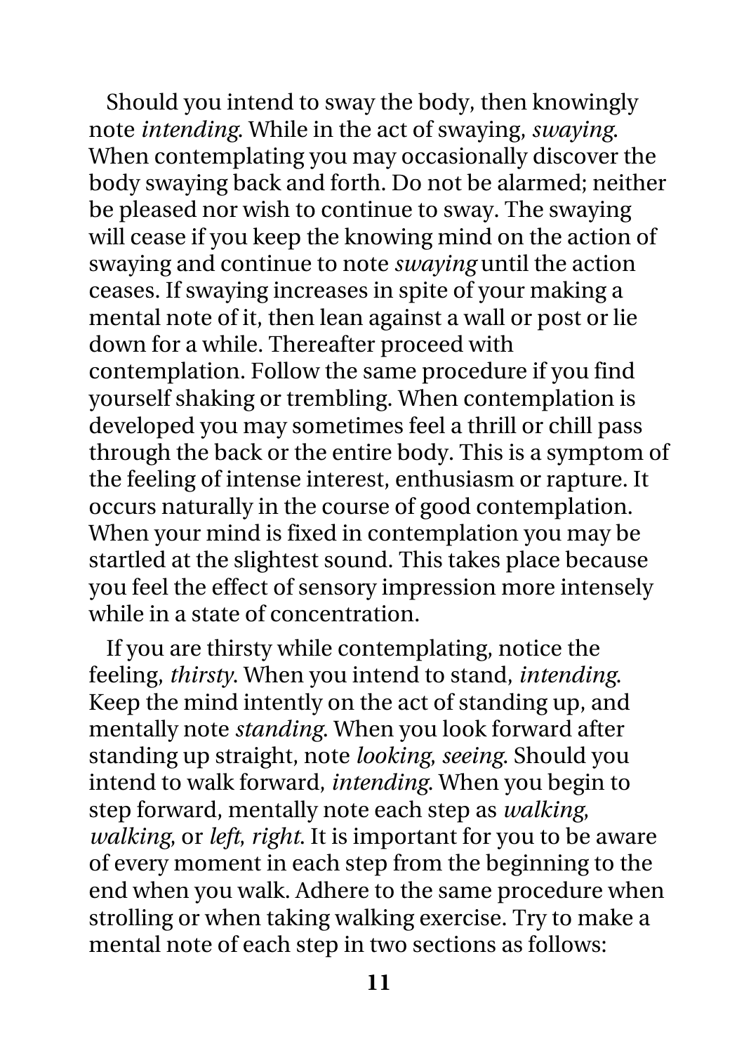Should you intend to sway the body, then knowingly note *intending*. While in the act of swaying, *swaying*. When contemplating you may occasionally discover the body swaying back and forth. Do not be alarmed; neither be pleased nor wish to continue to sway. The swaying will cease if you keep the knowing mind on the action of swaying and continue to note *swaying* until the action ceases. If swaying increases in spite of your making a mental note of it, then lean against a wall or post or lie down for a while. Thereafter proceed with contemplation. Follow the same procedure if you find yourself shaking or trembling. When contemplation is developed you may sometimes feel a thrill or chill pass through the back or the entire body. This is a symptom of the feeling of intense interest, enthusiasm or rapture. It occurs naturally in the course of good contemplation. When your mind is fixed in contemplation you may be startled at the slightest sound. This takes place because you feel the effect of sensory impression more intensely while in a state of concentration.

If you are thirsty while contemplating, notice the feeling, *thirsty*. When you intend to stand, *intending*. Keep the mind intently on the act of standing up, and mentally note *standing*. When you look forward after standing up straight, note *looking, seeing*. Should you intend to walk forward, *intending*. When you begin to step forward, mentally note each step as *walking, walking*, or *left, right*. It is important for you to be aware of every moment in each step from the beginning to the end when you walk. Adhere to the same procedure when strolling or when taking walking exercise. Try to make a mental note of each step in two sections as follows: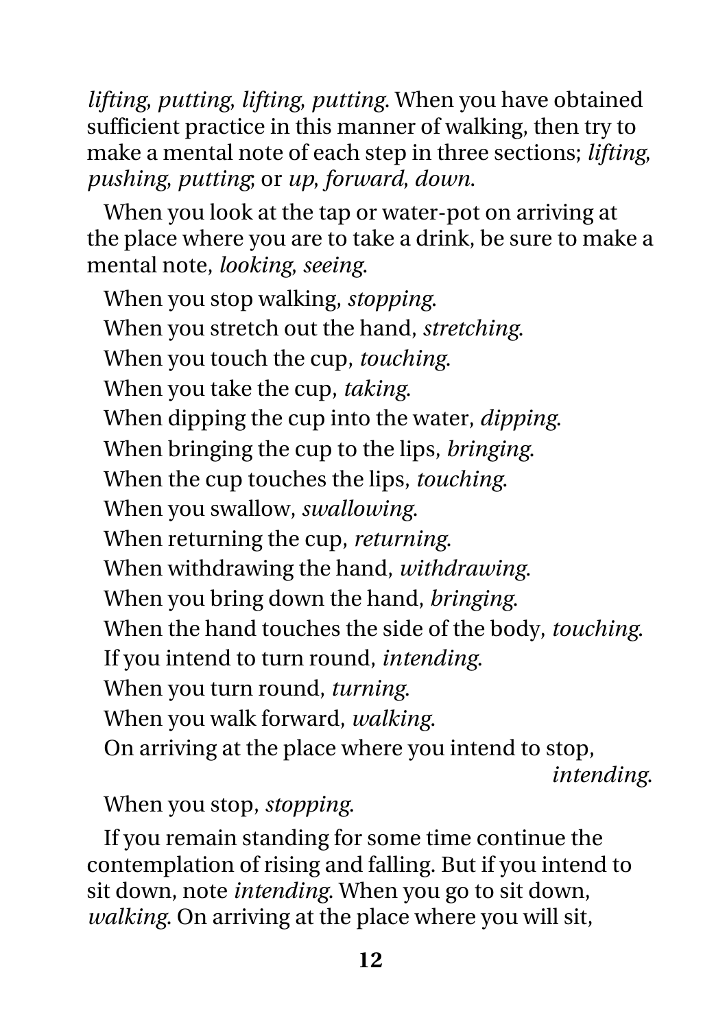*lifting, putting, lifting, putting*. When you have obtained sufficient practice in this manner of walking, then try to make a mental note of each step in three sections; *lifting, pushing, putting*; or *up, forward, down*.

When you look at the tap or water-pot on arriving at the place where you are to take a drink, be sure to make a mental note, *looking, seeing*.

When you stop walking, *stopping*.

When you stretch out the hand, *stretching*.

When you touch the cup, *touching*.

When you take the cup, *taking*.

When dipping the cup into the water, *dipping*.

When bringing the cup to the lips, *bringing*.

When the cup touches the lips, *touching*.

When you swallow, *swallowing*.

When returning the cup, *returning*.

When withdrawing the hand, *withdrawing*.

When you bring down the hand, *bringing*.

When the hand touches the side of the body, *touching*.

If you intend to turn round, *intending*.

When you turn round, *turning*.

When you walk forward, *walking*.

On arriving at the place where you intend to stop, *intending*.

When you stop, *stopping*.

If you remain standing for some time continue the contemplation of rising and falling. But if you intend to sit down, note *intending*. When you go to sit down, *walking*. On arriving at the place where you will sit,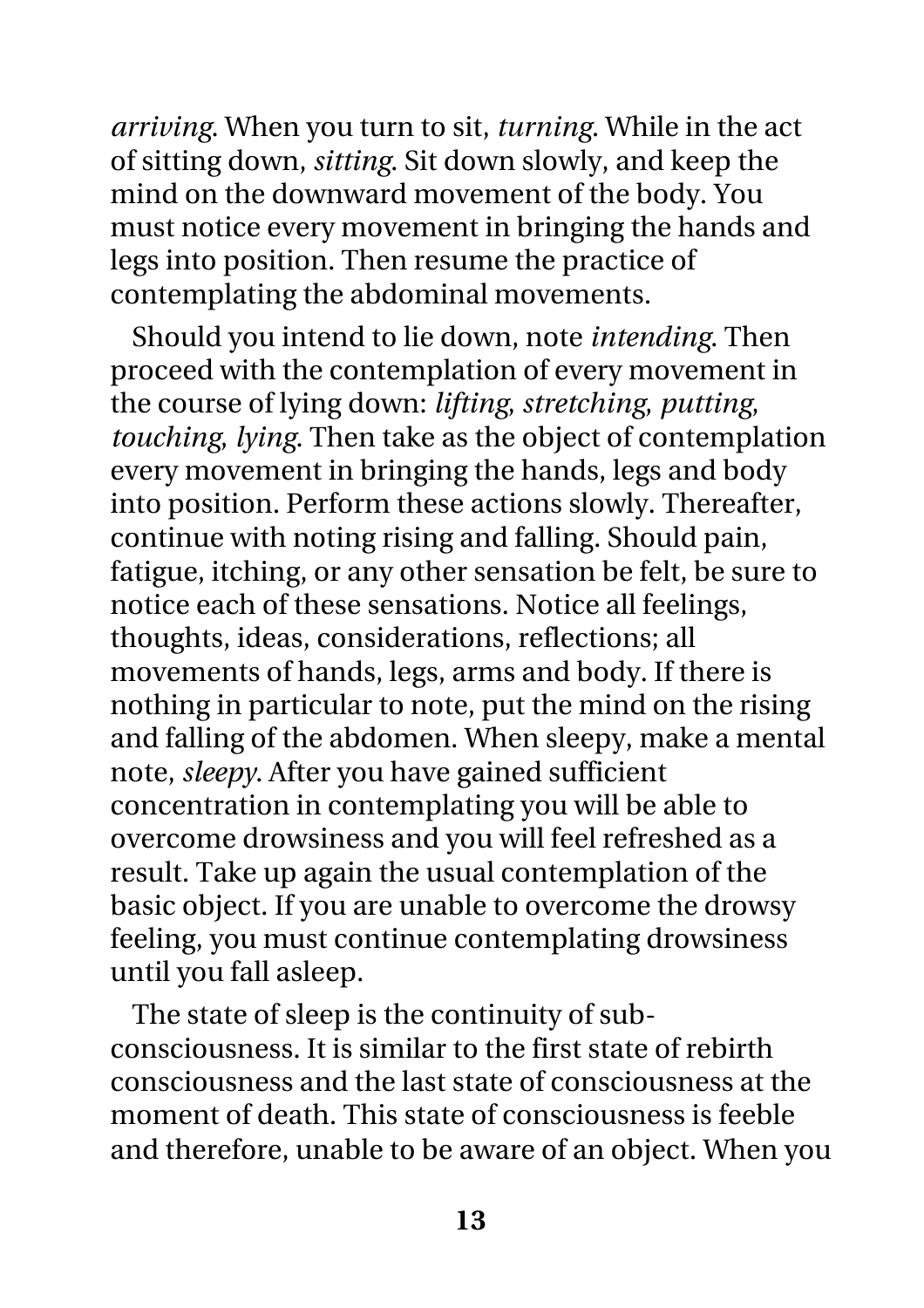*arriving*. When you turn to sit, *turning*. While in the act of sitting down, *sitting*. Sit down slowly, and keep the mind on the downward movement of the body. You must notice every movement in bringing the hands and legs into position. Then resume the practice of contemplating the abdominal movements.

Should you intend to lie down, note *intending*. Then proceed with the contemplation of every movement in the course of lying down: *lifting, stretching, putting, touching, lying*. Then take as the object of contemplation every movement in bringing the hands, legs and body into position. Perform these actions slowly. Thereafter, continue with noting rising and falling. Should pain, fatigue, itching, or any other sensation be felt, be sure to notice each of these sensations. Notice all feelings, thoughts, ideas, considerations, reflections; all movements of hands, legs, arms and body. If there is nothing in particular to note, put the mind on the rising and falling of the abdomen. When sleepy, make a mental note, *sleepy*. After you have gained sufficient concentration in contemplating you will be able to overcome drowsiness and you will feel refreshed as a result. Take up again the usual contemplation of the basic object. If you are unable to overcome the drowsy feeling, you must continue contemplating drowsiness until you fall asleep.

The state of sleep is the continuity of sub-consciousness. It is similar to the first state of rebirth consciousness and the last state of consciousness at the moment of death. This state of consciousness is feeble and therefore, unable to be aware of an object. When you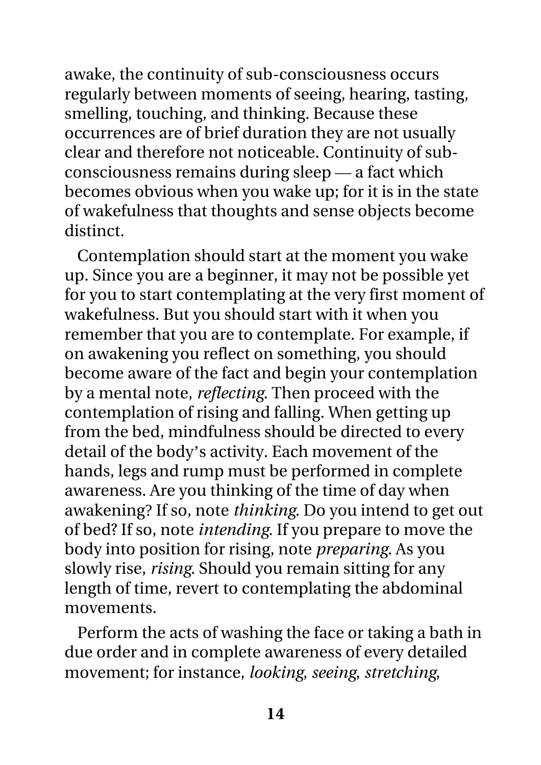awake, the continuity of sub-consciousness occurs regularly between moments of seeing, hearing, tasting, smelling, touching, and thinking. Because these occurrences are of brief duration they are not usually clear and therefore not noticeable. Continuity of sub-consciousness remains during sleep — a fact which becomes obvious when you wake up; for it is in the state of wakefulness that thoughts and sense objects become distinct.

Contemplation should start at the moment you wake up. Since you are a beginner, it may not be possible yet for you to start contemplating at the very first moment of wakefulness. But you should start with it when you remember that you are to contemplate. For example, if on awakening you reflect on something, you should become aware of the fact and begin your contemplation by a mental note, *reflecting*. Then proceed with the contemplation of rising and falling. When getting up from the bed, mindfulness should be directed to every detail of the body's activity. Each movement of the hands, legs and rump must be performed in complete awareness. Are you thinking of the time of day when awakening? If so, note *thinking*. Do you intend to get out of bed? If so, note *intending*. If you prepare to move the body into position for rising, note *preparing*. As you slowly rise, *rising*. Should you remain sitting for any length of time, revert to contemplating the abdominal movements.

Perform the acts of washing the face or taking a bath in due order and in complete awareness of every detailed movement; for instance, *looking, seeing, stretching,*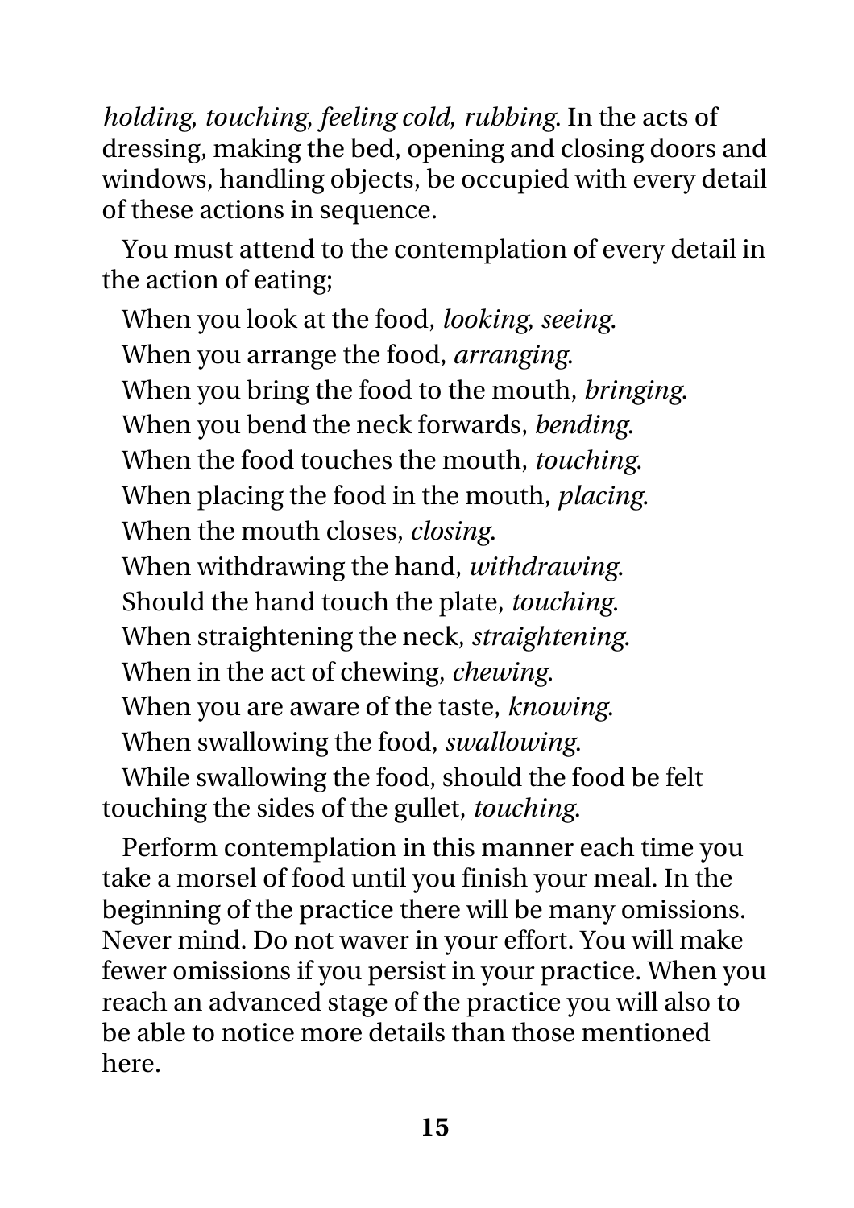*holding, touching, feeling cold, rubbing*. In the acts of dressing, making the bed, opening and closing doors and windows, handling objects, be occupied with every detail of these actions in sequence.

You must attend to the contemplation of every detail in the action of eating;

When you look at the food, *looking, seeing*.

When you arrange the food, *arranging*.

When you bring the food to the mouth, *bringing*.

When you bend the neck forwards, *bending*.

When the food touches the mouth, *touching*.

When placing the food in the mouth, *placing*.

When the mouth closes, *closing*.

When withdrawing the hand, *withdrawing*.

Should the hand touch the plate, *touching*.

When straightening the neck, *straightening*.

When in the act of chewing, *chewing*.

When you are aware of the taste, *knowing*.

When swallowing the food, *swallowing*.

While swallowing the food, should the food be felt touching the sides of the gullet, *touching*.

Perform contemplation in this manner each time you take a morsel of food until you finish your meal. In the beginning of the practice there will be many omissions. Never mind. Do not waver in your effort. You will make fewer omissions if you persist in your practice. When you reach an advanced stage of the practice you will also to be able to notice more details than those mentioned here.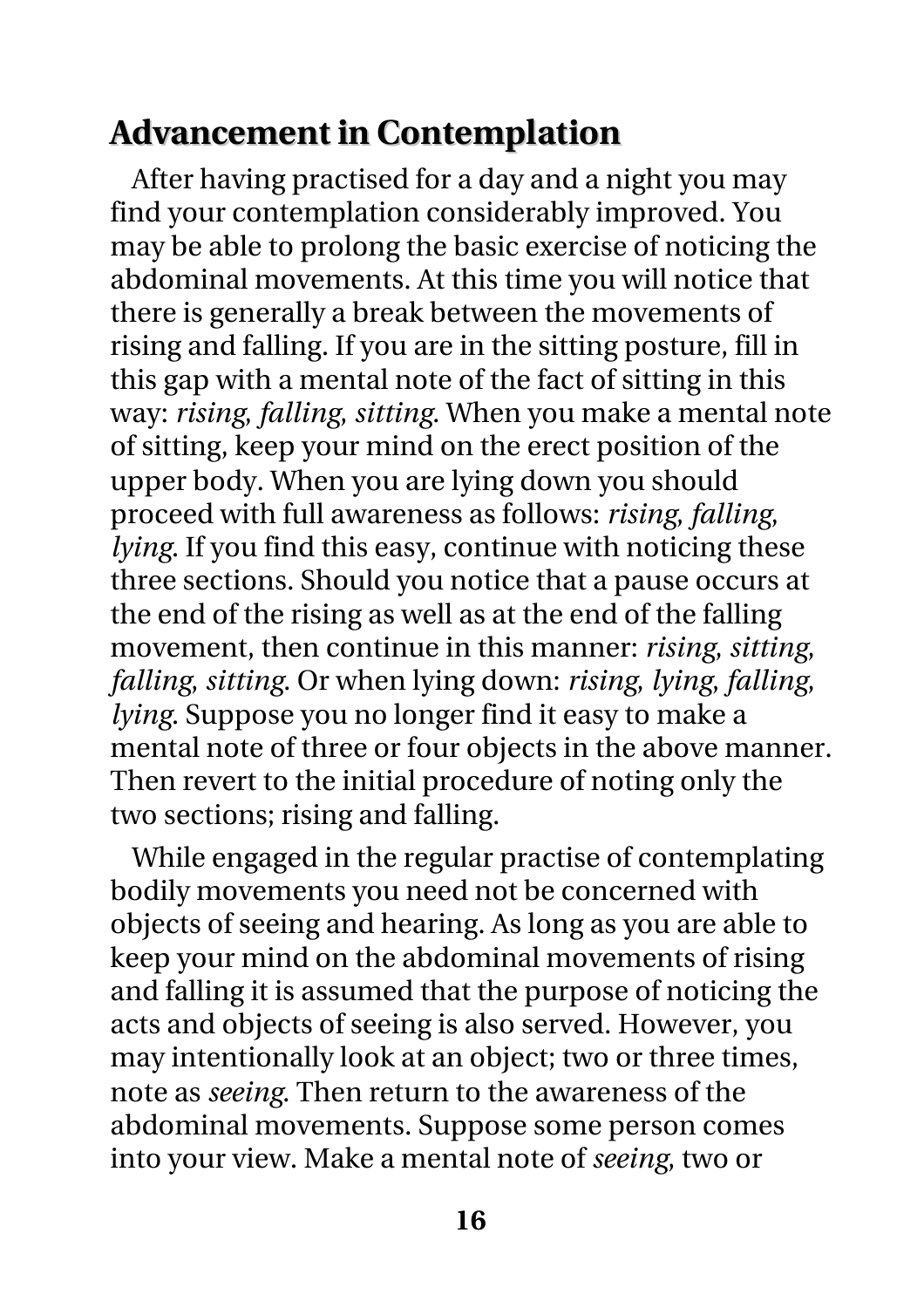## Advancement in Contemplation

After having practised for a day and a night you may find your contemplation considerably improved. You may be able to prolong the basic exercise of noticing the abdominal movements. At this time you will notice that there is generally a break between the movements of rising and falling. If you are in the sitting posture, fill in this gap with a mental note of the fact of sitting in this way: *rising, falling, sitting*. When you make a mental note of sitting, keep your mind on the erect position of the upper body. When you are lying down you should proceed with full awareness as follows: *rising, falling, lying*. If you find this easy, continue with noticing these three sections. Should you notice that a pause occurs at the end of the rising as well as at the end of the falling movement, then continue in this manner: *rising, sitting, falling, sitting*. Or when lying down: *rising, lying, falling, lying*. Suppose you no longer find it easy to make a mental note of three or four objects in the above manner. Then revert to the initial procedure of noting only the two sections; rising and falling.

While engaged in the regular practise of contemplating bodily movements you need not be concerned with objects of seeing and hearing. As long as you are able to keep your mind on the abdominal movements of rising and falling it is assumed that the purpose of noticing the acts and objects of seeing is also served. However, you may intentionally look at an object; two or three times, note as *seeing*. Then return to the awareness of the abdominal movements. Suppose some person comes into your view. Make a mental note of *seeing*, two or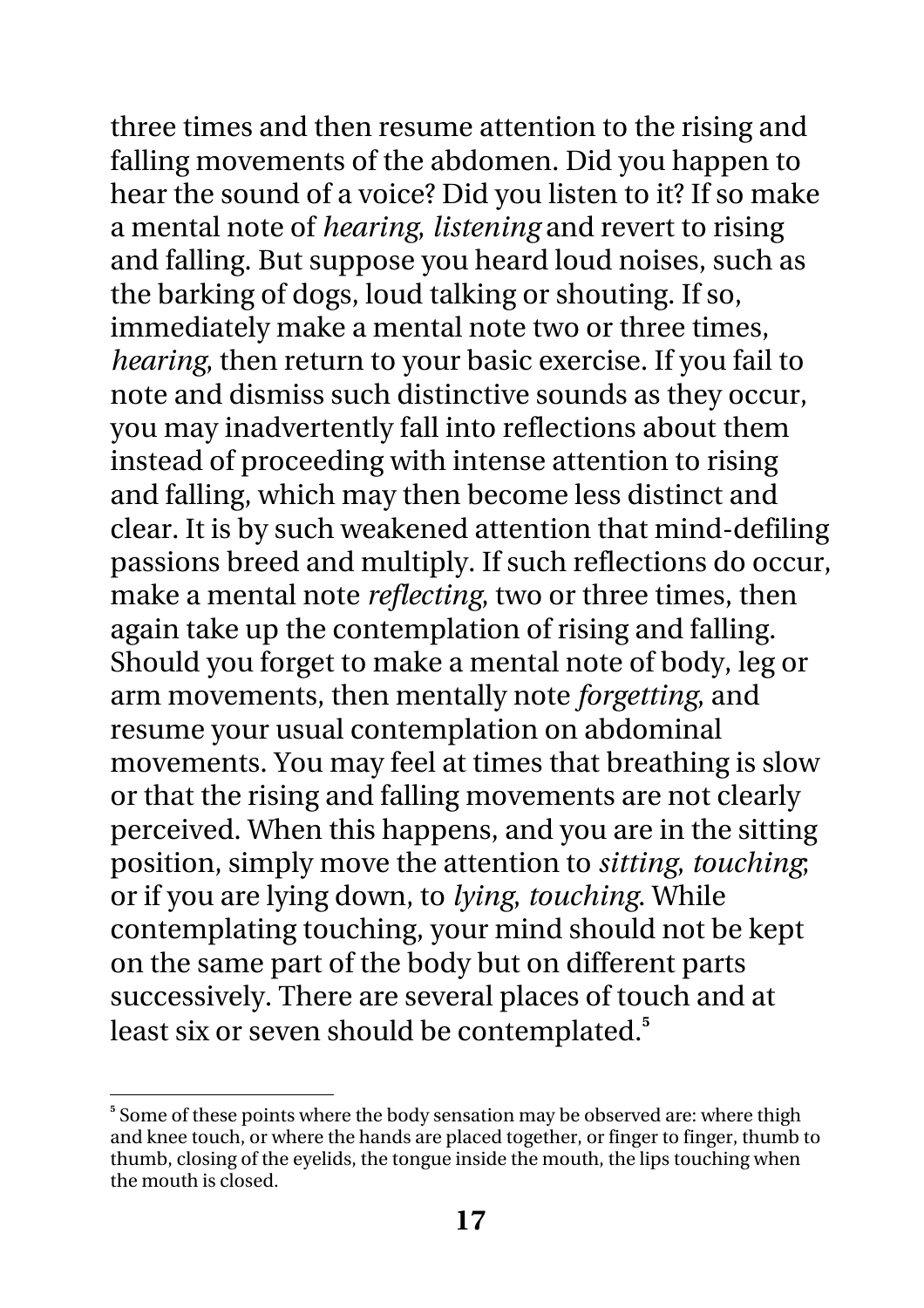three times and then resume attention to the rising and falling movements of the abdomen. Did you happen to hear the sound of a voice? Did you listen to it? If so make a mental note of *hearing, listening* and revert to rising and falling. But suppose you heard loud noises, such as the barking of dogs, loud talking or shouting. If so, immediately make a mental note two or three times, *hearing,* then return to your basic exercise. If you fail to note and dismiss such distinctive sounds as they occur, you may inadvertently fall into reflections about them instead of proceeding with intense attention to rising and falling, which may then become less distinct and clear. It is by such weakened attention that mind-defiling passions breed and multiply. If such reflections do occur, make a mental note *reflecting,* two or three times, then again take up the contemplation of rising and falling. Should you forget to make a mental note of body, leg or arm movements, then mentally note *forgetting,* and resume your usual contemplation on abdominal movements. You may feel at times that breathing is slow or that the rising and falling movements are not clearly perceived. When this happens, and you are in the sitting position, simply move the attention to *sitting, touching*; or if you are lying down, to *lying, touching*. While contemplating touching, your mind should not be kept on the same part of the body but on different parts successively. There are several places of touch and at least six or seven should be contemplated.[5]

---

[5] Some of these points where the body sensation may be observed are: where thigh and knee touch, or where the hands are placed together, or finger to finger, thumb to thumb, closing of the eyelids, the tongue inside the mouth, the lips touching when the mouth is closed.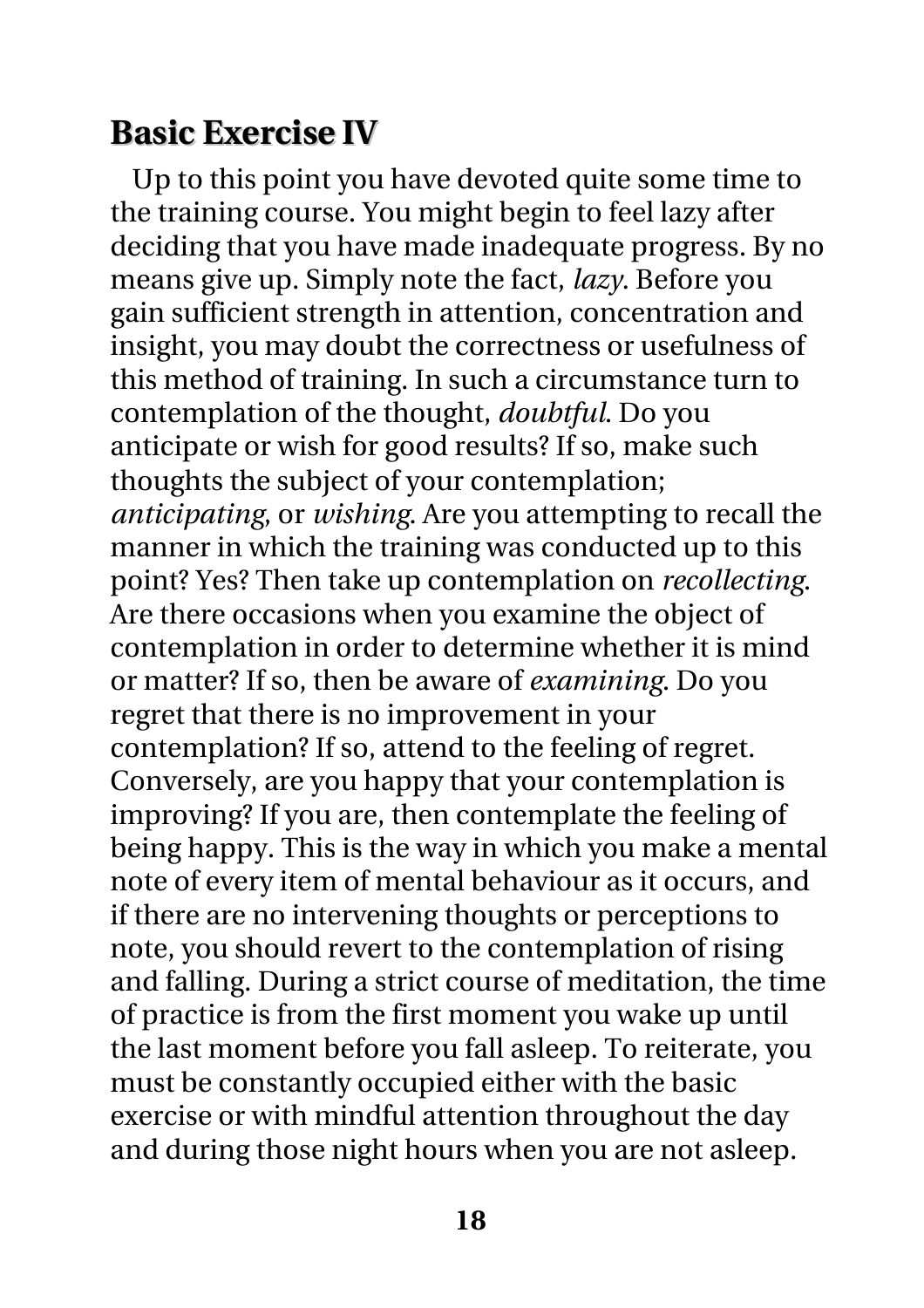## Basic Exercise IV

Up to this point you have devoted quite some time to the training course. You might begin to feel lazy after deciding that you have made inadequate progress. By no means give up. Simply note the fact, *lazy*. Before you gain sufficient strength in attention, concentration and insight, you may doubt the correctness or usefulness of this method of training. In such a circumstance turn to contemplation of the thought, *doubtful*. Do you anticipate or wish for good results? If so, make such thoughts the subject of your contemplation; *anticipating*, or *wishing*. Are you attempting to recall the manner in which the training was conducted up to this point? Yes? Then take up contemplation on *recollecting*. Are there occasions when you examine the object of contemplation in order to determine whether it is mind or matter? If so, then be aware of *examining*. Do you regret that there is no improvement in your contemplation? If so, attend to the feeling of regret. Conversely, are you happy that your contemplation is improving? If you are, then contemplate the feeling of being happy. This is the way in which you make a mental note of every item of mental behaviour as it occurs, and if there are no intervening thoughts or perceptions to note, you should revert to the contemplation of rising and falling. During a strict course of meditation, the time of practice is from the first moment you wake up until the last moment before you fall asleep. To reiterate, you must be constantly occupied either with the basic exercise or with mindful attention throughout the day and during those night hours when you are not asleep.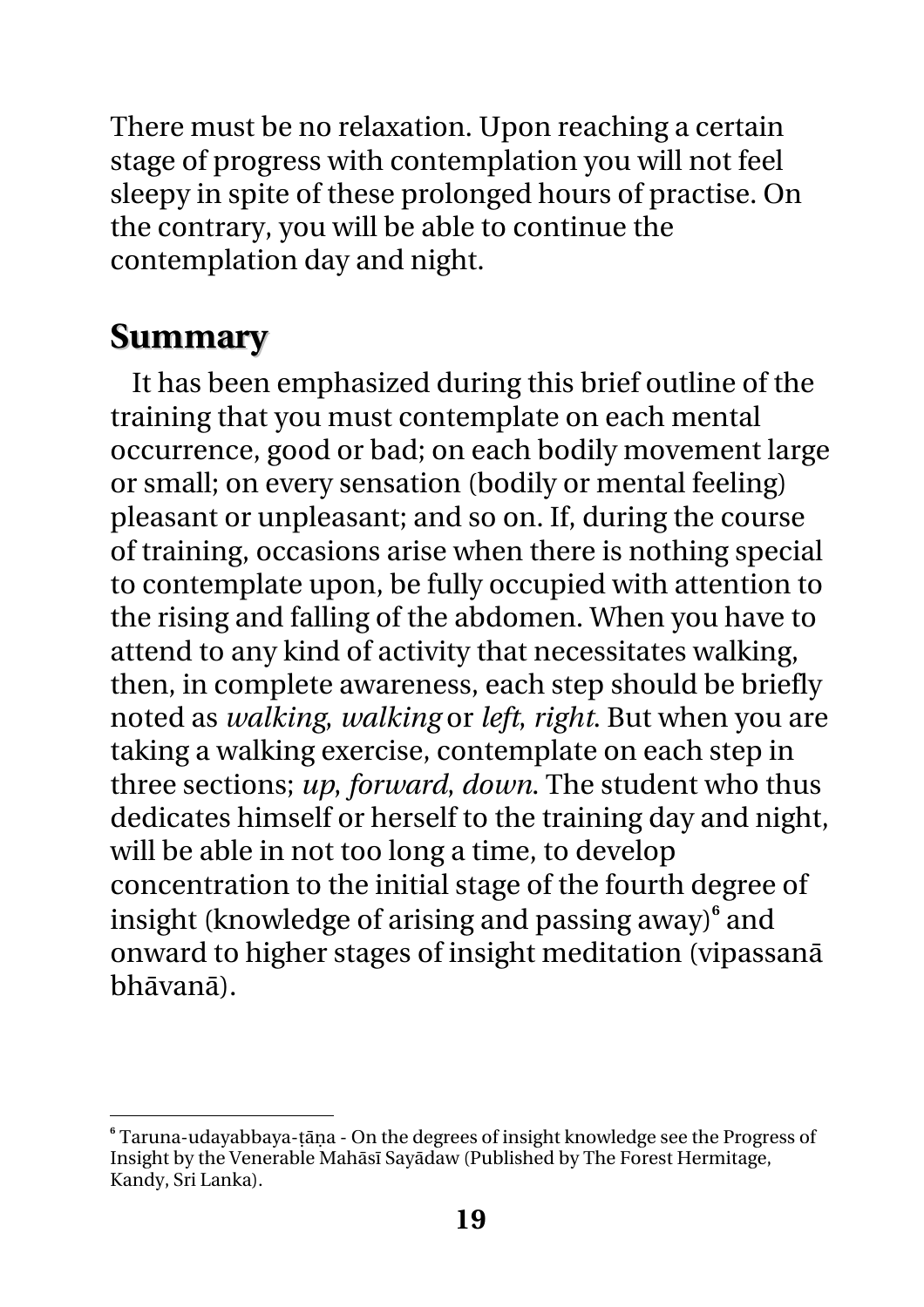There must be no relaxation. Upon reaching a certain stage of progress with contemplation you will not feel sleepy in spite of these prolonged hours of practise. On the contrary, you will be able to continue the contemplation day and night.

## Summary

It has been emphasized during this brief outline of the training that you must contemplate on each mental occurrence, good or bad; on each bodily movement large or small; on every sensation (bodily or mental feeling) pleasant or unpleasant; and so on. If, during the course of training, occasions arise when there is nothing special to contemplate upon, be fully occupied with attention to the rising and falling of the abdomen. When you have to attend to any kind of activity that necessitates walking, then, in complete awareness, each step should be briefly noted as *walking, walking* or *left, right*. But when you are taking a walking exercise, contemplate on each step in three sections; *up, forward, down*. The student who thus dedicates himself or herself to the training day and night, will be able in not too long a time, to develop concentration to the initial stage of the fourth degree of insight (knowledge of arising and passing away)[6] and onward to higher stages of insight meditation (vipassanā bhāvanā).

---

[6] Taruna-udayabbaya-ṭāṇa - On the degrees of insight knowledge see the Progress of Insight by the Venerable Mahāsī Sayādaw (Published by The Forest Hermitage, Kandy, Sri Lanka).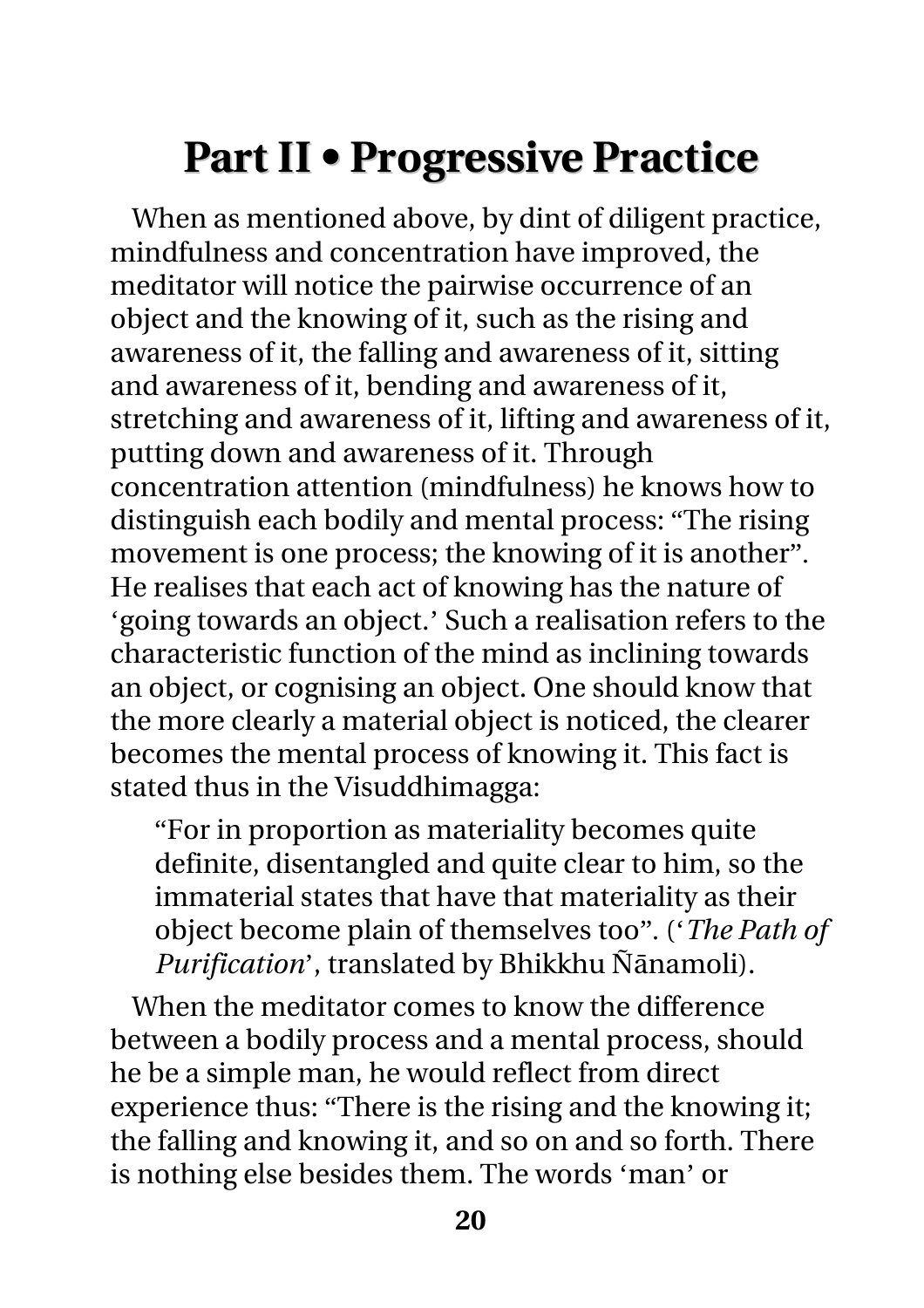# Part II • Progressive Practice

When as mentioned above, by dint of diligent practice, mindfulness and concentration have improved, the meditator will notice the pairwise occurrence of an object and the knowing of it, such as the rising and awareness of it, the falling and awareness of it, sitting and awareness of it, bending and awareness of it, stretching and awareness of it, lifting and awareness of it, putting down and awareness of it. Through concentration attention (mindfulness) he knows how to distinguish each bodily and mental process: "The rising movement is one process; the knowing of it is another". He realises that each act of knowing has the nature of 'going towards an object.' Such a realisation refers to the characteristic function of the mind as inclining towards an object, or cognising an object. One should know that the more clearly a material object is noticed, the clearer becomes the mental process of knowing it. This fact is stated thus in the Visuddhimagga:

> "For in proportion as materiality becomes quite definite, disentangled and quite clear to him, so the immaterial states that have that materiality as their object become plain of themselves too". ('*The Path of Purification*', translated by Bhikkhu Ñānamoli).

When the meditator comes to know the difference between a bodily process and a mental process, should he be a simple man, he would reflect from direct experience thus: "There is the rising and the knowing it; the falling and knowing it, and so on and so forth. There is nothing else besides them. The words 'man' or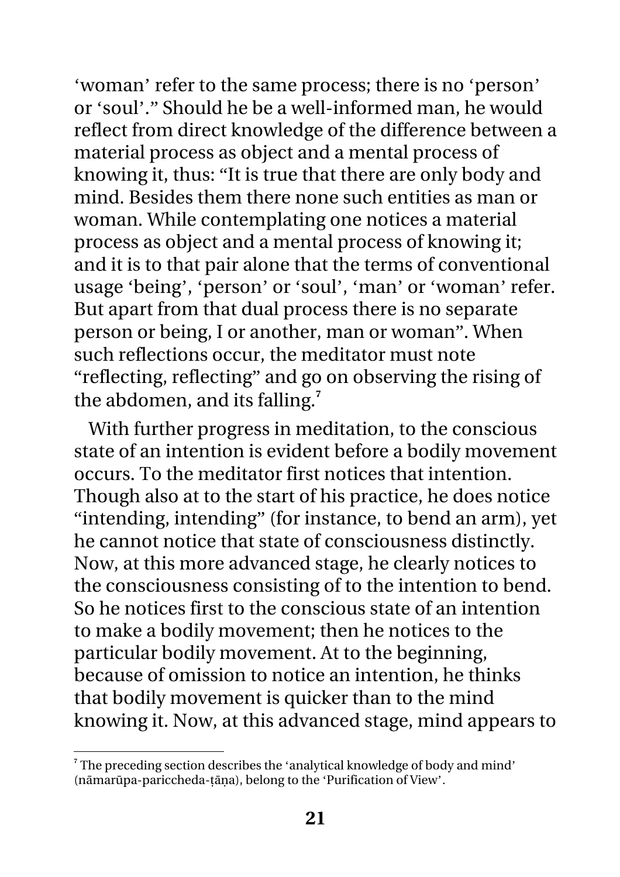'woman' refer to the same process; there is no 'person' or 'soul'." Should he be a well-informed man, he would reflect from direct knowledge of the difference between a material process as object and a mental process of knowing it, thus: "It is true that there are only body and mind. Besides them there none such entities as man or woman. While contemplating one notices a material process as object and a mental process of knowing it; and it is to that pair alone that the terms of conventional usage 'being', 'person' or 'soul', 'man' or 'woman' refer. But apart from that dual process there is no separate person or being, I or another, man or woman". When such reflections occur, the meditator must note "reflecting, reflecting" and go on observing the rising of the abdomen, and its falling.[7]

With further progress in meditation, to the conscious state of an intention is evident before a bodily movement occurs. To the meditator first notices that intention. Though also at to the start of his practice, he does notice "intending, intending" (for instance, to bend an arm), yet he cannot notice that state of consciousness distinctly. Now, at this more advanced stage, he clearly notices to the consciousness consisting of to the intention to bend. So he notices first to the conscious state of an intention to make a bodily movement; then he notices to the particular bodily movement. At to the beginning, because of omission to notice an intention, he thinks that bodily movement is quicker than to the mind knowing it. Now, at this advanced stage, mind appears to

---

[7] The preceding section describes the 'analytical knowledge of body and mind' (nāmarūpa-pariccheda-ṭāṇa), belong to the 'Purification of View'.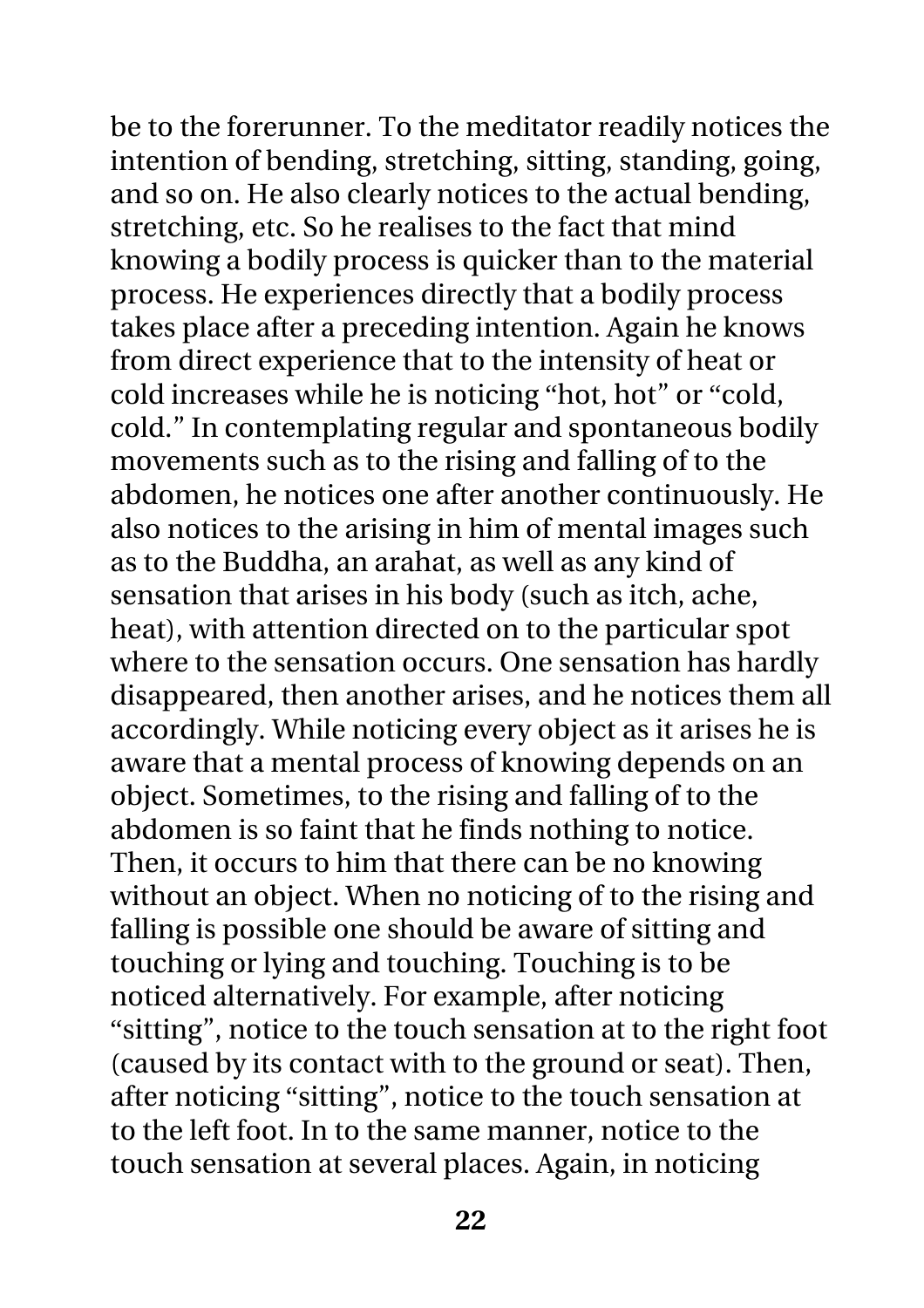be to the forerunner. To the meditator readily notices the intention of bending, stretching, sitting, standing, going, and so on. He also clearly notices to the actual bending, stretching, etc. So he realises to the fact that mind knowing a bodily process is quicker than to the material process. He experiences directly that a bodily process takes place after a preceding intention. Again he knows from direct experience that to the intensity of heat or cold increases while he is noticing "hot, hot" or "cold, cold." In contemplating regular and spontaneous bodily movements such as to the rising and falling of to the abdomen, he notices one after another continuously. He also notices to the arising in him of mental images such as to the Buddha, an arahat, as well as any kind of sensation that arises in his body (such as itch, ache, heat), with attention directed on to the particular spot where to the sensation occurs. One sensation has hardly disappeared, then another arises, and he notices them all accordingly. While noticing every object as it arises he is aware that a mental process of knowing depends on an object. Sometimes, to the rising and falling of to the abdomen is so faint that he finds nothing to notice. Then, it occurs to him that there can be no knowing without an object. When no noticing of to the rising and falling is possible one should be aware of sitting and touching or lying and touching. Touching is to be noticed alternatively. For example, after noticing "sitting", notice to the touch sensation at to the right foot (caused by its contact with to the ground or seat). Then, after noticing "sitting", notice to the touch sensation at to the left foot. In to the same manner, notice to the touch sensation at several places. Again, in noticing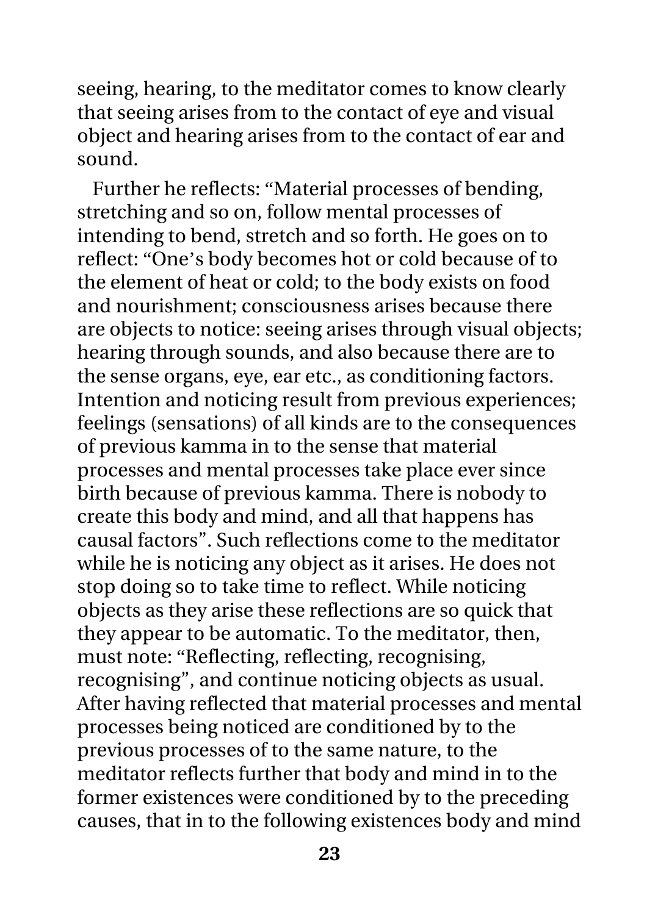seeing, hearing, to the meditator comes to know clearly that seeing arises from to the contact of eye and visual object and hearing arises from to the contact of ear and sound.

Further he reflects: "Material processes of bending, stretching and so on, follow mental processes of intending to bend, stretch and so forth. He goes on to reflect: "One's body becomes hot or cold because of to the element of heat or cold; to the body exists on food and nourishment; consciousness arises because there are objects to notice: seeing arises through visual objects; hearing through sounds, and also because there are to the sense organs, eye, ear etc., as conditioning factors. Intention and noticing result from previous experiences; feelings (sensations) of all kinds are to the consequences of previous kamma in to the sense that material processes and mental processes take place ever since birth because of previous kamma. There is nobody to create this body and mind, and all that happens has causal factors". Such reflections come to the meditator while he is noticing any object as it arises. He does not stop doing so to take time to reflect. While noticing objects as they arise these reflections are so quick that they appear to be automatic. To the meditator, then, must note: "Reflecting, reflecting, recognising, recognising", and continue noticing objects as usual. After having reflected that material processes and mental processes being noticed are conditioned by to the previous processes of to the same nature, to the meditator reflects further that body and mind in to the former existences were conditioned by to the preceding causes, that in to the following existences body and mind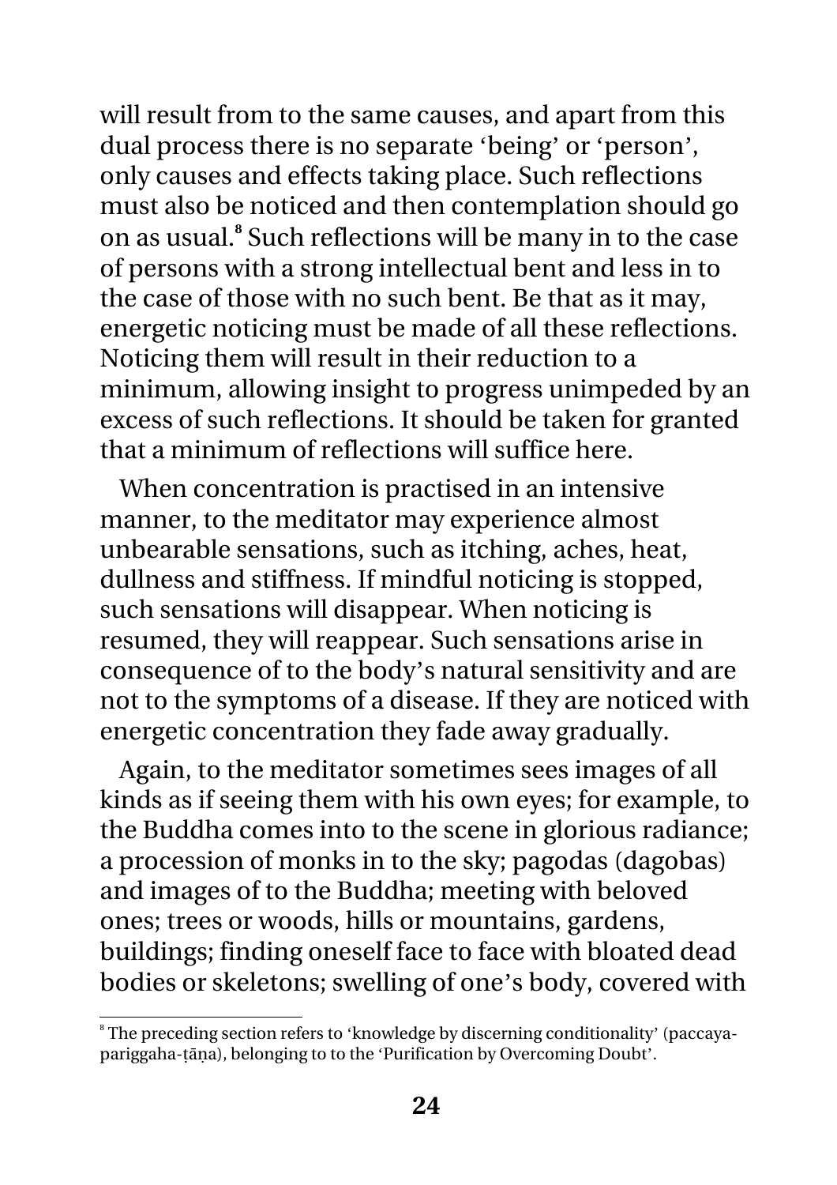will result from to the same causes, and apart from this dual process there is no separate 'being' or 'person', only causes and effects taking place. Such reflections must also be noticed and then contemplation should go on as usual.[8] Such reflections will be many in to the case of persons with a strong intellectual bent and less in to the case of those with no such bent. Be that as it may, energetic noticing must be made of all these reflections. Noticing them will result in their reduction to a minimum, allowing insight to progress unimpeded by an excess of such reflections. It should be taken for granted that a minimum of reflections will suffice here.

When concentration is practised in an intensive manner, to the meditator may experience almost unbearable sensations, such as itching, aches, heat, dullness and stiffness. If mindful noticing is stopped, such sensations will disappear. When noticing is resumed, they will reappear. Such sensations arise in consequence of to the body's natural sensitivity and are not to the symptoms of a disease. If they are noticed with energetic concentration they fade away gradually.

Again, to the meditator sometimes sees images of all kinds as if seeing them with his own eyes; for example, to the Buddha comes into to the scene in glorious radiance; a procession of monks in to the sky; pagodas (dagobas) and images of to the Buddha; meeting with beloved ones; trees or woods, hills or mountains, gardens, buildings; finding oneself face to face with bloated dead bodies or skeletons; swelling of one's body, covered with

---

[8] The preceding section refers to 'knowledge by discerning conditionality' (paccaya-pariggaha-ṭāṇa), belonging to to the 'Purification by Overcoming Doubt'.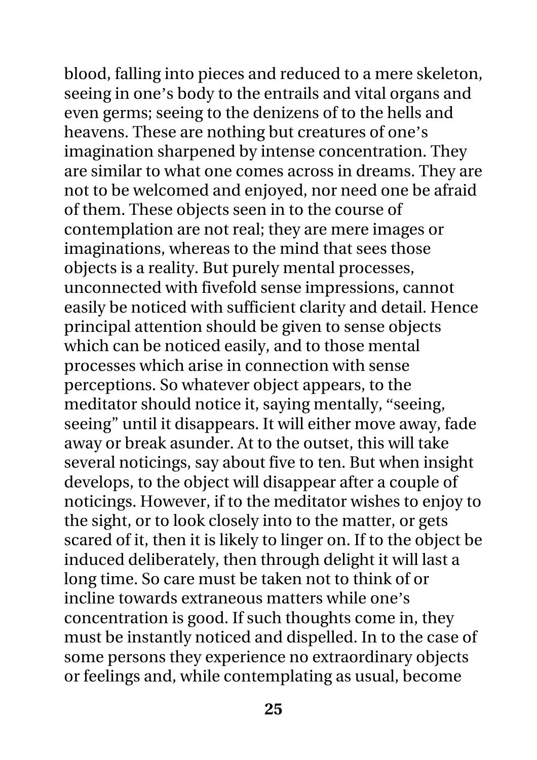blood, falling into pieces and reduced to a mere skeleton, seeing in one's body to the entrails and vital organs and even germs; seeing to the denizens of to the hells and heavens. These are nothing but creatures of one's imagination sharpened by intense concentration. They are similar to what one comes across in dreams. They are not to be welcomed and enjoyed, nor need one be afraid of them. These objects seen in to the course of contemplation are not real; they are mere images or imaginations, whereas to the mind that sees those objects is a reality. But purely mental processes, unconnected with fivefold sense impressions, cannot easily be noticed with sufficient clarity and detail. Hence principal attention should be given to sense objects which can be noticed easily, and to those mental processes which arise in connection with sense perceptions. So whatever object appears, to the meditator should notice it, saying mentally, "seeing, seeing" until it disappears. It will either move away, fade away or break asunder. At to the outset, this will take several noticings, say about five to ten. But when insight develops, to the object will disappear after a couple of noticings. However, if to the meditator wishes to enjoy to the sight, or to look closely into to the matter, or gets scared of it, then it is likely to linger on. If to the object be induced deliberately, then through delight it will last a long time. So care must be taken not to think of or incline towards extraneous matters while one's concentration is good. If such thoughts come in, they must be instantly noticed and dispelled. In to the case of some persons they experience no extraordinary objects or feelings and, while contemplating as usual, become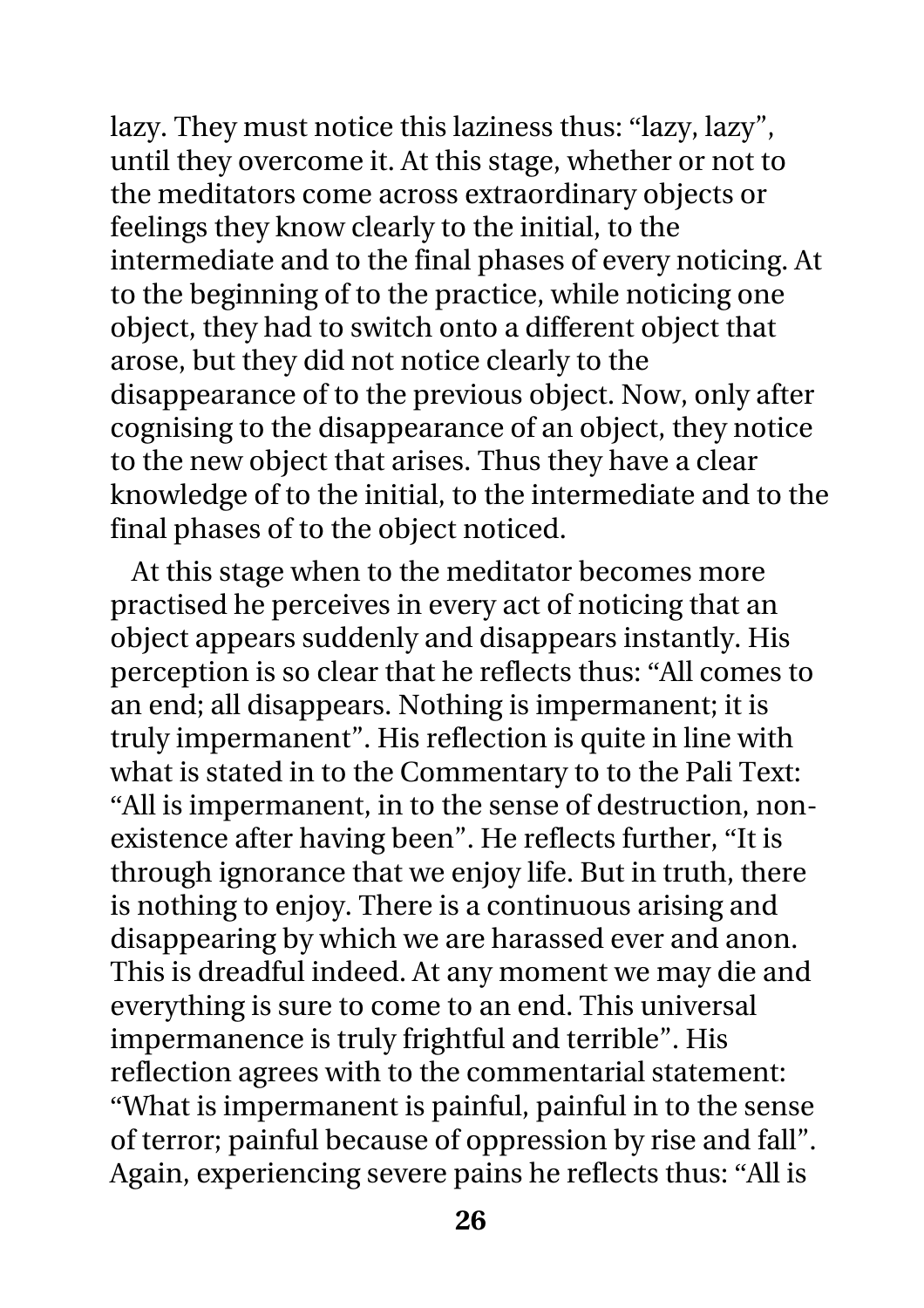lazy. They must notice this laziness thus: "lazy, lazy", until they overcome it. At this stage, whether or not to the meditators come across extraordinary objects or feelings they know clearly to the initial, to the intermediate and to the final phases of every noticing. At to the beginning of to the practice, while noticing one object, they had to switch onto a different object that arose, but they did not notice clearly to the disappearance of to the previous object. Now, only after cognising to the disappearance of an object, they notice to the new object that arises. Thus they have a clear knowledge of to the initial, to the intermediate and to the final phases of to the object noticed.

At this stage when to the meditator becomes more practised he perceives in every act of noticing that an object appears suddenly and disappears instantly. His perception is so clear that he reflects thus: "All comes to an end; all disappears. Nothing is impermanent; it is truly impermanent". His reflection is quite in line with what is stated in to the Commentary to to the Pali Text: "All is impermanent, in to the sense of destruction, non-existence after having been". He reflects further, "It is through ignorance that we enjoy life. But in truth, there is nothing to enjoy. There is a continuous arising and disappearing by which we are harassed ever and anon. This is dreadful indeed. At any moment we may die and everything is sure to come to an end. This universal impermanence is truly frightful and terrible". His reflection agrees with to the commentarial statement: "What is impermanent is painful, painful in to the sense of terror; painful because of oppression by rise and fall". Again, experiencing severe pains he reflects thus: "All is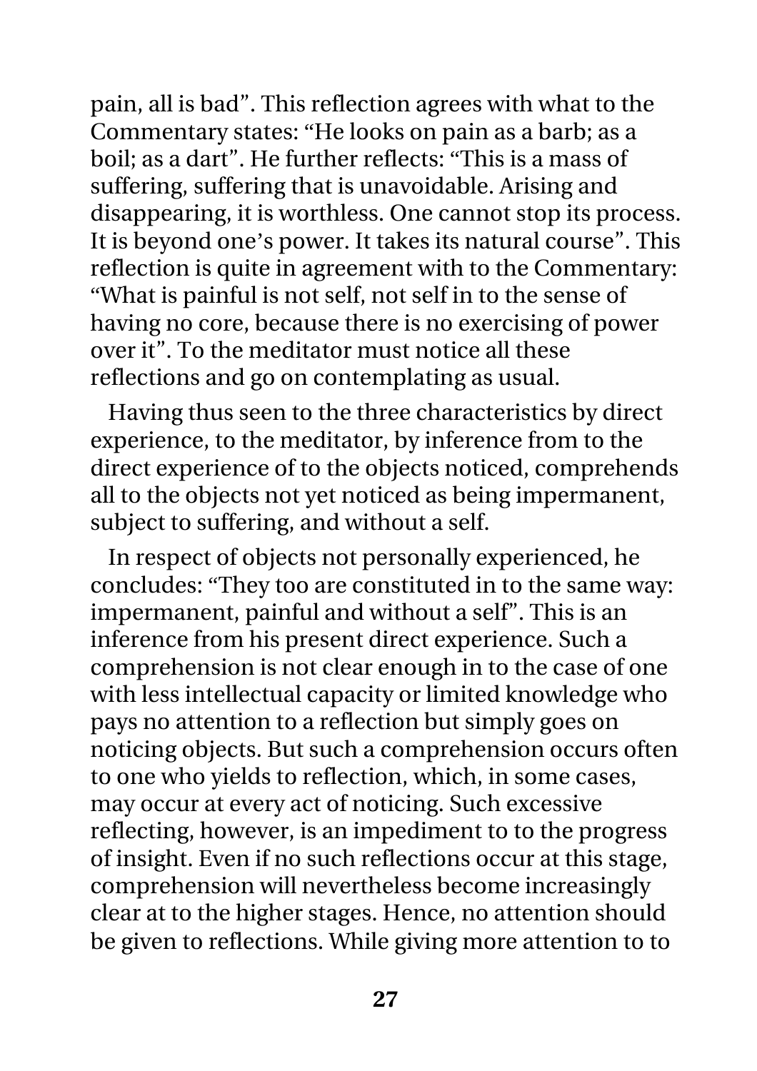pain, all is bad". This reflection agrees with what to the Commentary states: "He looks on pain as a barb; as a boil; as a dart". He further reflects: "This is a mass of suffering, suffering that is unavoidable. Arising and disappearing, it is worthless. One cannot stop its process. It is beyond one's power. It takes its natural course". This reflection is quite in agreement with to the Commentary: "What is painful is not self, not self in to the sense of having no core, because there is no exercising of power over it". To the meditator must notice all these reflections and go on contemplating as usual.

Having thus seen to the three characteristics by direct experience, to the meditator, by inference from to the direct experience of to the objects noticed, comprehends all to the objects not yet noticed as being impermanent, subject to suffering, and without a self.

In respect of objects not personally experienced, he concludes: "They too are constituted in to the same way: impermanent, painful and without a self". This is an inference from his present direct experience. Such a comprehension is not clear enough in to the case of one with less intellectual capacity or limited knowledge who pays no attention to a reflection but simply goes on noticing objects. But such a comprehension occurs often to one who yields to reflection, which, in some cases, may occur at every act of noticing. Such excessive reflecting, however, is an impediment to to the progress of insight. Even if no such reflections occur at this stage, comprehension will nevertheless become increasingly clear at to the higher stages. Hence, no attention should be given to reflections. While giving more attention to to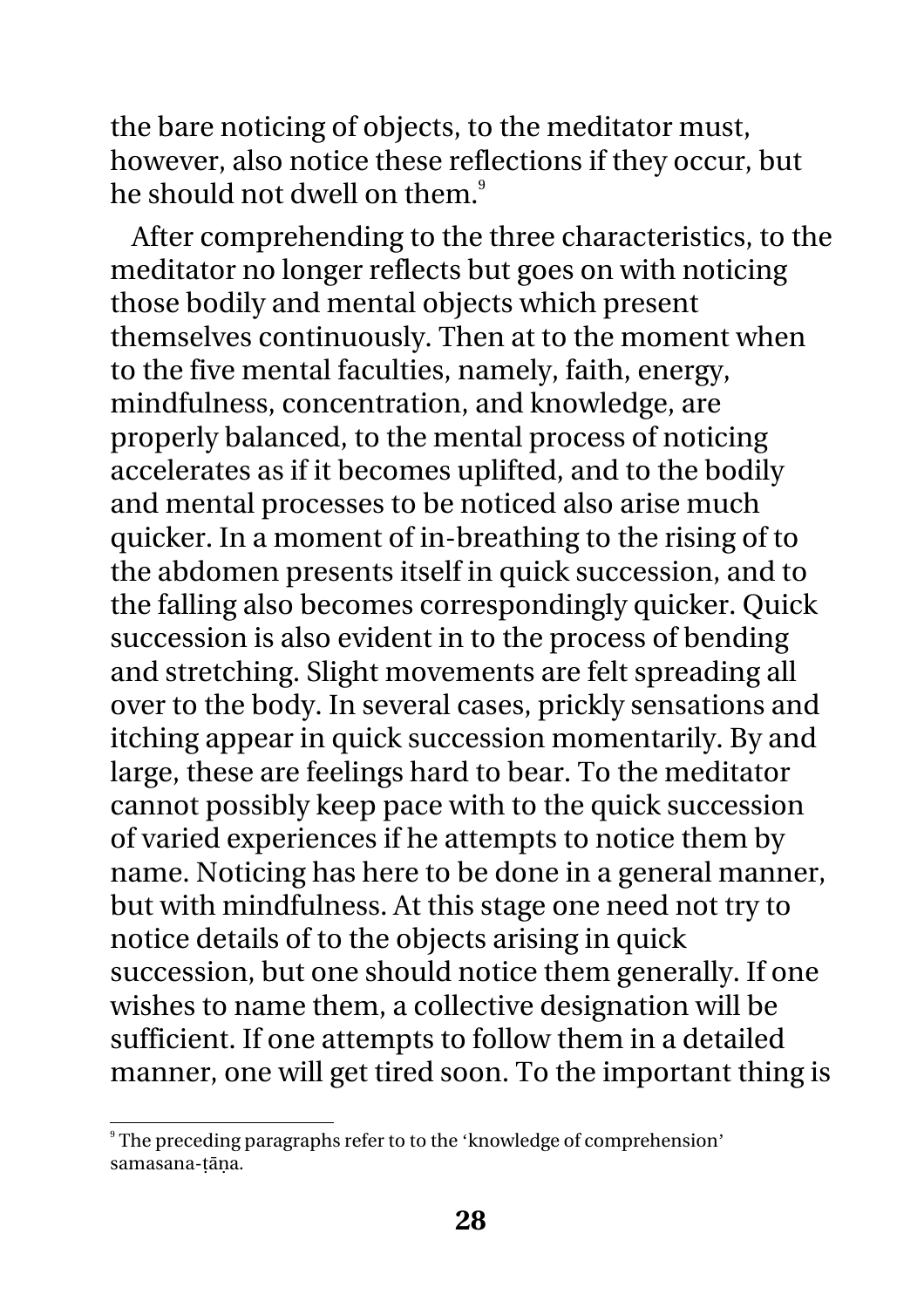the bare noticing of objects, to the meditator must, however, also notice these reflections if they occur, but he should not dwell on them.[9]

After comprehending to the three characteristics, to the meditator no longer reflects but goes on with noticing those bodily and mental objects which present themselves continuously. Then at to the moment when to the five mental faculties, namely, faith, energy, mindfulness, concentration, and knowledge, are properly balanced, to the mental process of noticing accelerates as if it becomes uplifted, and to the bodily and mental processes to be noticed also arise much quicker. In a moment of in-breathing to the rising of to the abdomen presents itself in quick succession, and to the falling also becomes correspondingly quicker. Quick succession is also evident in to the process of bending and stretching. Slight movements are felt spreading all over to the body. In several cases, prickly sensations and itching appear in quick succession momentarily. By and large, these are feelings hard to bear. To the meditator cannot possibly keep pace with to the quick succession of varied experiences if he attempts to notice them by name. Noticing has here to be done in a general manner, but with mindfulness. At this stage one need not try to notice details of to the objects arising in quick succession, but one should notice them generally. If one wishes to name them, a collective designation will be sufficient. If one attempts to follow them in a detailed manner, one will get tired soon. To the important thing is

---

[9] The preceding paragraphs refer to to the 'knowledge of comprehension' samasana-ṭāṇa.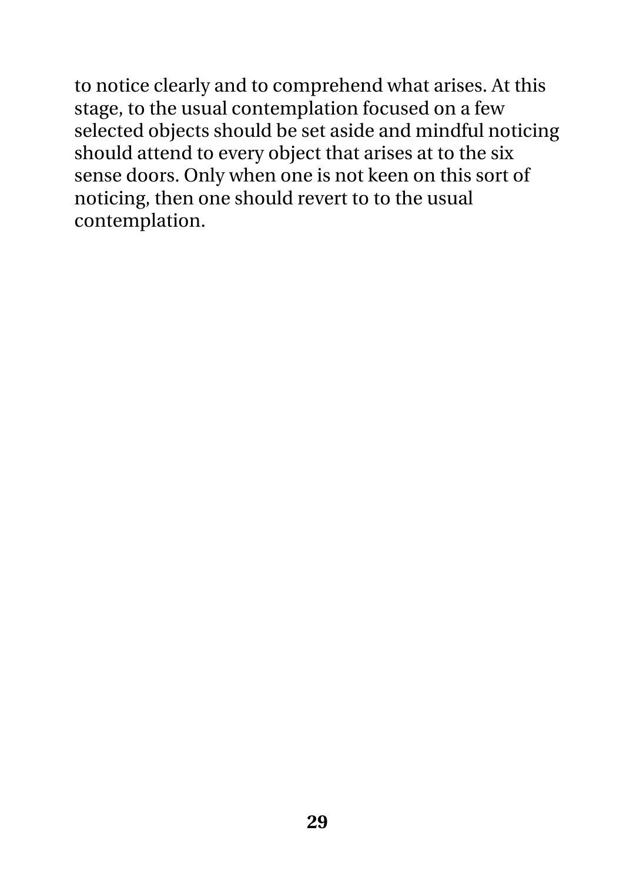to notice clearly and to comprehend what arises. At this stage, to the usual contemplation focused on a few selected objects should be set aside and mindful noticing should attend to every object that arises at to the six sense doors. Only when one is not keen on this sort of noticing, then one should revert to to the usual contemplation.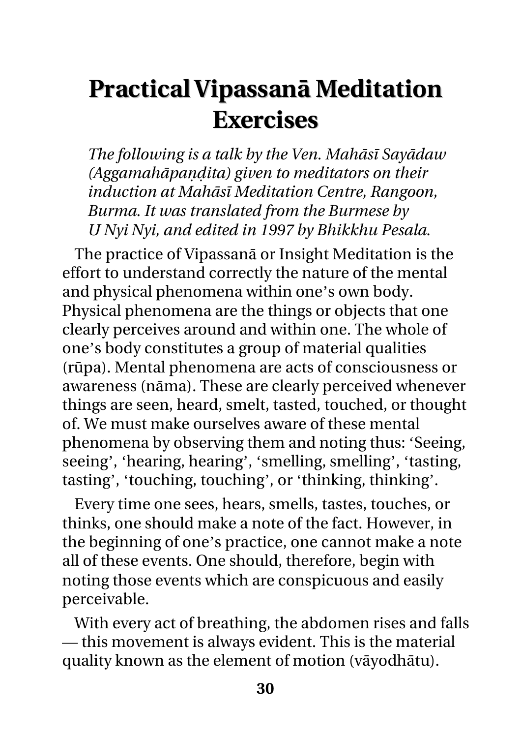# Practical Vipassanā Meditation Exercises

*The following is a talk by the Ven. Mahāsī Sayādaw (Aggamahāpaṇḍita) given to meditators on their induction at Mahāsī Meditation Centre, Rangoon, Burma. It was translated from the Burmese by U Nyi Nyi, and edited in 1997 by Bhikkhu Pesala.*

The practice of Vipassanā or Insight Meditation is the effort to understand correctly the nature of the mental and physical phenomena within one's own body. Physical phenomena are the things or objects that one clearly perceives around and within one. The whole of one's body constitutes a group of material qualities (rūpa). Mental phenomena are acts of consciousness or awareness (nāma). These are clearly perceived whenever things are seen, heard, smelt, tasted, touched, or thought of. We must make ourselves aware of these mental phenomena by observing them and noting thus: 'Seeing, seeing', 'hearing, hearing', 'smelling, smelling', 'tasting, tasting', 'touching, touching', or 'thinking, thinking'.

Every time one sees, hears, smells, tastes, touches, or thinks, one should make a note of the fact. However, in the beginning of one's practice, one cannot make a note all of these events. One should, therefore, begin with noting those events which are conspicuous and easily perceivable.

With every act of breathing, the abdomen rises and falls — this movement is always evident. This is the material quality known as the element of motion (vāyodhātu).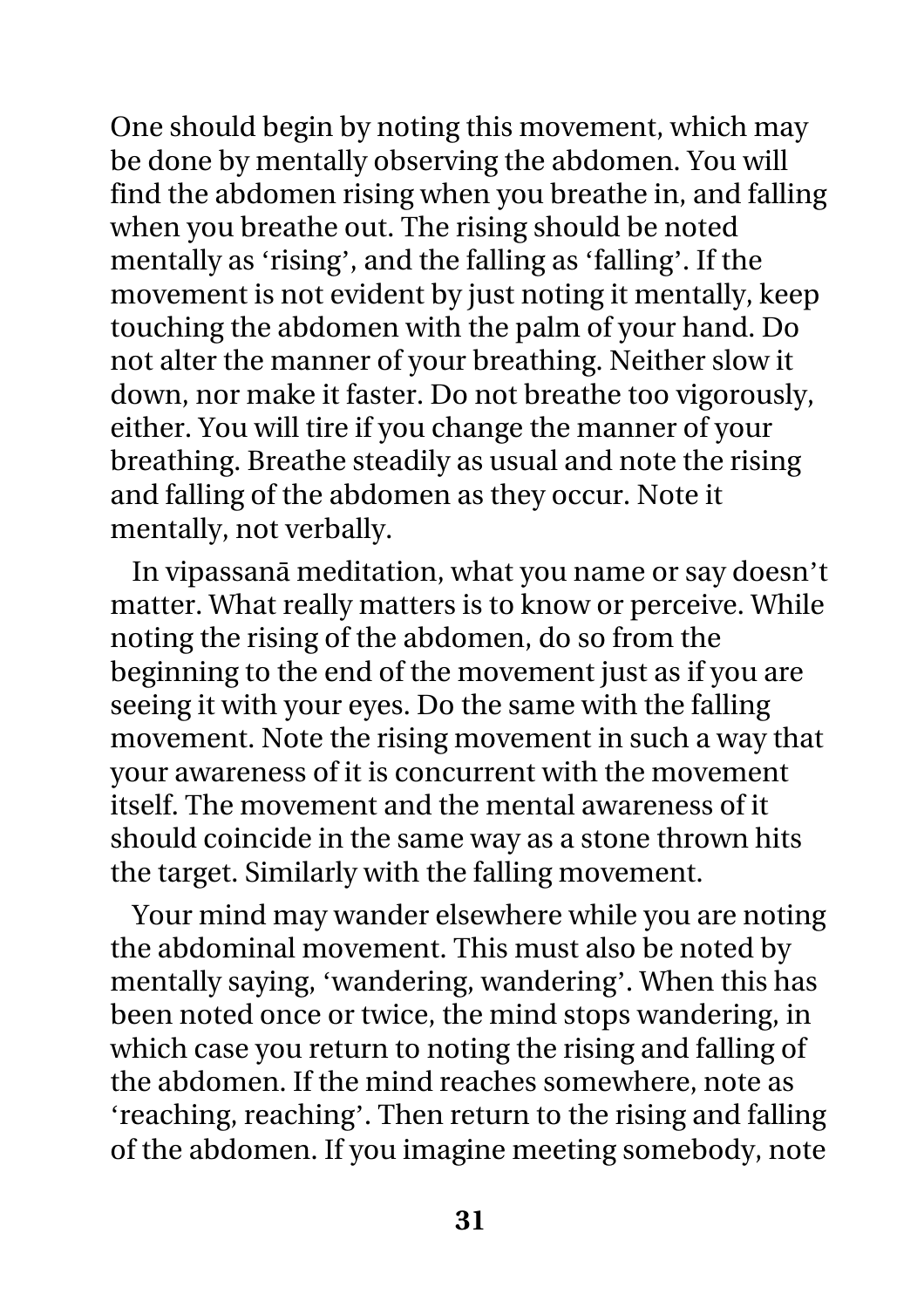One should begin by noting this movement, which may be done by mentally observing the abdomen. You will find the abdomen rising when you breathe in, and falling when you breathe out. The rising should be noted mentally as 'rising', and the falling as 'falling'. If the movement is not evident by just noting it mentally, keep touching the abdomen with the palm of your hand. Do not alter the manner of your breathing. Neither slow it down, nor make it faster. Do not breathe too vigorously, either. You will tire if you change the manner of your breathing. Breathe steadily as usual and note the rising and falling of the abdomen as they occur. Note it mentally, not verbally.

In vipassanā meditation, what you name or say doesn't matter. What really matters is to know or perceive. While noting the rising of the abdomen, do so from the beginning to the end of the movement just as if you are seeing it with your eyes. Do the same with the falling movement. Note the rising movement in such a way that your awareness of it is concurrent with the movement itself. The movement and the mental awareness of it should coincide in the same way as a stone thrown hits the target. Similarly with the falling movement.

Your mind may wander elsewhere while you are noting the abdominal movement. This must also be noted by mentally saying, 'wandering, wandering'. When this has been noted once or twice, the mind stops wandering, in which case you return to noting the rising and falling of the abdomen. If the mind reaches somewhere, note as 'reaching, reaching'. Then return to the rising and falling of the abdomen. If you imagine meeting somebody, note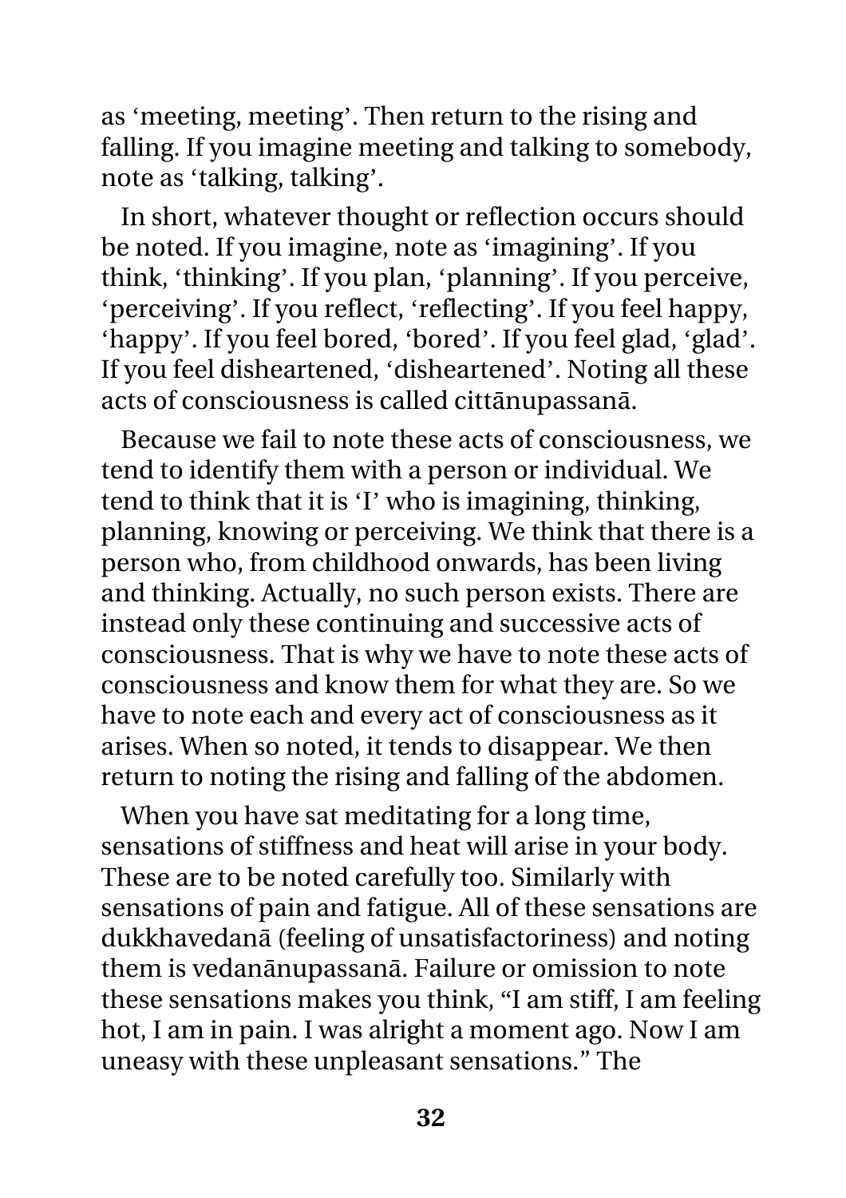as 'meeting, meeting'. Then return to the rising and falling. If you imagine meeting and talking to somebody, note as 'talking, talking'.

In short, whatever thought or reflection occurs should be noted. If you imagine, note as 'imagining'. If you think, 'thinking'. If you plan, 'planning'. If you perceive, 'perceiving'. If you reflect, 'reflecting'. If you feel happy, 'happy'. If you feel bored, 'bored'. If you feel glad, 'glad'. If you feel disheartened, 'disheartened'. Noting all these acts of consciousness is called cittānupassanā.

Because we fail to note these acts of consciousness, we tend to identify them with a person or individual. We tend to think that it is 'I' who is imagining, thinking, planning, knowing or perceiving. We think that there is a person who, from childhood onwards, has been living and thinking. Actually, no such person exists. There are instead only these continuing and successive acts of consciousness. That is why we have to note these acts of consciousness and know them for what they are. So we have to note each and every act of consciousness as it arises. When so noted, it tends to disappear. We then return to noting the rising and falling of the abdomen.

When you have sat meditating for a long time, sensations of stiffness and heat will arise in your body. These are to be noted carefully too. Similarly with sensations of pain and fatigue. All of these sensations are dukkhavedanā (feeling of unsatisfactoriness) and noting them is vedanānupassanā. Failure or omission to note these sensations makes you think, "I am stiff, I am feeling hot, I am in pain. I was alright a moment ago. Now I am uneasy with these unpleasant sensations." The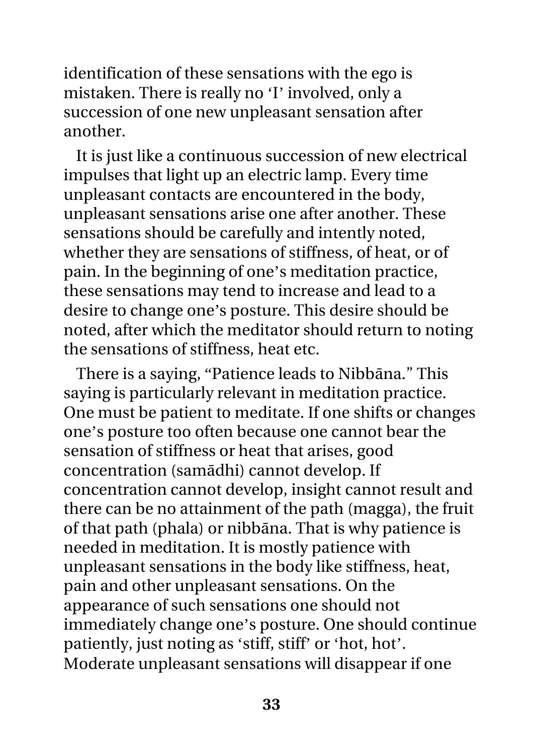identification of these sensations with the ego is mistaken. There is really no 'I' involved, only a succession of one new unpleasant sensation after another.

It is just like a continuous succession of new electrical impulses that light up an electric lamp. Every time unpleasant contacts are encountered in the body, unpleasant sensations arise one after another. These sensations should be carefully and intently noted, whether they are sensations of stiffness, of heat, or of pain. In the beginning of one's meditation practice, these sensations may tend to increase and lead to a desire to change one's posture. This desire should be noted, after which the meditator should return to noting the sensations of stiffness, heat etc.

There is a saying, "Patience leads to Nibbāna." This saying is particularly relevant in meditation practice. One must be patient to meditate. If one shifts or changes one's posture too often because one cannot bear the sensation of stiffness or heat that arises, good concentration (samādhi) cannot develop. If concentration cannot develop, insight cannot result and there can be no attainment of the path (magga), the fruit of that path (phala) or nibbāna. That is why patience is needed in meditation. It is mostly patience with unpleasant sensations in the body like stiffness, heat, pain and other unpleasant sensations. On the appearance of such sensations one should not immediately change one's posture. One should continue patiently, just noting as 'stiff, stiff' or 'hot, hot'. Moderate unpleasant sensations will disappear if one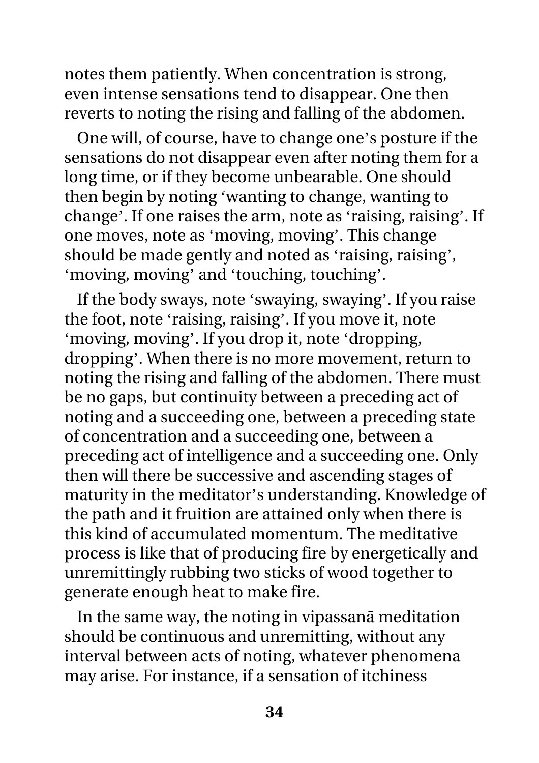notes them patiently. When concentration is strong, even intense sensations tend to disappear. One then reverts to noting the rising and falling of the abdomen.

One will, of course, have to change one's posture if the sensations do not disappear even after noting them for a long time, or if they become unbearable. One should then begin by noting 'wanting to change, wanting to change'. If one raises the arm, note as 'raising, raising'. If one moves, note as 'moving, moving'. This change should be made gently and noted as 'raising, raising', 'moving, moving' and 'touching, touching'.

If the body sways, note 'swaying, swaying'. If you raise the foot, note 'raising, raising'. If you move it, note 'moving, moving'. If you drop it, note 'dropping, dropping'. When there is no more movement, return to noting the rising and falling of the abdomen. There must be no gaps, but continuity between a preceding act of noting and a succeeding one, between a preceding state of concentration and a succeeding one, between a preceding act of intelligence and a succeeding one. Only then will there be successive and ascending stages of maturity in the meditator's understanding. Knowledge of the path and it fruition are attained only when there is this kind of accumulated momentum. The meditative process is like that of producing fire by energetically and unremittingly rubbing two sticks of wood together to generate enough heat to make fire.

In the same way, the noting in vipassanā meditation should be continuous and unremitting, without any interval between acts of noting, whatever phenomena may arise. For instance, if a sensation of itchiness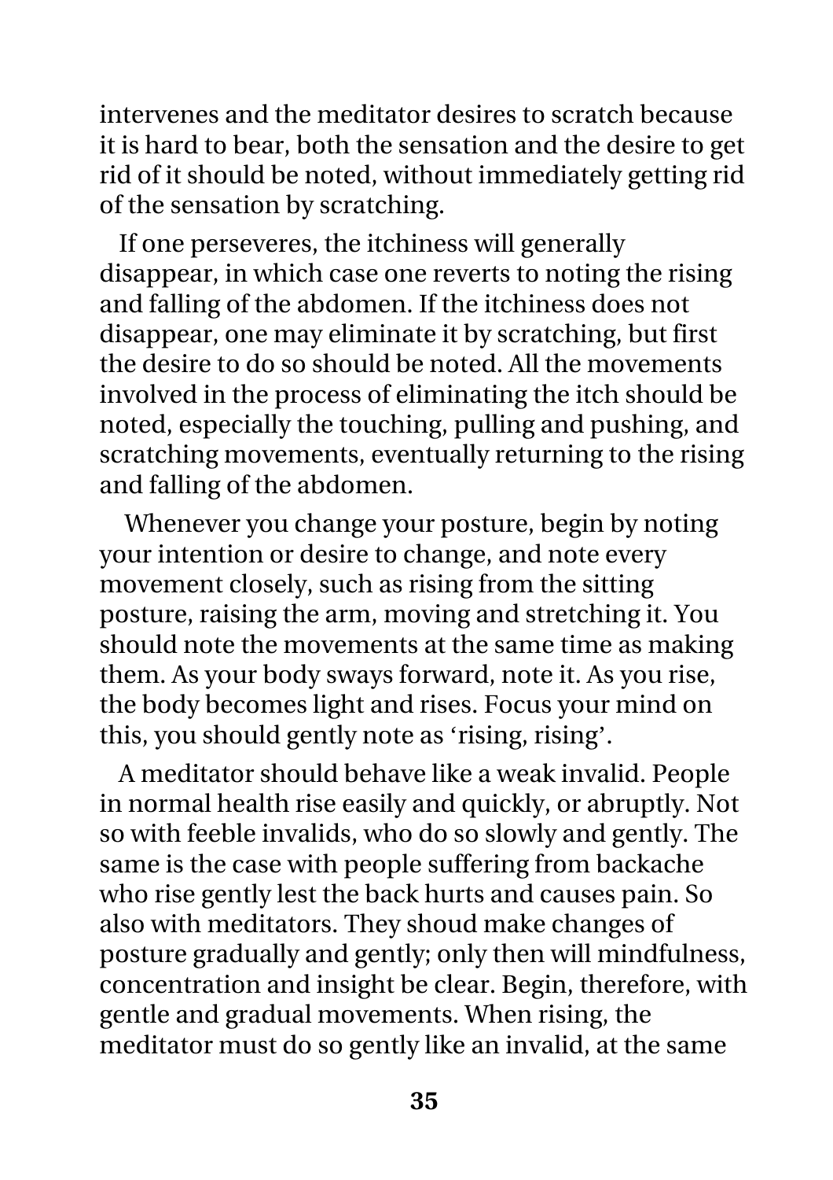intervenes and the meditator desires to scratch because it is hard to bear, both the sensation and the desire to get rid of it should be noted, without immediately getting rid of the sensation by scratching.

If one perseveres, the itchiness will generally disappear, in which case one reverts to noting the rising and falling of the abdomen. If the itchiness does not disappear, one may eliminate it by scratching, but first the desire to do so should be noted. All the movements involved in the process of eliminating the itch should be noted, especially the touching, pulling and pushing, and scratching movements, eventually returning to the rising and falling of the abdomen.

Whenever you change your posture, begin by noting your intention or desire to change, and note every movement closely, such as rising from the sitting posture, raising the arm, moving and stretching it. You should note the movements at the same time as making them. As your body sways forward, note it. As you rise, the body becomes light and rises. Focus your mind on this, you should gently note as 'rising, rising'.

A meditator should behave like a weak invalid. People in normal health rise easily and quickly, or abruptly. Not so with feeble invalids, who do so slowly and gently. The same is the case with people suffering from backache who rise gently lest the back hurts and causes pain. So also with meditators. They shoud make changes of posture gradually and gently; only then will mindfulness, concentration and insight be clear. Begin, therefore, with gentle and gradual movements. When rising, the meditator must do so gently like an invalid, at the same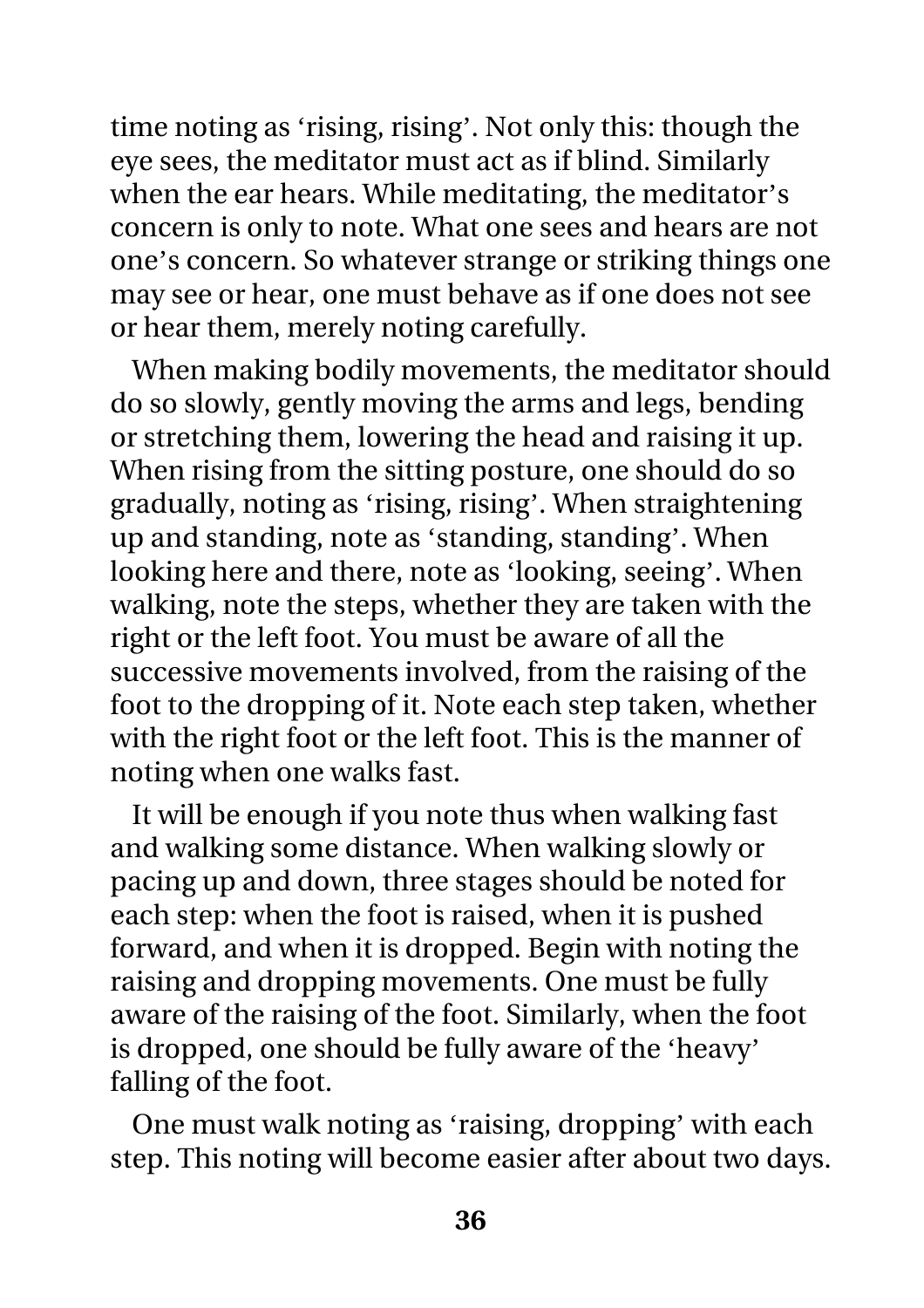time noting as 'rising, rising'. Not only this: though the eye sees, the meditator must act as if blind. Similarly when the ear hears. While meditating, the meditator's concern is only to note. What one sees and hears are not one's concern. So whatever strange or striking things one may see or hear, one must behave as if one does not see or hear them, merely noting carefully.

When making bodily movements, the meditator should do so slowly, gently moving the arms and legs, bending or stretching them, lowering the head and raising it up. When rising from the sitting posture, one should do so gradually, noting as 'rising, rising'. When straightening up and standing, note as 'standing, standing'. When looking here and there, note as 'looking, seeing'. When walking, note the steps, whether they are taken with the right or the left foot. You must be aware of all the successive movements involved, from the raising of the foot to the dropping of it. Note each step taken, whether with the right foot or the left foot. This is the manner of noting when one walks fast.

It will be enough if you note thus when walking fast and walking some distance. When walking slowly or pacing up and down, three stages should be noted for each step: when the foot is raised, when it is pushed forward, and when it is dropped. Begin with noting the raising and dropping movements. One must be fully aware of the raising of the foot. Similarly, when the foot is dropped, one should be fully aware of the 'heavy' falling of the foot.

One must walk noting as 'raising, dropping' with each step. This noting will become easier after about two days.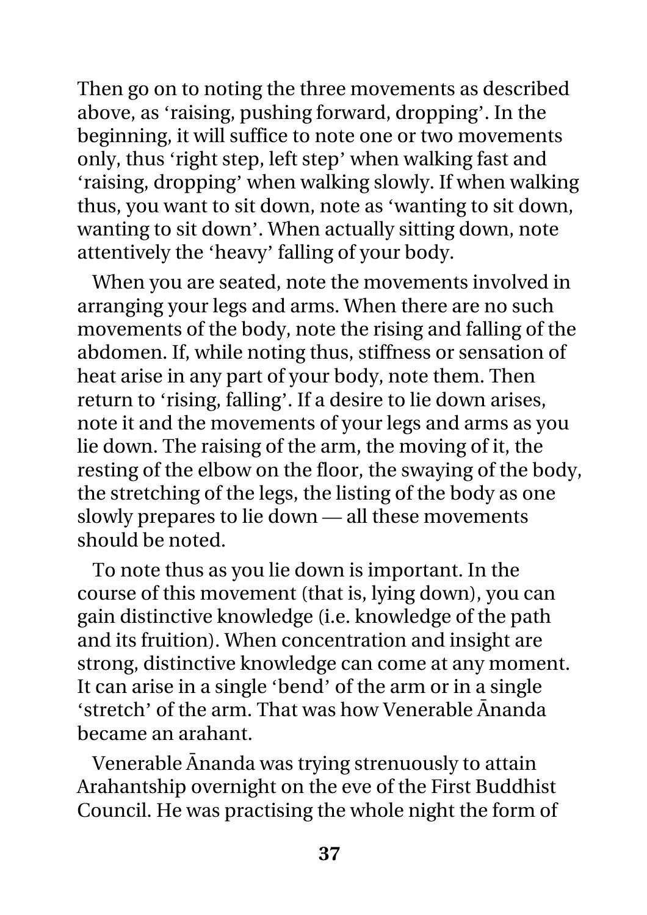Then go on to noting the three movements as described above, as 'raising, pushing forward, dropping'. In the beginning, it will suffice to note one or two movements only, thus 'right step, left step' when walking fast and 'raising, dropping' when walking slowly. If when walking thus, you want to sit down, note as 'wanting to sit down, wanting to sit down'. When actually sitting down, note attentively the 'heavy' falling of your body.

When you are seated, note the movements involved in arranging your legs and arms. When there are no such movements of the body, note the rising and falling of the abdomen. If, while noting thus, stiffness or sensation of heat arise in any part of your body, note them. Then return to 'rising, falling'. If a desire to lie down arises, note it and the movements of your legs and arms as you lie down. The raising of the arm, the moving of it, the resting of the elbow on the floor, the swaying of the body, the stretching of the legs, the listing of the body as one slowly prepares to lie down — all these movements should be noted.

To note thus as you lie down is important. In the course of this movement (that is, lying down), you can gain distinctive knowledge (i.e. knowledge of the path and its fruition). When concentration and insight are strong, distinctive knowledge can come at any moment. It can arise in a single 'bend' of the arm or in a single 'stretch' of the arm. That was how Venerable Ānanda became an arahant.

Venerable Ānanda was trying strenuously to attain Arahantship overnight on the eve of the First Buddhist Council. He was practising the whole night the form of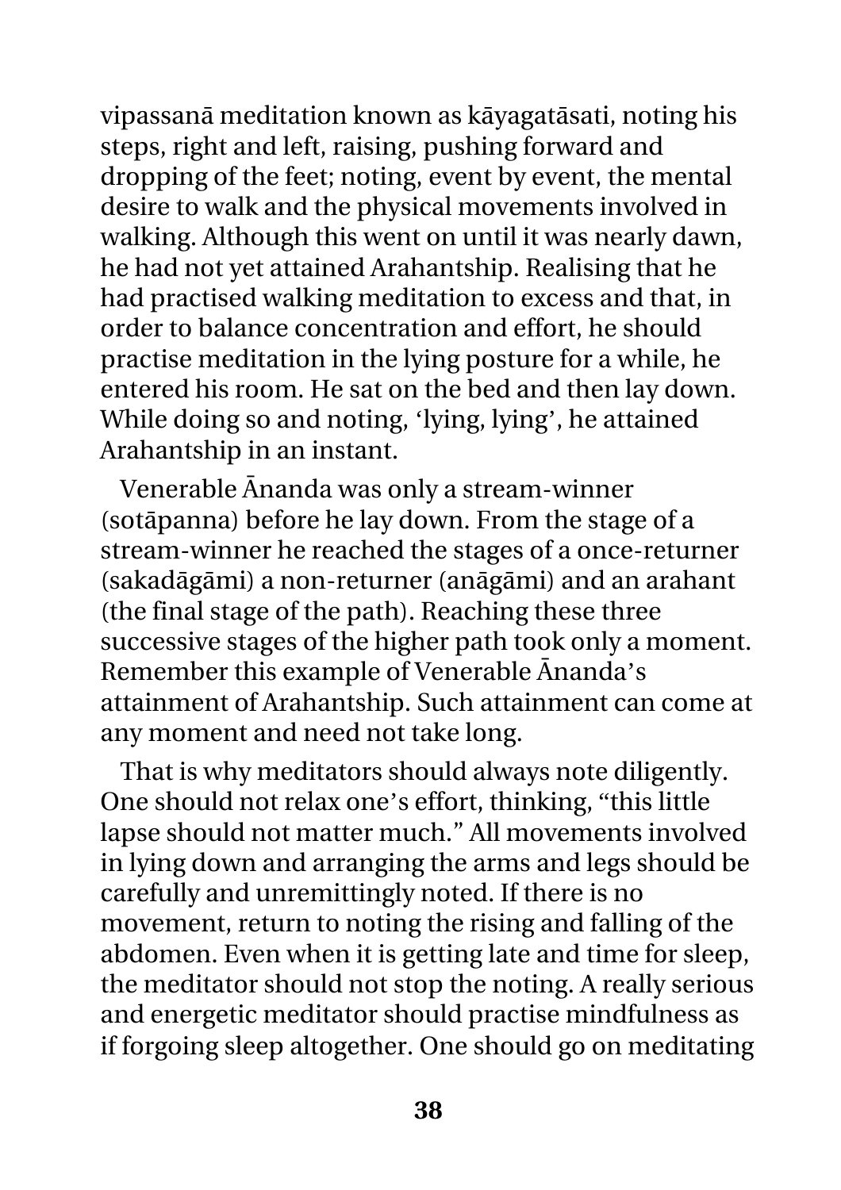vipassanā meditation known as kāyagatāsati, noting his steps, right and left, raising, pushing forward and dropping of the feet; noting, event by event, the mental desire to walk and the physical movements involved in walking. Although this went on until it was nearly dawn, he had not yet attained Arahantship. Realising that he had practised walking meditation to excess and that, in order to balance concentration and effort, he should practise meditation in the lying posture for a while, he entered his room. He sat on the bed and then lay down. While doing so and noting, 'lying, lying', he attained Arahantship in an instant.

Venerable Ānanda was only a stream-winner (sotāpanna) before he lay down. From the stage of a stream-winner he reached the stages of a once-returner (sakadāgāmi) a non-returner (anāgāmi) and an arahant (the final stage of the path). Reaching these three successive stages of the higher path took only a moment. Remember this example of Venerable Ānanda's attainment of Arahantship. Such attainment can come at any moment and need not take long.

That is why meditators should always note diligently. One should not relax one's effort, thinking, "this little lapse should not matter much." All movements involved in lying down and arranging the arms and legs should be carefully and unremittingly noted. If there is no movement, return to noting the rising and falling of the abdomen. Even when it is getting late and time for sleep, the meditator should not stop the noting. A really serious and energetic meditator should practise mindfulness as if forgoing sleep altogether. One should go on meditating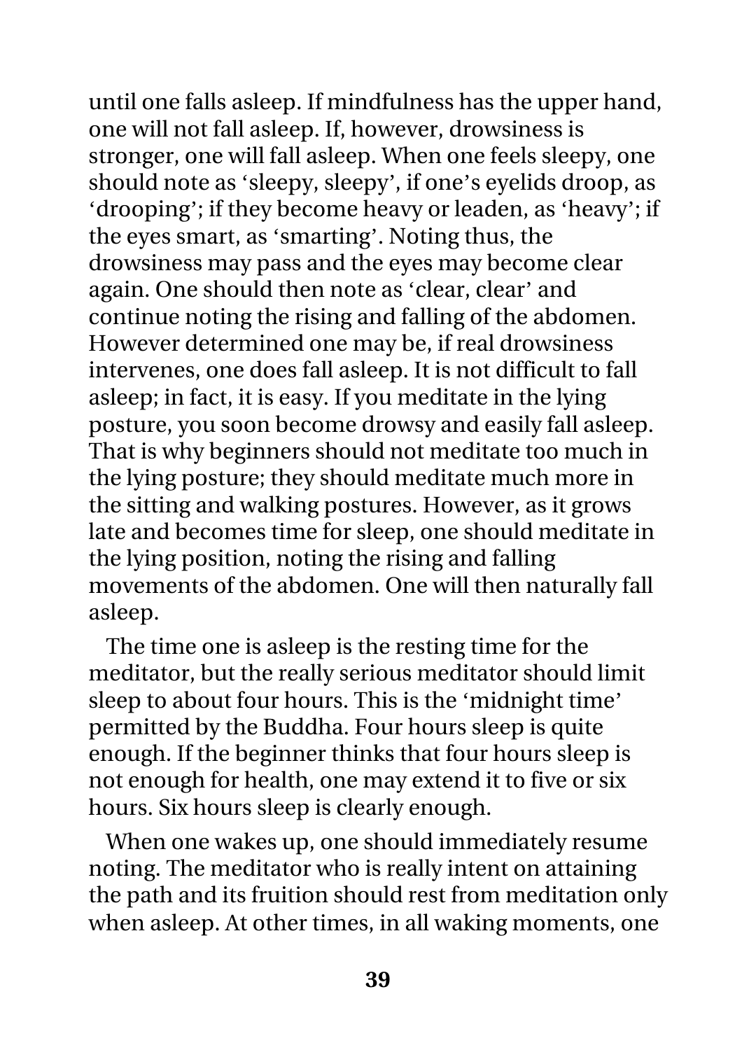until one falls asleep. If mindfulness has the upper hand, one will not fall asleep. If, however, drowsiness is stronger, one will fall asleep. When one feels sleepy, one should note as 'sleepy, sleepy', if one's eyelids droop, as 'drooping'; if they become heavy or leaden, as 'heavy'; if the eyes smart, as 'smarting'. Noting thus, the drowsiness may pass and the eyes may become clear again. One should then note as 'clear, clear' and continue noting the rising and falling of the abdomen. However determined one may be, if real drowsiness intervenes, one does fall asleep. It is not difficult to fall asleep; in fact, it is easy. If you meditate in the lying posture, you soon become drowsy and easily fall asleep. That is why beginners should not meditate too much in the lying posture; they should meditate much more in the sitting and walking postures. However, as it grows late and becomes time for sleep, one should meditate in the lying position, noting the rising and falling movements of the abdomen. One will then naturally fall asleep.

The time one is asleep is the resting time for the meditator, but the really serious meditator should limit sleep to about four hours. This is the 'midnight time' permitted by the Buddha. Four hours sleep is quite enough. If the beginner thinks that four hours sleep is not enough for health, one may extend it to five or six hours. Six hours sleep is clearly enough.

When one wakes up, one should immediately resume noting. The meditator who is really intent on attaining the path and its fruition should rest from meditation only when asleep. At other times, in all waking moments, one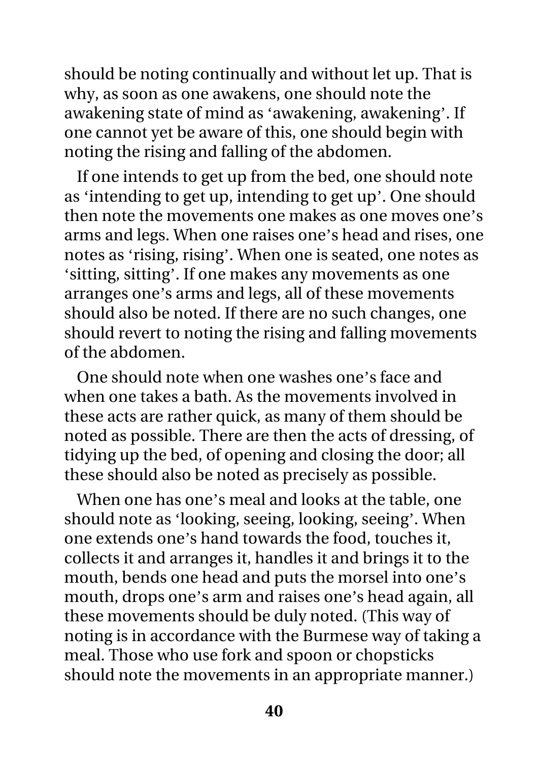should be noting continually and without let up. That is why, as soon as one awakens, one should note the awakening state of mind as 'awakening, awakening'. If one cannot yet be aware of this, one should begin with noting the rising and falling of the abdomen.

If one intends to get up from the bed, one should note as 'intending to get up, intending to get up'. One should then note the movements one makes as one moves one's arms and legs. When one raises one's head and rises, one notes as 'rising, rising'. When one is seated, one notes as 'sitting, sitting'. If one makes any movements as one arranges one's arms and legs, all of these movements should also be noted. If there are no such changes, one should revert to noting the rising and falling movements of the abdomen.

One should note when one washes one's face and when one takes a bath. As the movements involved in these acts are rather quick, as many of them should be noted as possible. There are then the acts of dressing, of tidying up the bed, of opening and closing the door; all these should also be noted as precisely as possible.

When one has one's meal and looks at the table, one should note as 'looking, seeing, looking, seeing'. When one extends one's hand towards the food, touches it, collects it and arranges it, handles it and brings it to the mouth, bends one head and puts the morsel into one's mouth, drops one's arm and raises one's head again, all these movements should be duly noted. (This way of noting is in accordance with the Burmese way of taking a meal. Those who use fork and spoon or chopsticks should note the movements in an appropriate manner.)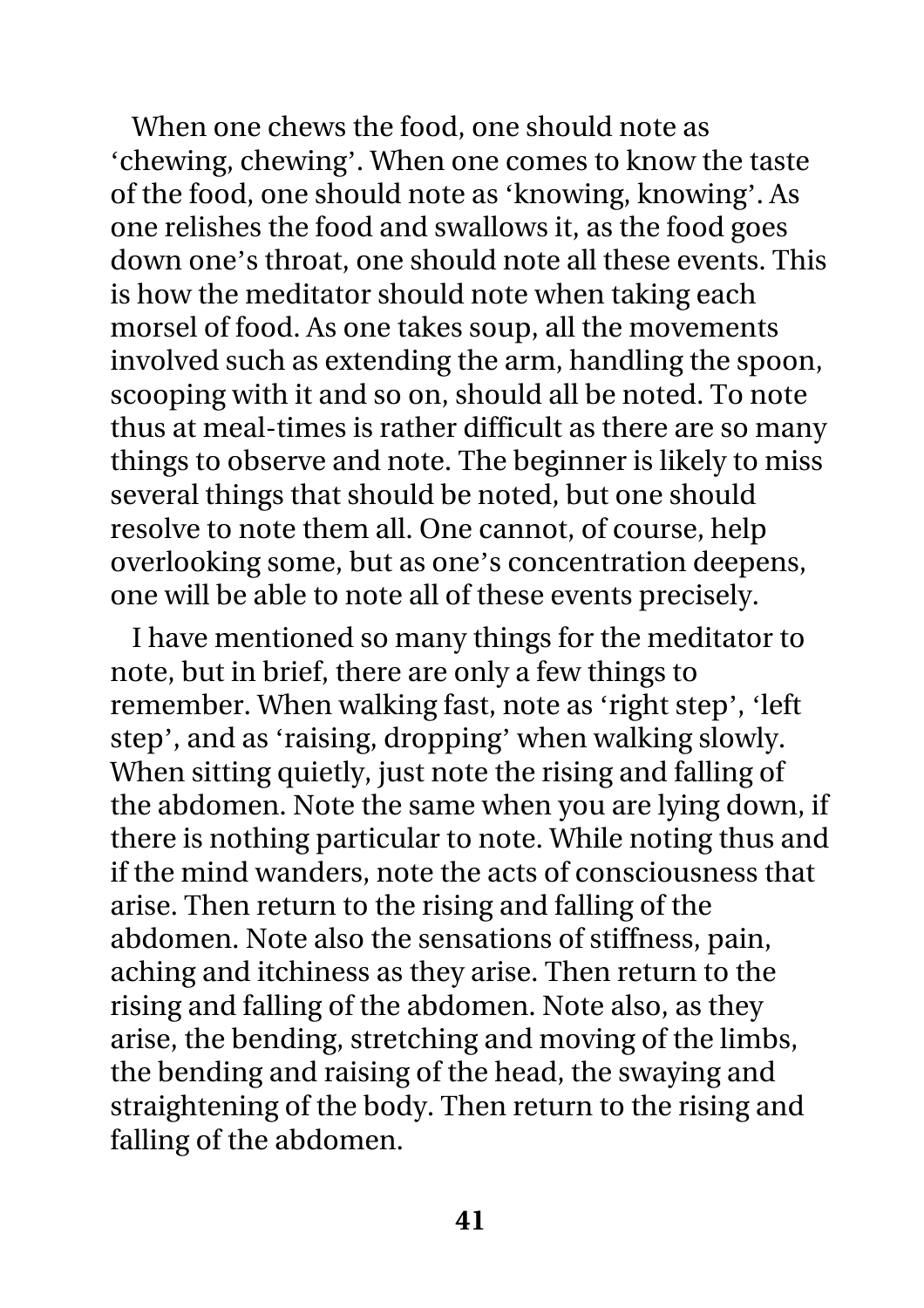When one chews the food, one should note as 'chewing, chewing'. When one comes to know the taste of the food, one should note as 'knowing, knowing'. As one relishes the food and swallows it, as the food goes down one's throat, one should note all these events. This is how the meditator should note when taking each morsel of food. As one takes soup, all the movements involved such as extending the arm, handling the spoon, scooping with it and so on, should all be noted. To note thus at meal-times is rather difficult as there are so many things to observe and note. The beginner is likely to miss several things that should be noted, but one should resolve to note them all. One cannot, of course, help overlooking some, but as one's concentration deepens, one will be able to note all of these events precisely.

I have mentioned so many things for the meditator to note, but in brief, there are only a few things to remember. When walking fast, note as 'right step', 'left step', and as 'raising, dropping' when walking slowly. When sitting quietly, just note the rising and falling of the abdomen. Note the same when you are lying down, if there is nothing particular to note. While noting thus and if the mind wanders, note the acts of consciousness that arise. Then return to the rising and falling of the abdomen. Note also the sensations of stiffness, pain, aching and itchiness as they arise. Then return to the rising and falling of the abdomen. Note also, as they arise, the bending, stretching and moving of the limbs, the bending and raising of the head, the swaying and straightening of the body. Then return to the rising and falling of the abdomen.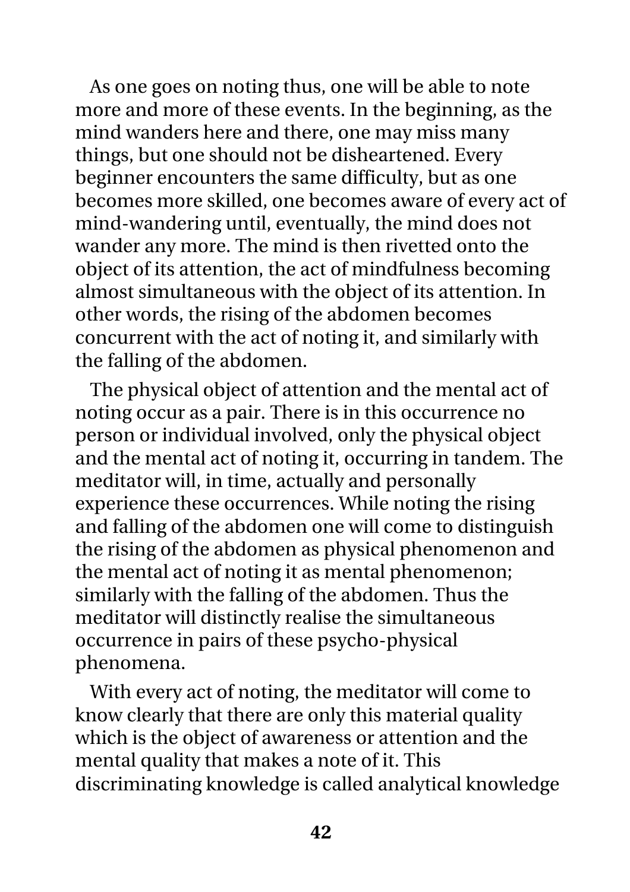As one goes on noting thus, one will be able to note more and more of these events. In the beginning, as the mind wanders here and there, one may miss many things, but one should not be disheartened. Every beginner encounters the same difficulty, but as one becomes more skilled, one becomes aware of every act of mind-wandering until, eventually, the mind does not wander any more. The mind is then rivetted onto the object of its attention, the act of mindfulness becoming almost simultaneous with the object of its attention. In other words, the rising of the abdomen becomes concurrent with the act of noting it, and similarly with the falling of the abdomen.

The physical object of attention and the mental act of noting occur as a pair. There is in this occurrence no person or individual involved, only the physical object and the mental act of noting it, occurring in tandem. The meditator will, in time, actually and personally experience these occurrences. While noting the rising and falling of the abdomen one will come to distinguish the rising of the abdomen as physical phenomenon and the mental act of noting it as mental phenomenon; similarly with the falling of the abdomen. Thus the meditator will distinctly realise the simultaneous occurrence in pairs of these psycho-physical phenomena.

With every act of noting, the meditator will come to know clearly that there are only this material quality which is the object of awareness or attention and the mental quality that makes a note of it. This discriminating knowledge is called analytical knowledge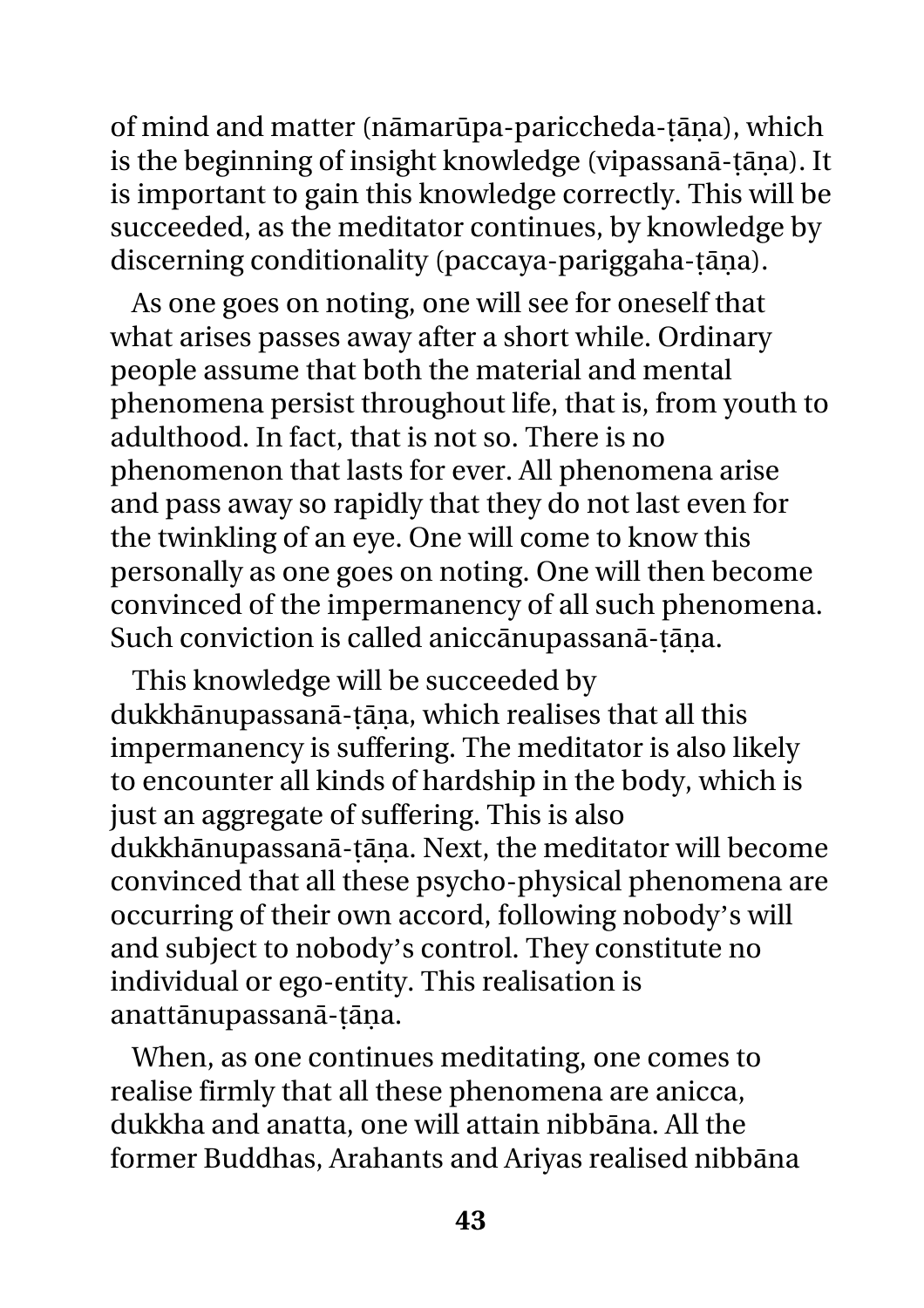of mind and matter (nāmarūpa-pariccheda-ṭāṇa), which is the beginning of insight knowledge (vipassanā-ṭāṇa). It is important to gain this knowledge correctly. This will be succeeded, as the meditator continues, by knowledge by discerning conditionality (paccaya-pariggaha-ṭāṇa).

As one goes on noting, one will see for oneself that what arises passes away after a short while. Ordinary people assume that both the material and mental phenomena persist throughout life, that is, from youth to adulthood. In fact, that is not so. There is no phenomenon that lasts for ever. All phenomena arise and pass away so rapidly that they do not last even for the twinkling of an eye. One will come to know this personally as one goes on noting. One will then become convinced of the impermanency of all such phenomena. Such conviction is called aniccānupassanā-ṭāṇa.

This knowledge will be succeeded by dukkhānupassanā-ṭāṇa, which realises that all this impermanency is suffering. The meditator is also likely to encounter all kinds of hardship in the body, which is just an aggregate of suffering. This is also dukkhānupassanā-ṭāṇa. Next, the meditator will become convinced that all these psycho-physical phenomena are occurring of their own accord, following nobody's will and subject to nobody's control. They constitute no individual or ego-entity. This realisation is anattānupassanā-ṭāṇa.

When, as one continues meditating, one comes to realise firmly that all these phenomena are anicca, dukkha and anatta, one will attain nibbāna. All the former Buddhas, Arahants and Ariyas realised nibbāna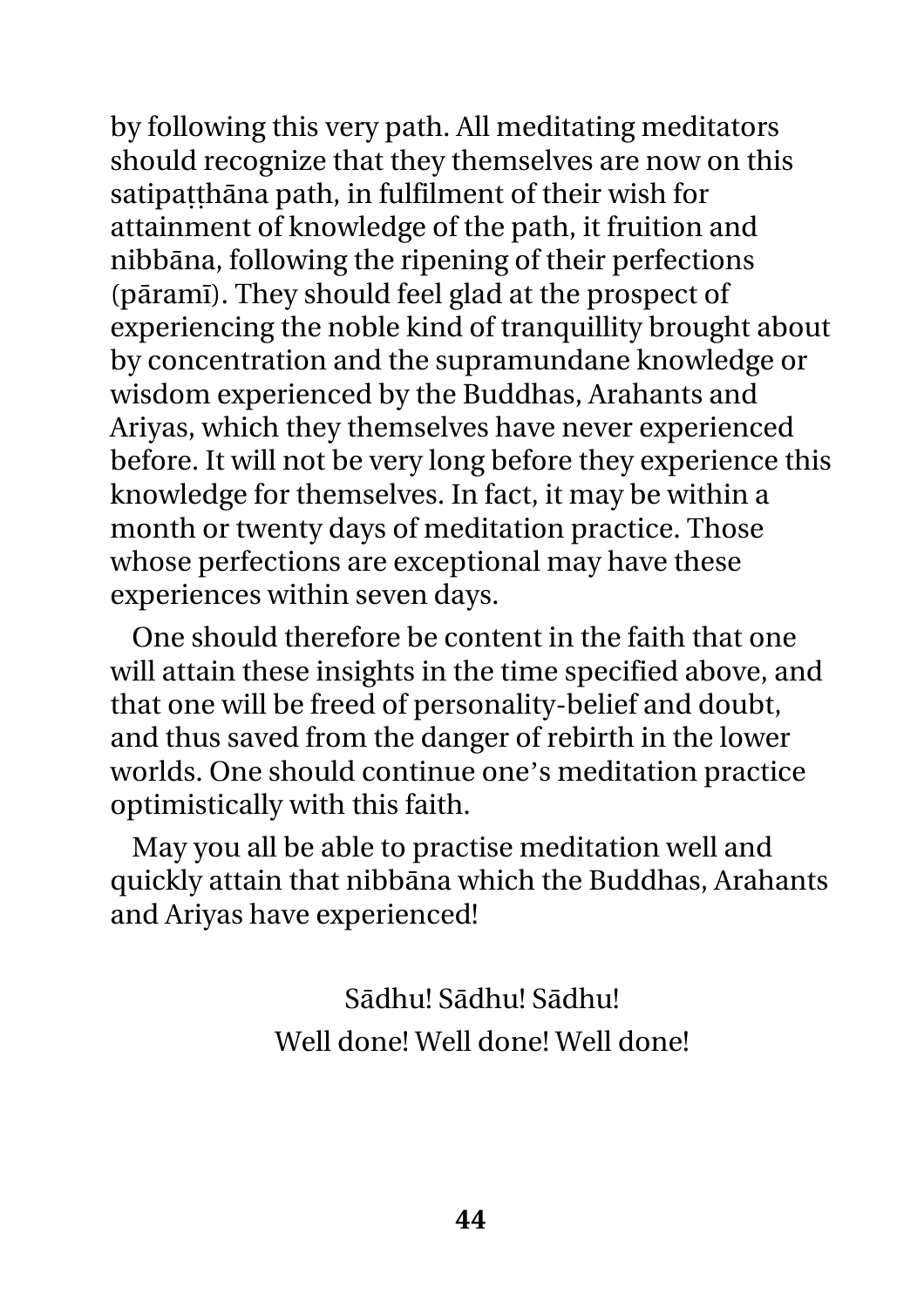by following this very path. All meditating meditators should recognize that they themselves are now on this satipaṭṭhāna path, in fulfilment of their wish for attainment of knowledge of the path, it fruition and nibbāna, following the ripening of their perfections (pāramī). They should feel glad at the prospect of experiencing the noble kind of tranquillity brought about by concentration and the supramundane knowledge or wisdom experienced by the Buddhas, Arahants and Ariyas, which they themselves have never experienced before. It will not be very long before they experience this knowledge for themselves. In fact, it may be within a month or twenty days of meditation practice. Those whose perfections are exceptional may have these experiences within seven days.

One should therefore be content in the faith that one will attain these insights in the time specified above, and that one will be freed of personality-belief and doubt, and thus saved from the danger of rebirth in the lower worlds. One should continue one's meditation practice optimistically with this faith.

May you all be able to practise meditation well and quickly attain that nibbāna which the Buddhas, Arahants and Ariyas have experienced!

Sādhu! Sādhu! Sādhu!
Well done! Well done! Well done!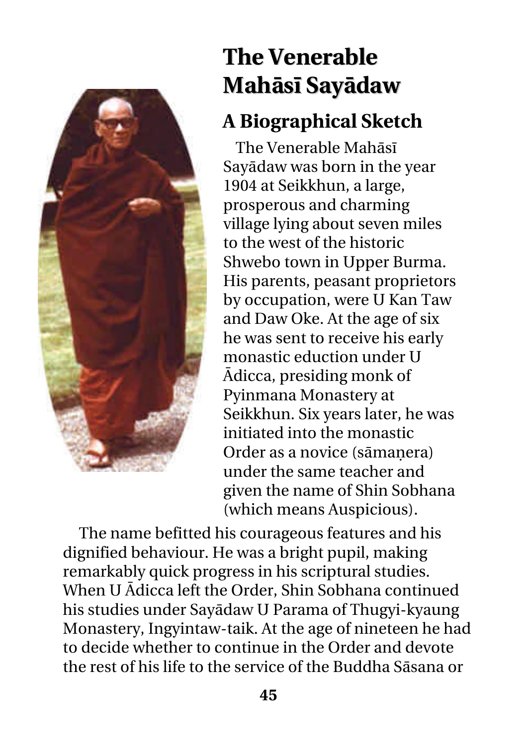# The Venerable Mahāsī Sayādaw

## A Biographical Sketch

The Venerable Mahāsī Sayādaw was born in the year 1904 at Seikkhun, a large, prosperous and charming village lying about seven miles to the west of the historic Shwebo town in Upper Burma. His parents, peasant proprietors by occupation, were U Kan Taw and Daw Oke. At the age of six he was sent to receive his early monastic eduction under U Ādicca, presiding monk of Pyinmana Monastery at Seikkhun. Six years later, he was initiated into the monastic Order as a novice (sāmaṇera) under the same teacher and given the name of Shin Sobhana (which means Auspicious).

The name befitted his courageous features and his dignified behaviour. He was a bright pupil, making remarkably quick progress in his scriptural studies. When U Ādicca left the Order, Shin Sobhana continued his studies under Sayādaw U Parama of Thugyi-kyaung Monastery, Ingyintaw-taik. At the age of nineteen he had to decide whether to continue in the Order and devote the rest of his life to the service of the Buddha Sāsana or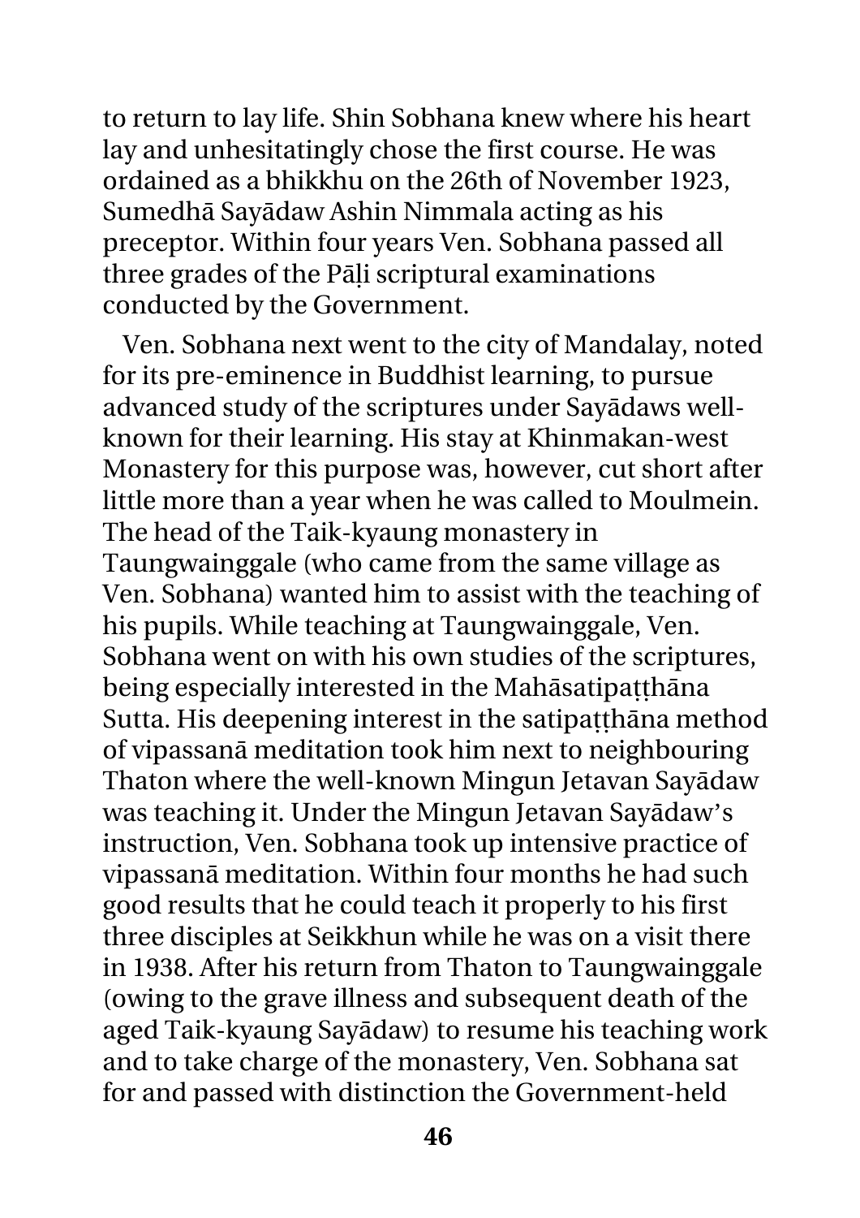to return to lay life. Shin Sobhana knew where his heart lay and unhesitatingly chose the first course. He was ordained as a bhikkhu on the 26th of November 1923, Sumedhā Sayādaw Ashin Nimmala acting as his preceptor. Within four years Ven. Sobhana passed all three grades of the Pāḷi scriptural examinations conducted by the Government.

Ven. Sobhana next went to the city of Mandalay, noted for its pre-eminence in Buddhist learning, to pursue advanced study of the scriptures under Sayādaws well-known for their learning. His stay at Khinmakan-west Monastery for this purpose was, however, cut short after little more than a year when he was called to Moulmein. The head of the Taik-kyaung monastery in Taungwainggale (who came from the same village as Ven. Sobhana) wanted him to assist with the teaching of his pupils. While teaching at Taungwainggale, Ven. Sobhana went on with his own studies of the scriptures, being especially interested in the Mahāsatipaṭṭhāna Sutta. His deepening interest in the satipaṭṭhāna method of vipassanā meditation took him next to neighbouring Thaton where the well-known Mingun Jetavan Sayādaw was teaching it. Under the Mingun Jetavan Sayādaw's instruction, Ven. Sobhana took up intensive practice of vipassanā meditation. Within four months he had such good results that he could teach it properly to his first three disciples at Seikkhun while he was on a visit there in 1938. After his return from Thaton to Taungwainggale (owing to the grave illness and subsequent death of the aged Taik-kyaung Sayādaw) to resume his teaching work and to take charge of the monastery, Ven. Sobhana sat for and passed with distinction the Government-held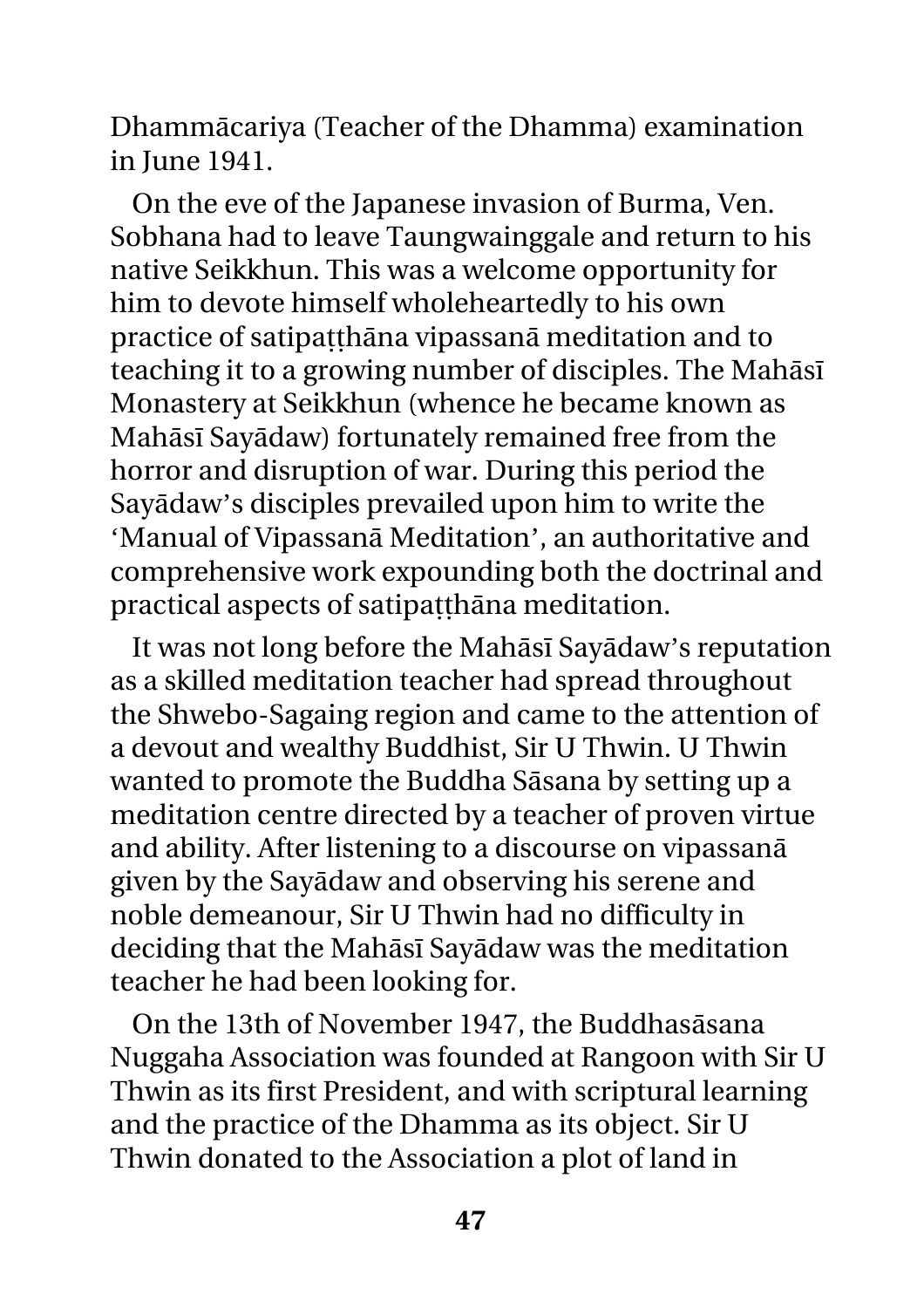Dhammācariya (Teacher of the Dhamma) examination in June 1941.

On the eve of the Japanese invasion of Burma, Ven. Sobhana had to leave Taungwainggale and return to his native Seikkhun. This was a welcome opportunity for him to devote himself wholeheartedly to his own practice of satipaṭṭhāna vipassanā meditation and to teaching it to a growing number of disciples. The Mahāsī Monastery at Seikkhun (whence he became known as Mahāsī Sayādaw) fortunately remained free from the horror and disruption of war. During this period the Sayādaw's disciples prevailed upon him to write the 'Manual of Vipassanā Meditation', an authoritative and comprehensive work expounding both the doctrinal and practical aspects of satipaṭṭhāna meditation.

It was not long before the Mahāsī Sayādaw's reputation as a skilled meditation teacher had spread throughout the Shwebo-Sagaing region and came to the attention of a devout and wealthy Buddhist, Sir U Thwin. U Thwin wanted to promote the Buddha Sāsana by setting up a meditation centre directed by a teacher of proven virtue and ability. After listening to a discourse on vipassanā given by the Sayādaw and observing his serene and noble demeanour, Sir U Thwin had no difficulty in deciding that the Mahāsī Sayādaw was the meditation teacher he had been looking for.

On the 13th of November 1947, the Buddhasāsana Nuggaha Association was founded at Rangoon with Sir U Thwin as its first President, and with scriptural learning and the practice of the Dhamma as its object. Sir U Thwin donated to the Association a plot of land in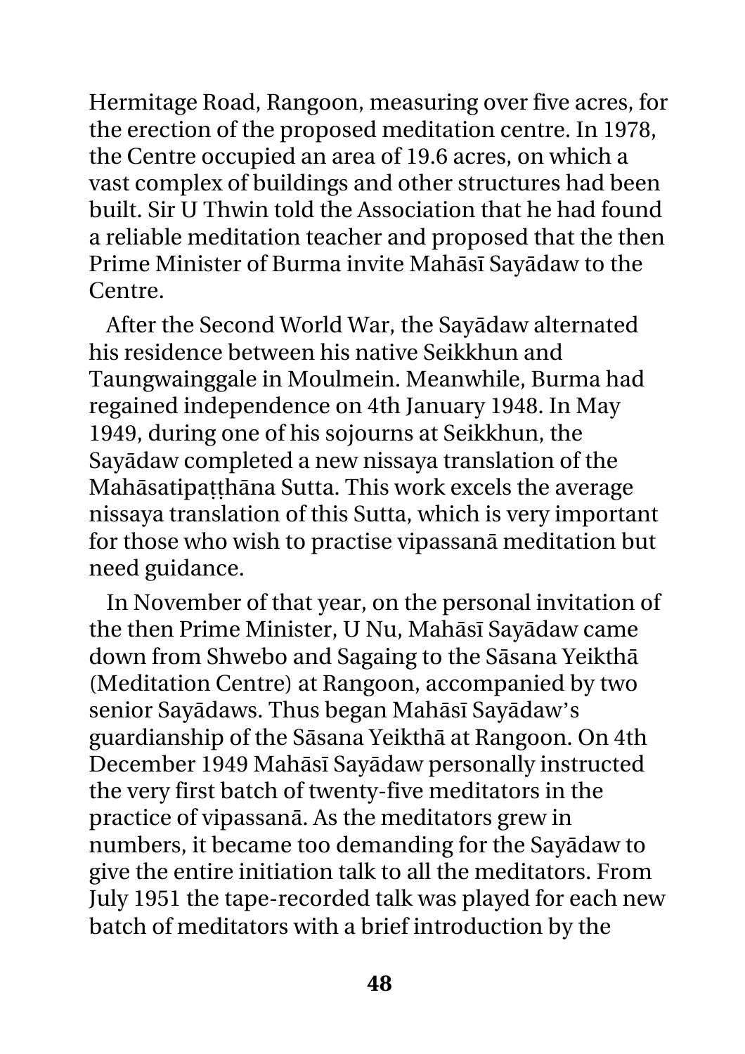Hermitage Road, Rangoon, measuring over five acres, for the erection of the proposed meditation centre. In 1978, the Centre occupied an area of 19.6 acres, on which a vast complex of buildings and other structures had been built. Sir U Thwin told the Association that he had found a reliable meditation teacher and proposed that the then Prime Minister of Burma invite Mahāsī Sayādaw to the Centre.

After the Second World War, the Sayādaw alternated his residence between his native Seikkhun and Taungwainggale in Moulmein. Meanwhile, Burma had regained independence on 4th January 1948. In May 1949, during one of his sojourns at Seikkhun, the Sayādaw completed a new nissaya translation of the Mahāsatipaṭṭhāna Sutta. This work excels the average nissaya translation of this Sutta, which is very important for those who wish to practise vipassanā meditation but need guidance.

In November of that year, on the personal invitation of the then Prime Minister, U Nu, Mahāsī Sayādaw came down from Shwebo and Sagaing to the Sāsana Yeikthā (Meditation Centre) at Rangoon, accompanied by two senior Sayādaws. Thus began Mahāsī Sayādaw's guardianship of the Sāsana Yeikthā at Rangoon. On 4th December 1949 Mahāsī Sayādaw personally instructed the very first batch of twenty-five meditators in the practice of vipassanā. As the meditators grew in numbers, it became too demanding for the Sayādaw to give the entire initiation talk to all the meditators. From July 1951 the tape-recorded talk was played for each new batch of meditators with a brief introduction by the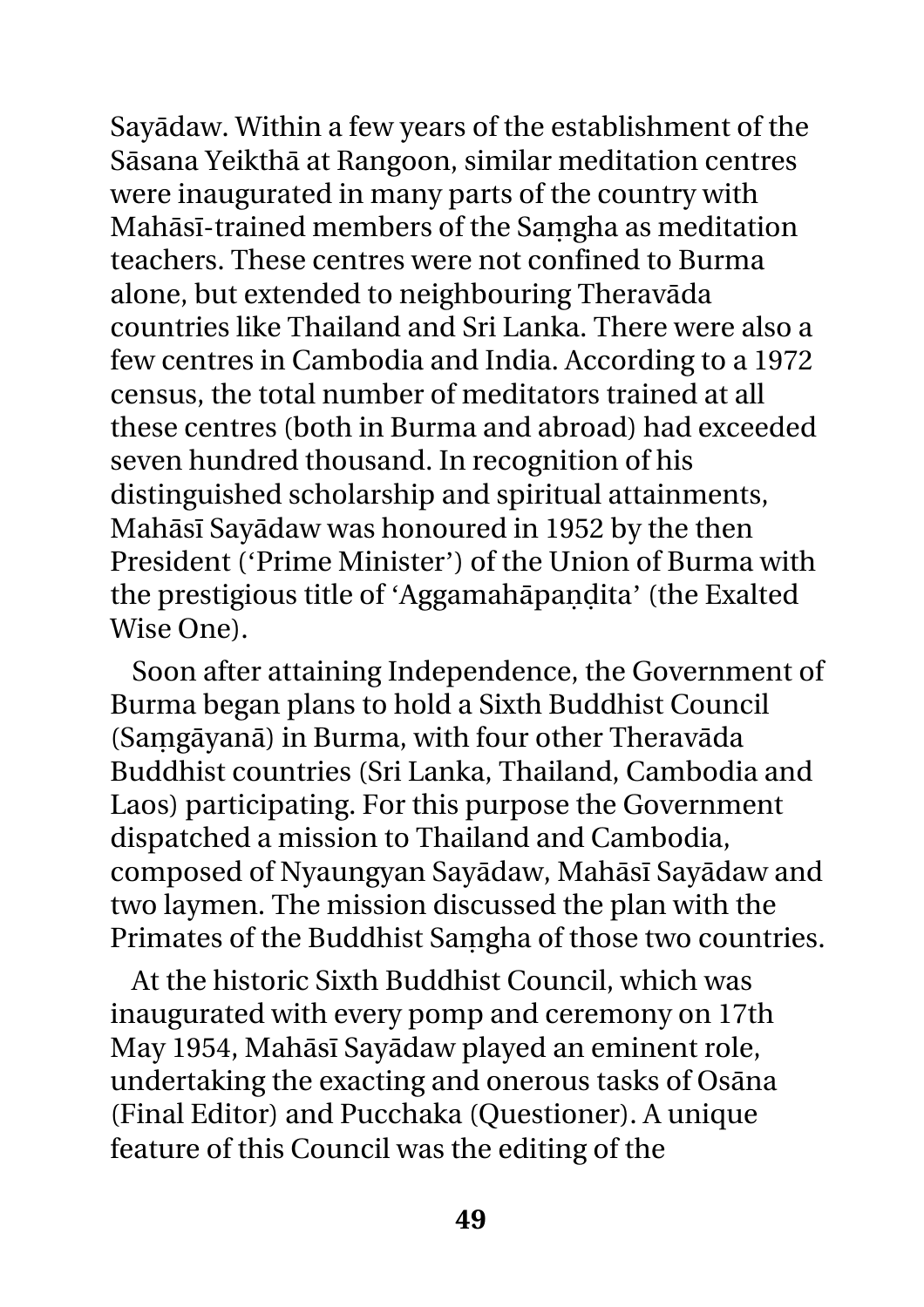Sayādaw. Within a few years of the establishment of the Sāsana Yeikthā at Rangoon, similar meditation centres were inaugurated in many parts of the country with Mahāsī-trained members of the Saṃgha as meditation teachers. These centres were not confined to Burma alone, but extended to neighbouring Theravāda countries like Thailand and Sri Lanka. There were also a few centres in Cambodia and India. According to a 1972 census, the total number of meditators trained at all these centres (both in Burma and abroad) had exceeded seven hundred thousand. In recognition of his distinguished scholarship and spiritual attainments, Mahāsī Sayādaw was honoured in 1952 by the then President ('Prime Minister') of the Union of Burma with the prestigious title of 'Aggamahāpaṇḍita' (the Exalted Wise One).

Soon after attaining Independence, the Government of Burma began plans to hold a Sixth Buddhist Council (Saṃgāyanā) in Burma, with four other Theravāda Buddhist countries (Sri Lanka, Thailand, Cambodia and Laos) participating. For this purpose the Government dispatched a mission to Thailand and Cambodia, composed of Nyaungyan Sayādaw, Mahāsī Sayādaw and two laymen. The mission discussed the plan with the Primates of the Buddhist Saṃgha of those two countries.

At the historic Sixth Buddhist Council, which was inaugurated with every pomp and ceremony on 17th May 1954, Mahāsī Sayādaw played an eminent role, undertaking the exacting and onerous tasks of Osāna (Final Editor) and Pucchaka (Questioner). A unique feature of this Council was the editing of the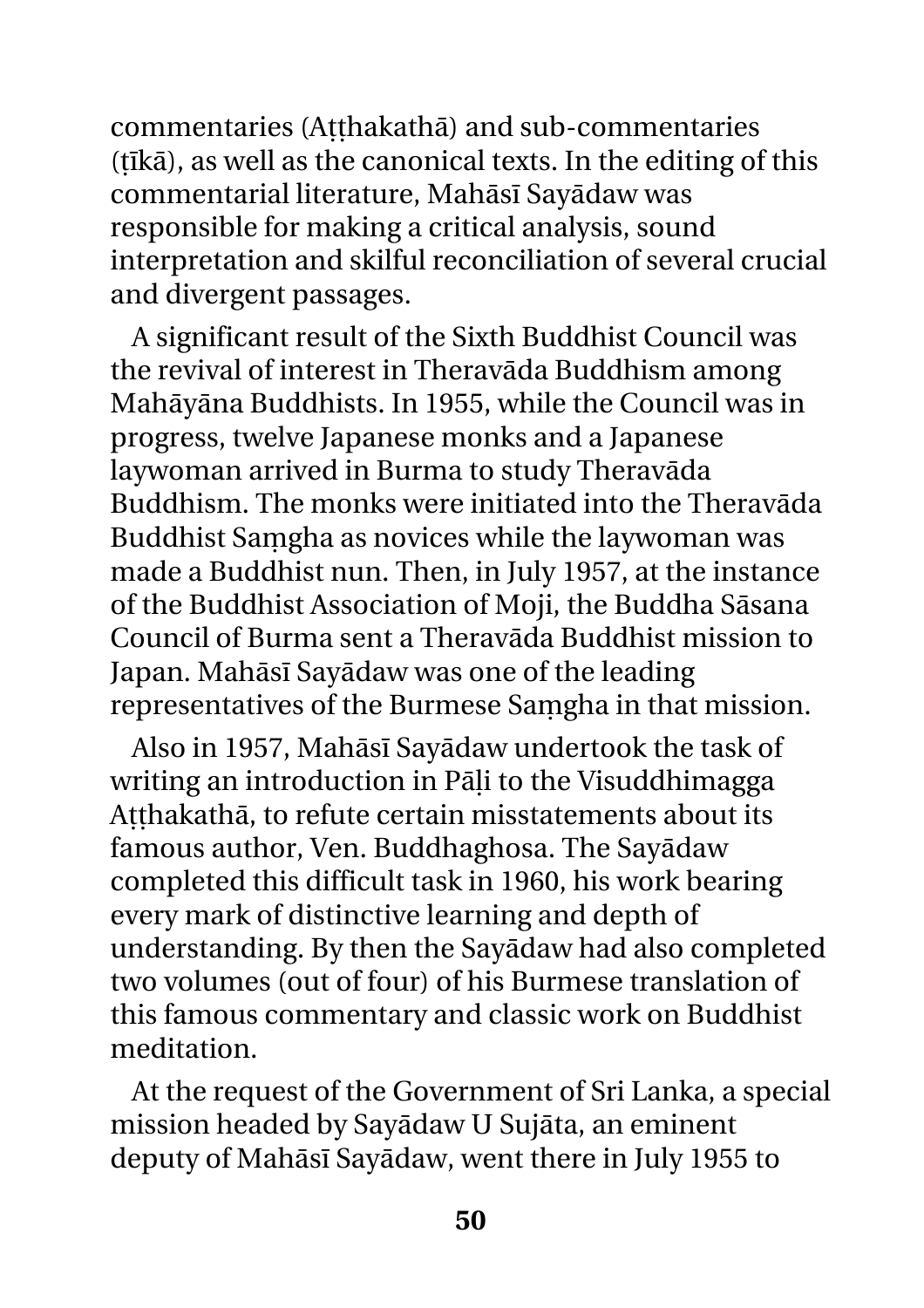commentaries (Aṭṭhakathā) and sub-commentaries (ṭīkā), as well as the canonical texts. In the editing of this commentarial literature, Mahāsī Sayādaw was responsible for making a critical analysis, sound interpretation and skilful reconciliation of several crucial and divergent passages.

A significant result of the Sixth Buddhist Council was the revival of interest in Theravāda Buddhism among Mahāyāna Buddhists. In 1955, while the Council was in progress, twelve Japanese monks and a Japanese laywoman arrived in Burma to study Theravāda Buddhism. The monks were initiated into the Theravāda Buddhist Saṃgha as novices while the laywoman was made a Buddhist nun. Then, in July 1957, at the instance of the Buddhist Association of Moji, the Buddha Sāsana Council of Burma sent a Theravāda Buddhist mission to Japan. Mahāsī Sayādaw was one of the leading representatives of the Burmese Saṃgha in that mission.

Also in 1957, Mahāsī Sayādaw undertook the task of writing an introduction in Pāḷi to the Visuddhimagga Aṭṭhakathā, to refute certain misstatements about its famous author, Ven. Buddhaghosa. The Sayādaw completed this difficult task in 1960, his work bearing every mark of distinctive learning and depth of understanding. By then the Sayādaw had also completed two volumes (out of four) of his Burmese translation of this famous commentary and classic work on Buddhist meditation.

At the request of the Government of Sri Lanka, a special mission headed by Sayādaw U Sujāta, an eminent deputy of Mahāsī Sayādaw, went there in July 1955 to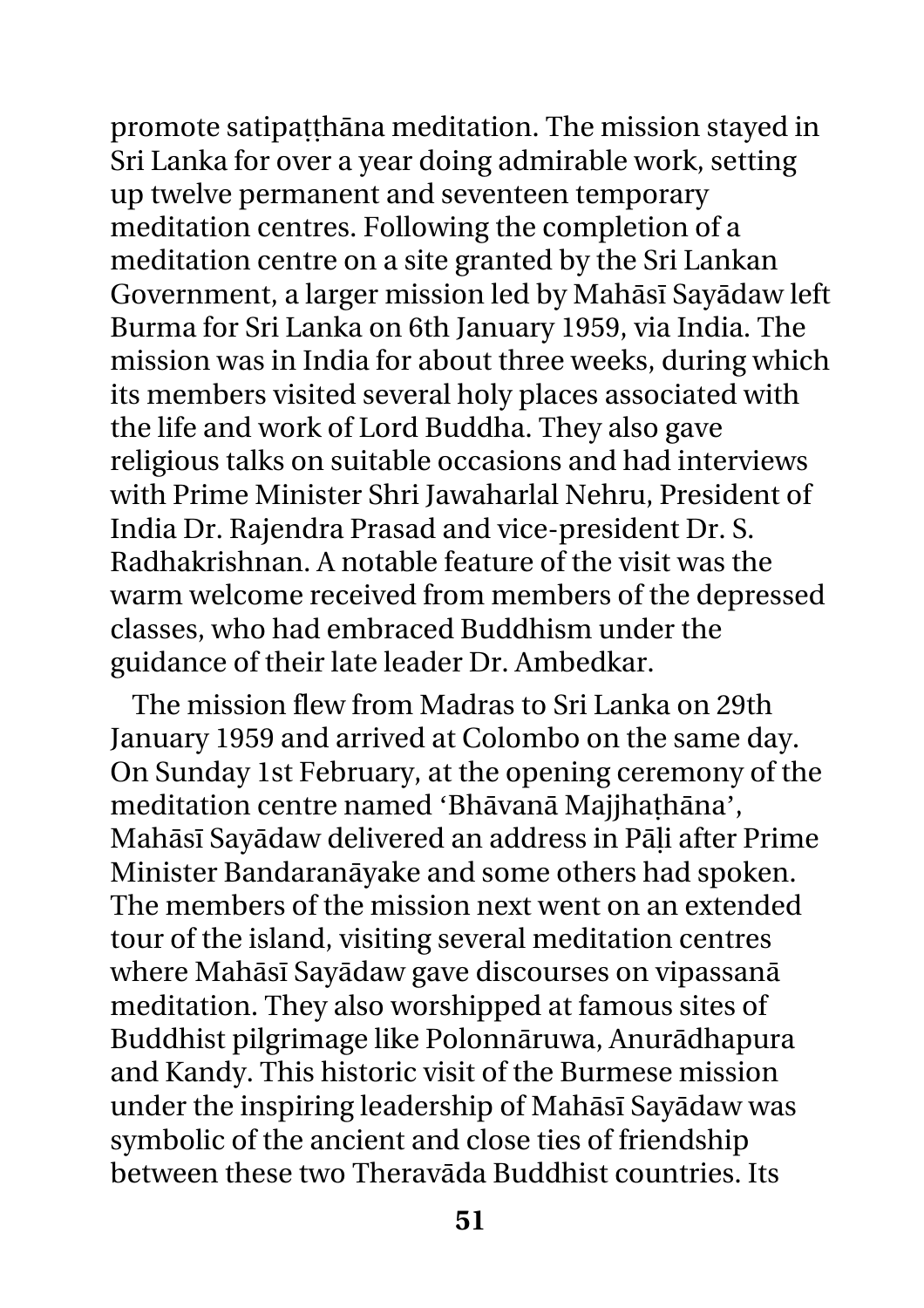promote satipaṭṭhāna meditation. The mission stayed in Sri Lanka for over a year doing admirable work, setting up twelve permanent and seventeen temporary meditation centres. Following the completion of a meditation centre on a site granted by the Sri Lankan Government, a larger mission led by Mahāsī Sayādaw left Burma for Sri Lanka on 6th January 1959, via India. The mission was in India for about three weeks, during which its members visited several holy places associated with the life and work of Lord Buddha. They also gave religious talks on suitable occasions and had interviews with Prime Minister Shri Jawaharlal Nehru, President of India Dr. Rajendra Prasad and vice-president Dr. S. Radhakrishnan. A notable feature of the visit was the warm welcome received from members of the depressed classes, who had embraced Buddhism under the guidance of their late leader Dr. Ambedkar.

The mission flew from Madras to Sri Lanka on 29th January 1959 and arrived at Colombo on the same day. On Sunday 1st February, at the opening ceremony of the meditation centre named 'Bhāvanā Majjhaṭhāna', Mahāsī Sayādaw delivered an address in Pāḷi after Prime Minister Bandaranāyake and some others had spoken. The members of the mission next went on an extended tour of the island, visiting several meditation centres where Mahāsī Sayādaw gave discourses on vipassanā meditation. They also worshipped at famous sites of Buddhist pilgrimage like Polonnāruwa, Anurādhapura and Kandy. This historic visit of the Burmese mission under the inspiring leadership of Mahāsī Sayādaw was symbolic of the ancient and close ties of friendship between these two Theravāda Buddhist countries. Its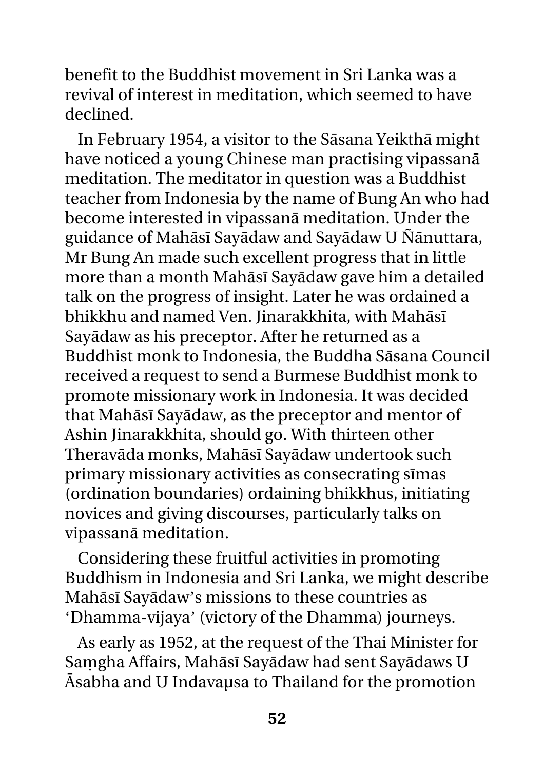benefit to the Buddhist movement in Sri Lanka was a revival of interest in meditation, which seemed to have declined.

In February 1954, a visitor to the Sāsana Yeikthā might have noticed a young Chinese man practising vipassanā meditation. The meditator in question was a Buddhist teacher from Indonesia by the name of Bung An who had become interested in vipassanā meditation. Under the guidance of Mahāsī Sayādaw and Sayādaw U Ñānuttara, Mr Bung An made such excellent progress that in little more than a month Mahāsī Sayādaw gave him a detailed talk on the progress of insight. Later he was ordained a bhikkhu and named Ven. Jinarakkhita, with Mahāsī Sayādaw as his preceptor. After he returned as a Buddhist monk to Indonesia, the Buddha Sāsana Council received a request to send a Burmese Buddhist monk to promote missionary work in Indonesia. It was decided that Mahāsī Sayādaw, as the preceptor and mentor of Ashin Jinarakkhita, should go. With thirteen other Theravāda monks, Mahāsī Sayādaw undertook such primary missionary activities as consecrating sīmas (ordination boundaries) ordaining bhikkhus, initiating novices and giving discourses, particularly talks on vipassanā meditation.

Considering these fruitful activities in promoting Buddhism in Indonesia and Sri Lanka, we might describe Mahāsī Sayādaw's missions to these countries as 'Dhamma-vijaya' (victory of the Dhamma) journeys.

As early as 1952, at the request of the Thai Minister for Saṃgha Affairs, Mahāsī Sayādaw had sent Sayādaws U Āsabha and U Indavaṃsa to Thailand for the promotion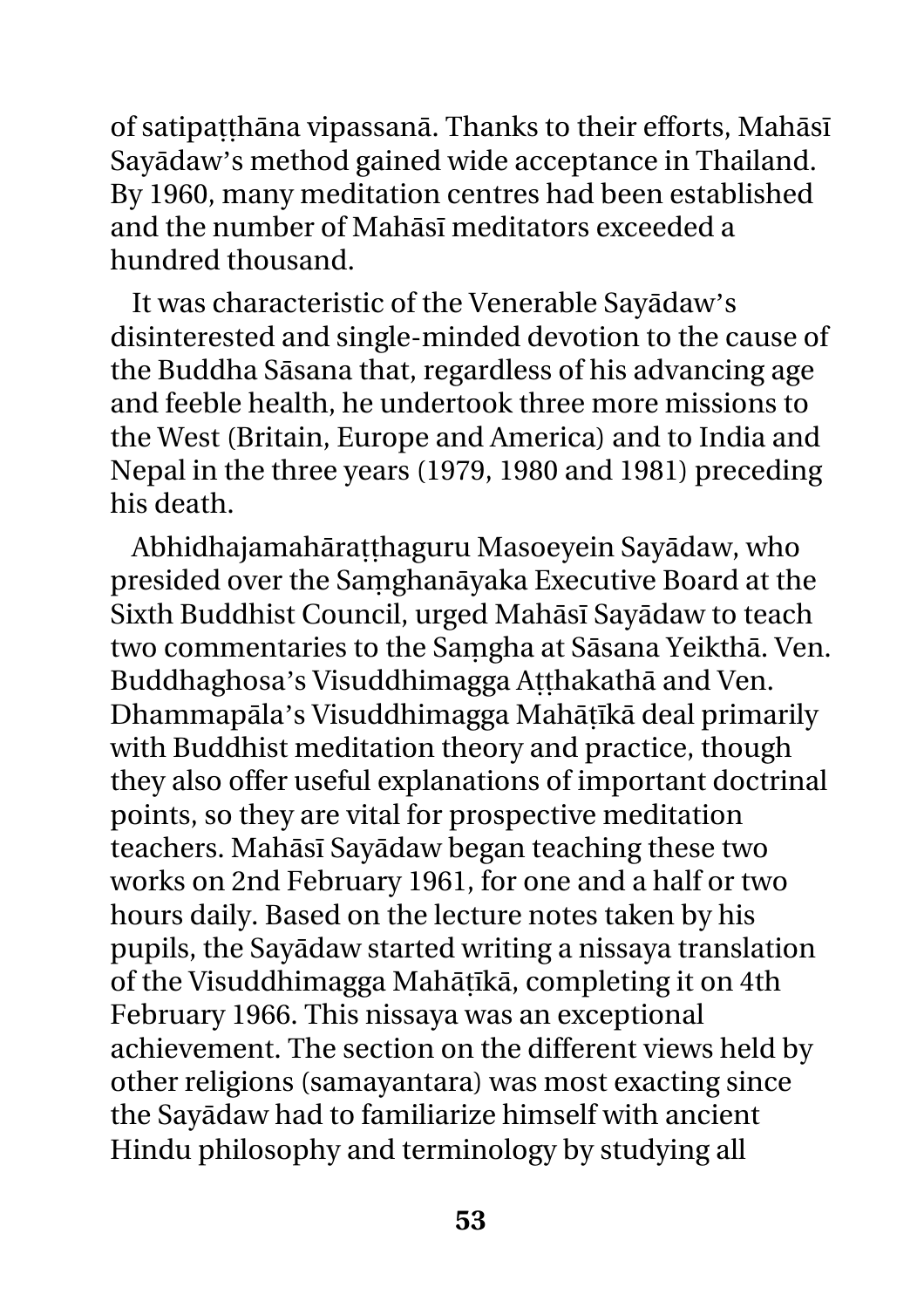of satipaṭṭhāna vipassanā. Thanks to their efforts, Mahāsī Sayādaw's method gained wide acceptance in Thailand. By 1960, many meditation centres had been established and the number of Mahāsī meditators exceeded a hundred thousand.

It was characteristic of the Venerable Sayādaw's disinterested and single-minded devotion to the cause of the Buddha Sāsana that, regardless of his advancing age and feeble health, he undertook three more missions to the West (Britain, Europe and America) and to India and Nepal in the three years (1979, 1980 and 1981) preceding his death.

Abhidhajamahāraṭṭhaguru Masoeyein Sayādaw, who presided over the Saṃghanāyaka Executive Board at the Sixth Buddhist Council, urged Mahāsī Sayādaw to teach two commentaries to the Saṃgha at Sāsana Yeikthā. Ven. Buddhaghosa's Visuddhimagga Aṭṭhakathā and Ven. Dhammapāla's Visuddhimagga Mahāṭīkā deal primarily with Buddhist meditation theory and practice, though they also offer useful explanations of important doctrinal points, so they are vital for prospective meditation teachers. Mahāsī Sayādaw began teaching these two works on 2nd February 1961, for one and a half or two hours daily. Based on the lecture notes taken by his pupils, the Sayādaw started writing a nissaya translation of the Visuddhimagga Mahāṭīkā, completing it on 4th February 1966. This nissaya was an exceptional achievement. The section on the different views held by other religions (samayantara) was most exacting since the Sayādaw had to familiarize himself with ancient Hindu philosophy and terminology by studying all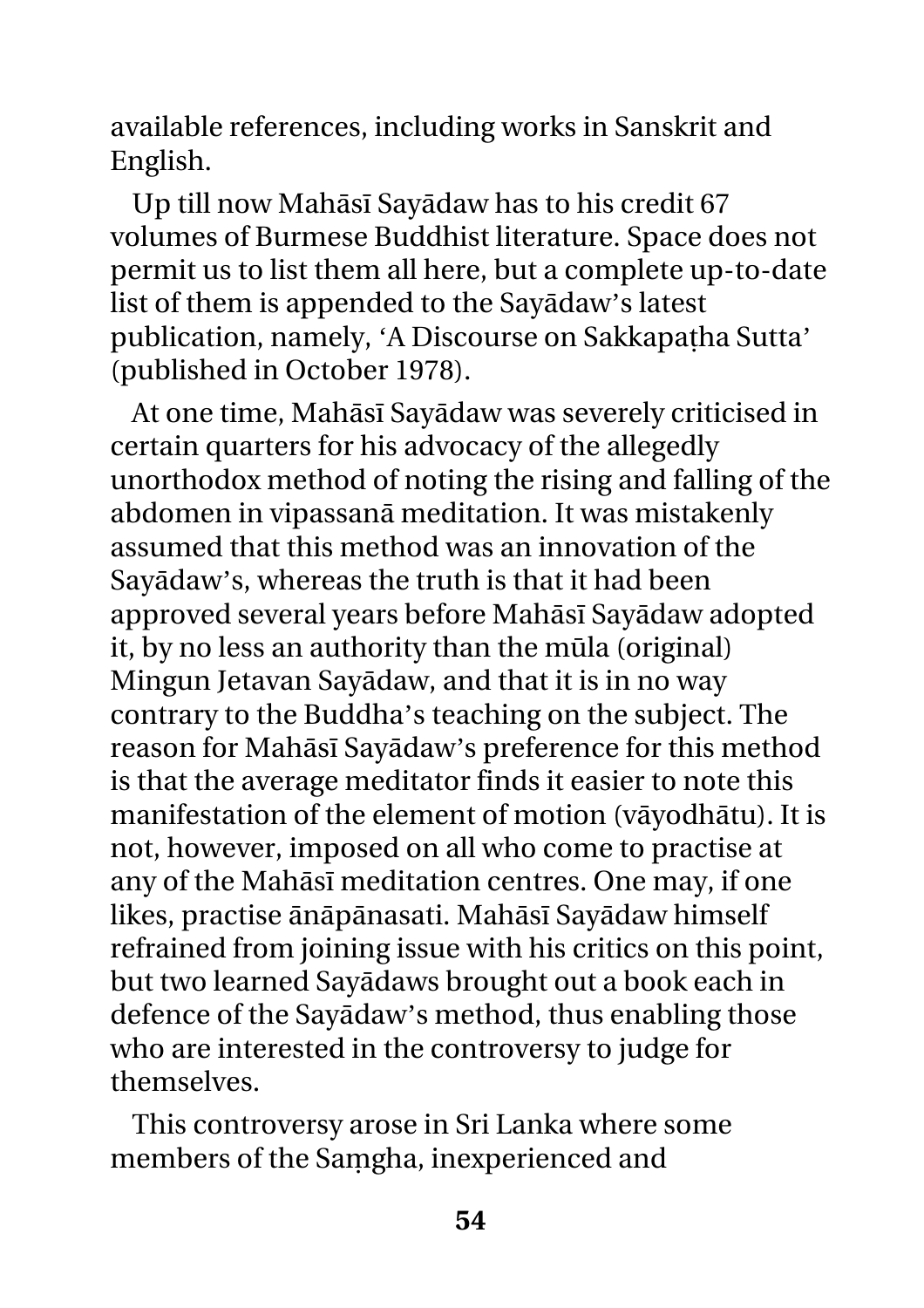available references, including works in Sanskrit and English.

Up till now Mahāsī Sayādaw has to his credit 67 volumes of Burmese Buddhist literature. Space does not permit us to list them all here, but a complete up-to-date list of them is appended to the Sayādaw's latest publication, namely, 'A Discourse on Sakkapaṭha Sutta' (published in October 1978).

At one time, Mahāsī Sayādaw was severely criticised in certain quarters for his advocacy of the allegedly unorthodox method of noting the rising and falling of the abdomen in vipassanā meditation. It was mistakenly assumed that this method was an innovation of the Sayādaw's, whereas the truth is that it had been approved several years before Mahāsī Sayādaw adopted it, by no less an authority than the mūla (original) Mingun Jetavan Sayādaw, and that it is in no way contrary to the Buddha's teaching on the subject. The reason for Mahāsī Sayādaw's preference for this method is that the average meditator finds it easier to note this manifestation of the element of motion (vāyodhātu). It is not, however, imposed on all who come to practise at any of the Mahāsī meditation centres. One may, if one likes, practise ānāpānasati. Mahāsī Sayādaw himself refrained from joining issue with his critics on this point, but two learned Sayādaws brought out a book each in defence of the Sayādaw's method, thus enabling those who are interested in the controversy to judge for themselves.

This controversy arose in Sri Lanka where some members of the Saṃgha, inexperienced and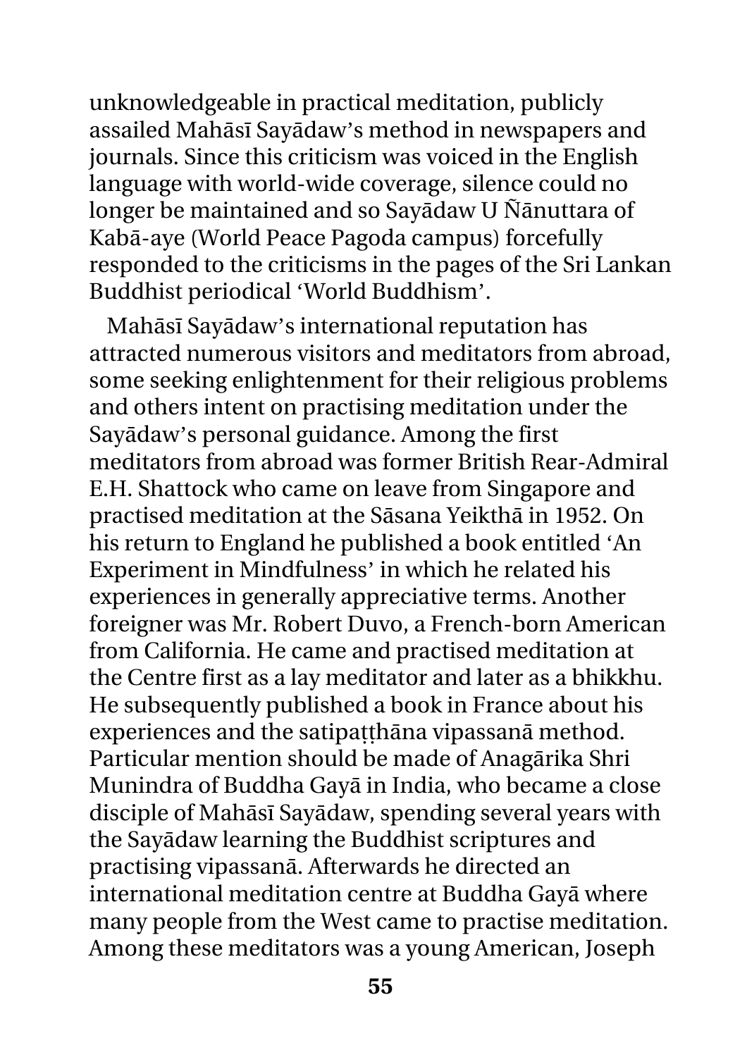unknowledgeable in practical meditation, publicly assailed Mahāsī Sayādaw's method in newspapers and journals. Since this criticism was voiced in the English language with world-wide coverage, silence could no longer be maintained and so Sayādaw U Ñānuttara of Kabā-aye (World Peace Pagoda campus) forcefully responded to the criticisms in the pages of the Sri Lankan Buddhist periodical 'World Buddhism'.

Mahāsī Sayādaw's international reputation has attracted numerous visitors and meditators from abroad, some seeking enlightenment for their religious problems and others intent on practising meditation under the Sayādaw's personal guidance. Among the first meditators from abroad was former British Rear-Admiral E.H. Shattock who came on leave from Singapore and practised meditation at the Sāsana Yeikthā in 1952. On his return to England he published a book entitled 'An Experiment in Mindfulness' in which he related his experiences in generally appreciative terms. Another foreigner was Mr. Robert Duvo, a French-born American from California. He came and practised meditation at the Centre first as a lay meditator and later as a bhikkhu. He subsequently published a book in France about his experiences and the satipaṭṭhāna vipassanā method. Particular mention should be made of Anagārika Shri Munindra of Buddha Gayā in India, who became a close disciple of Mahāsī Sayādaw, spending several years with the Sayādaw learning the Buddhist scriptures and practising vipassanā. Afterwards he directed an international meditation centre at Buddha Gayā where many people from the West came to practise meditation. Among these meditators was a young American, Joseph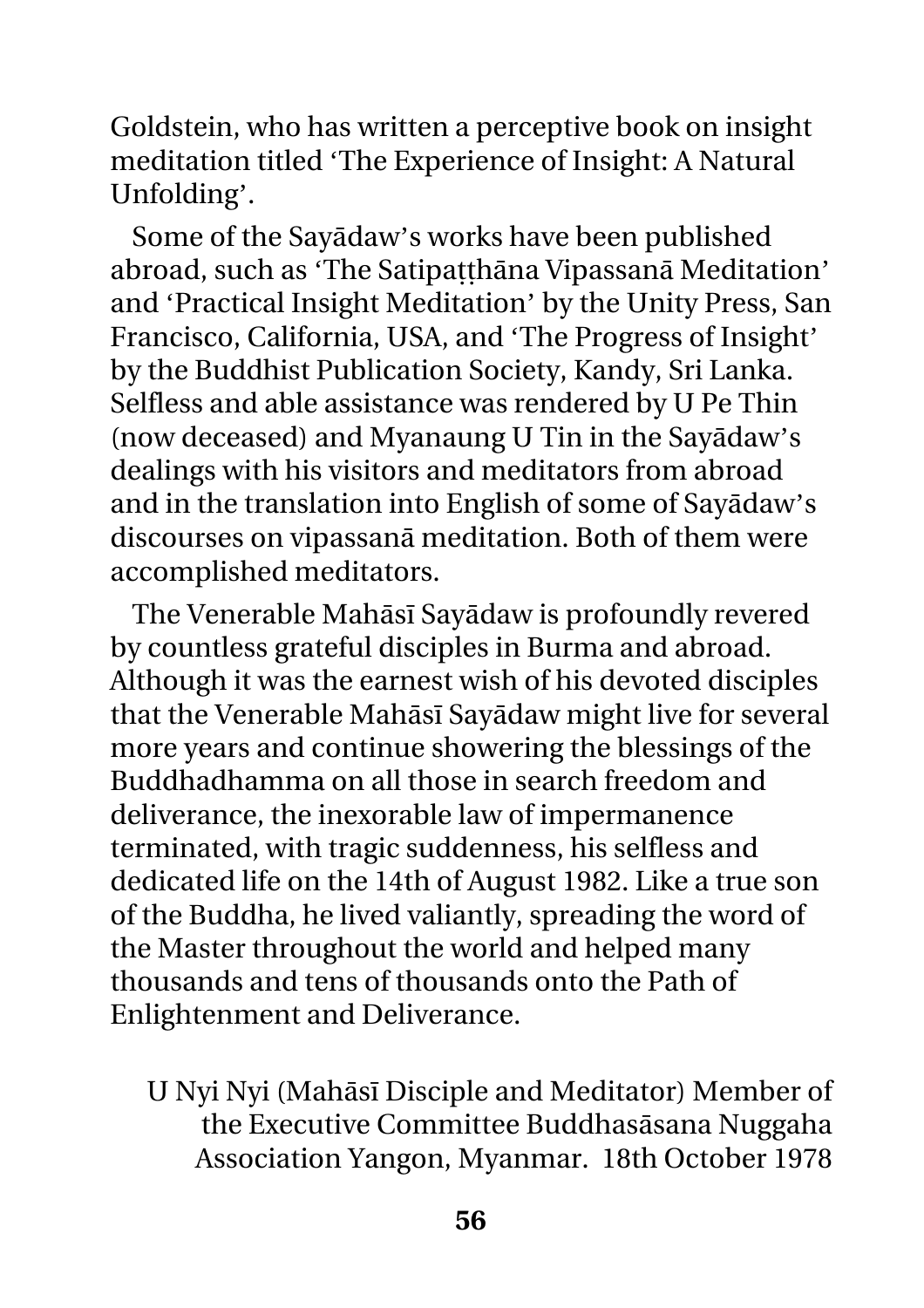Goldstein, who has written a perceptive book on insight meditation titled 'The Experience of Insight: A Natural Unfolding'.

Some of the Sayādaw's works have been published abroad, such as 'The Satipaṭṭhāna Vipassanā Meditation' and 'Practical Insight Meditation' by the Unity Press, San Francisco, California, USA, and 'The Progress of Insight' by the Buddhist Publication Society, Kandy, Sri Lanka. Selfless and able assistance was rendered by U Pe Thin (now deceased) and Myanaung U Tin in the Sayādaw's dealings with his visitors and meditators from abroad and in the translation into English of some of Sayādaw's discourses on vipassanā meditation. Both of them were accomplished meditators.

The Venerable Mahāsī Sayādaw is profoundly revered by countless grateful disciples in Burma and abroad. Although it was the earnest wish of his devoted disciples that the Venerable Mahāsī Sayādaw might live for several more years and continue showering the blessings of the Buddhadhamma on all those in search freedom and deliverance, the inexorable law of impermanence terminated, with tragic suddenness, his selfless and dedicated life on the 14th of August 1982. Like a true son of the Buddha, he lived valiantly, spreading the word of the Master throughout the world and helped many thousands and tens of thousands onto the Path of Enlightenment and Deliverance.

U Nyi Nyi (Mahāsī Disciple and Meditator) Member of the Executive Committee Buddhasāsana Nuggaha Association Yangon, Myanmar. 18th October 1978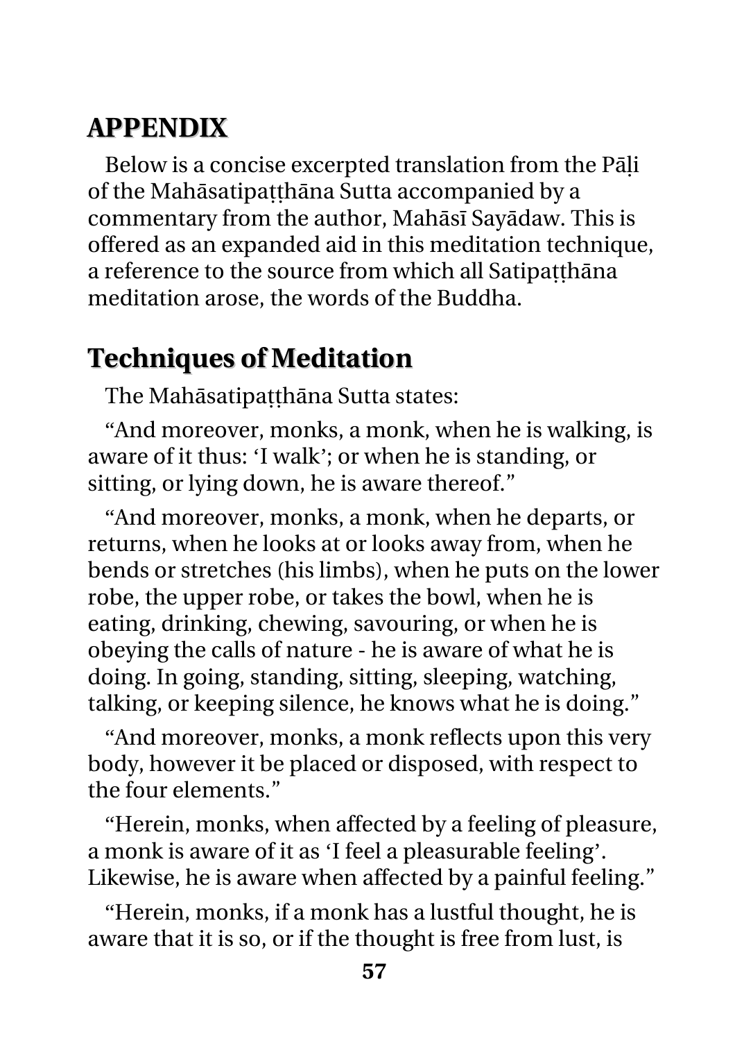## APPENDIX

Below is a concise excerpted translation from the Pāḷi of the Mahāsatipaṭṭhāna Sutta accompanied by a commentary from the author, Mahāsī Sayādaw. This is offered as an expanded aid in this meditation technique, a reference to the source from which all Satipaṭṭhāna meditation arose, the words of the Buddha.

## Techniques of Meditation

The Mahāsatipaṭṭhāna Sutta states:

"And moreover, monks, a monk, when he is walking, is aware of it thus: 'I walk'; or when he is standing, or sitting, or lying down, he is aware thereof."

"And moreover, monks, a monk, when he departs, or returns, when he looks at or looks away from, when he bends or stretches (his limbs), when he puts on the lower robe, the upper robe, or takes the bowl, when he is eating, drinking, chewing, savouring, or when he is obeying the calls of nature - he is aware of what he is doing. In going, standing, sitting, sleeping, watching, talking, or keeping silence, he knows what he is doing."

"And moreover, monks, a monk reflects upon this very body, however it be placed or disposed, with respect to the four elements."

"Herein, monks, when affected by a feeling of pleasure, a monk is aware of it as 'I feel a pleasurable feeling'. Likewise, he is aware when affected by a painful feeling."

"Herein, monks, if a monk has a lustful thought, he is aware that it is so, or if the thought is free from lust, is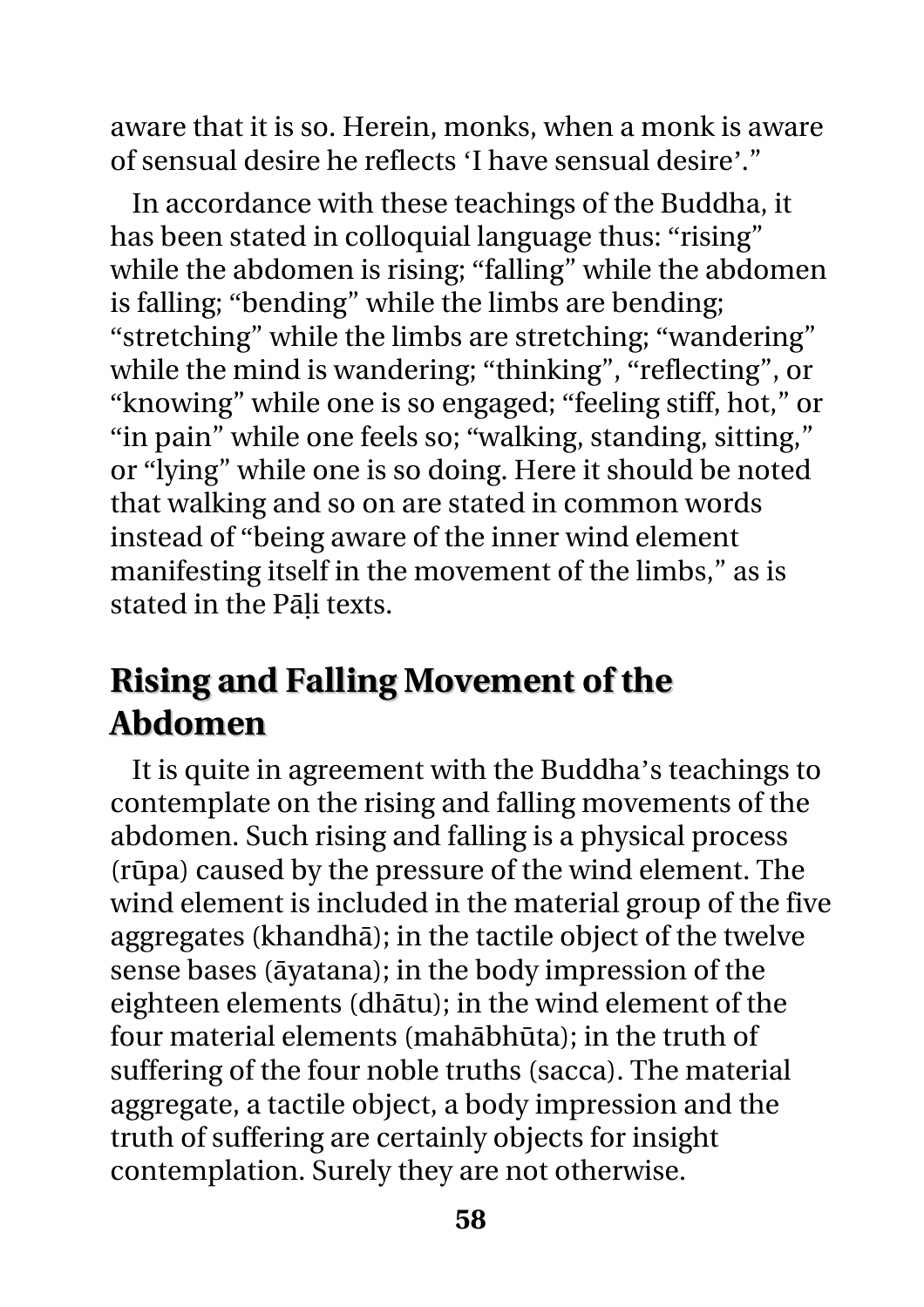aware that it is so. Herein, monks, when a monk is aware of sensual desire he reflects 'I have sensual desire'."

In accordance with these teachings of the Buddha, it has been stated in colloquial language thus: "rising" while the abdomen is rising; "falling" while the abdomen is falling; "bending" while the limbs are bending; "stretching" while the limbs are stretching; "wandering" while the mind is wandering; "thinking", "reflecting", or "knowing" while one is so engaged; "feeling stiff, hot," or "in pain" while one feels so; "walking, standing, sitting," or "lying" while one is so doing. Here it should be noted that walking and so on are stated in common words instead of "being aware of the inner wind element manifesting itself in the movement of the limbs," as is stated in the Pāḷi texts.

## Rising and Falling Movement of the Abdomen

It is quite in agreement with the Buddha's teachings to contemplate on the rising and falling movements of the abdomen. Such rising and falling is a physical process (rūpa) caused by the pressure of the wind element. The wind element is included in the material group of the five aggregates (khandhā); in the tactile object of the twelve sense bases (āyatana); in the body impression of the eighteen elements (dhātu); in the wind element of the four material elements (mahābhūta); in the truth of suffering of the four noble truths (sacca). The material aggregate, a tactile object, a body impression and the truth of suffering are certainly objects for insight contemplation. Surely they are not otherwise.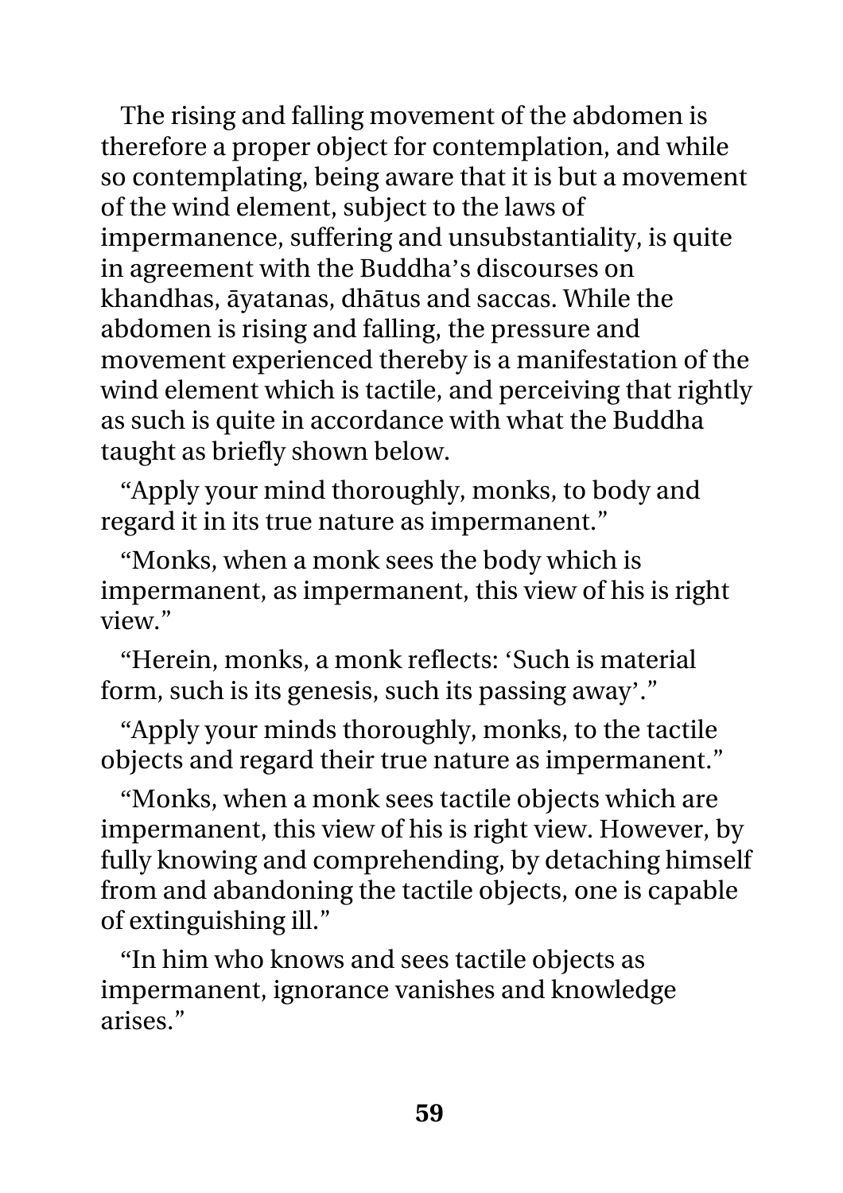The rising and falling movement of the abdomen is therefore a proper object for contemplation, and while so contemplating, being aware that it is but a movement of the wind element, subject to the laws of impermanence, suffering and unsubstantiality, is quite in agreement with the Buddha's discourses on khandhas, āyatanas, dhātus and saccas. While the abdomen is rising and falling, the pressure and movement experienced thereby is a manifestation of the wind element which is tactile, and perceiving that rightly as such is quite in accordance with what the Buddha taught as briefly shown below.

"Apply your mind thoroughly, monks, to body and regard it in its true nature as impermanent."

"Monks, when a monk sees the body which is impermanent, as impermanent, this view of his is right view."

"Herein, monks, a monk reflects: 'Such is material form, such is its genesis, such its passing away'."

"Apply your minds thoroughly, monks, to the tactile objects and regard their true nature as impermanent."

"Monks, when a monk sees tactile objects which are impermanent, this view of his is right view. However, by fully knowing and comprehending, by detaching himself from and abandoning the tactile objects, one is capable of extinguishing ill."

"In him who knows and sees tactile objects as impermanent, ignorance vanishes and knowledge arises."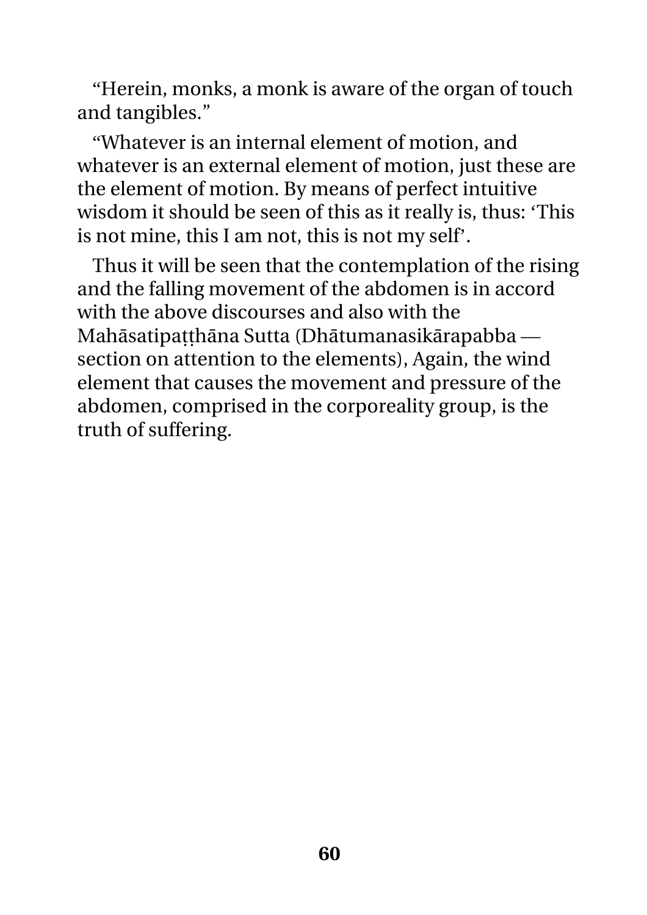"Herein, monks, a monk is aware of the organ of touch and tangibles."

"Whatever is an internal element of motion, and whatever is an external element of motion, just these are the element of motion. By means of perfect intuitive wisdom it should be seen of this as it really is, thus: 'This is not mine, this I am not, this is not my self'.

Thus it will be seen that the contemplation of the rising and the falling movement of the abdomen is in accord with the above discourses and also with the Mahāsatipaṭṭhāna Sutta (Dhātumanasikārapabba — section on attention to the elements), Again, the wind element that causes the movement and pressure of the abdomen, comprised in the corporeality group, is the truth of suffering.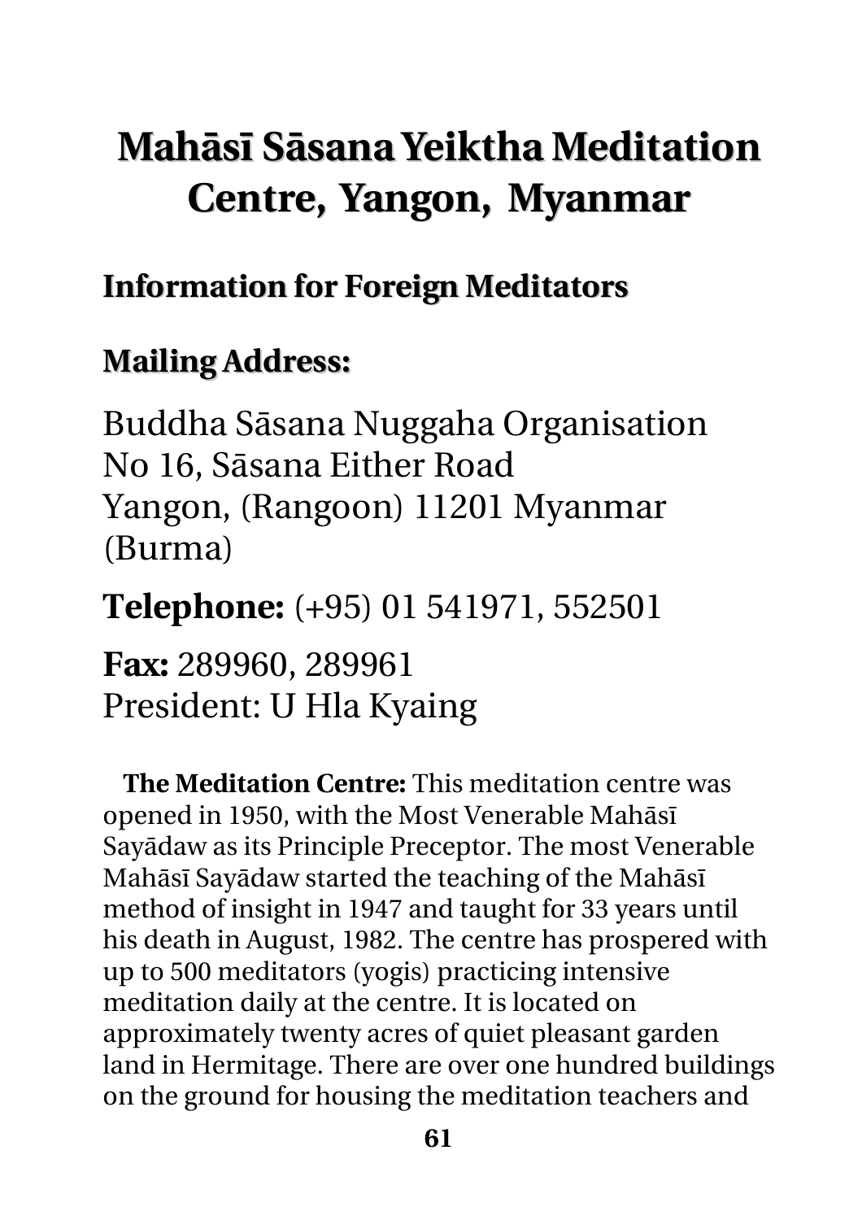# Mahāsī Sāsana Yeiktha Meditation Centre, Yangon, Myanmar

## Information for Foreign Meditators

## Mailing Address:

Buddha Sāsana Nuggaha Organisation
No 16, Sāsana Either Road
Yangon, (Rangoon) 11201 Myanmar (Burma)

**Telephone:** (+95) 01 541971, 552501

**Fax:** 289960, 289961
President: U Hla Kyaing

**The Meditation Centre:** This meditation centre was opened in 1950, with the Most Venerable Mahāsī Sayādaw as its Principle Preceptor. The most Venerable Mahāsī Sayādaw started the teaching of the Mahāsī method of insight in 1947 and taught for 33 years until his death in August, 1982. The centre has prospered with up to 500 meditators (yogis) practicing intensive meditation daily at the centre. It is located on approximately twenty acres of quiet pleasant garden land in Hermitage. There are over one hundred buildings on the ground for housing the meditation teachers and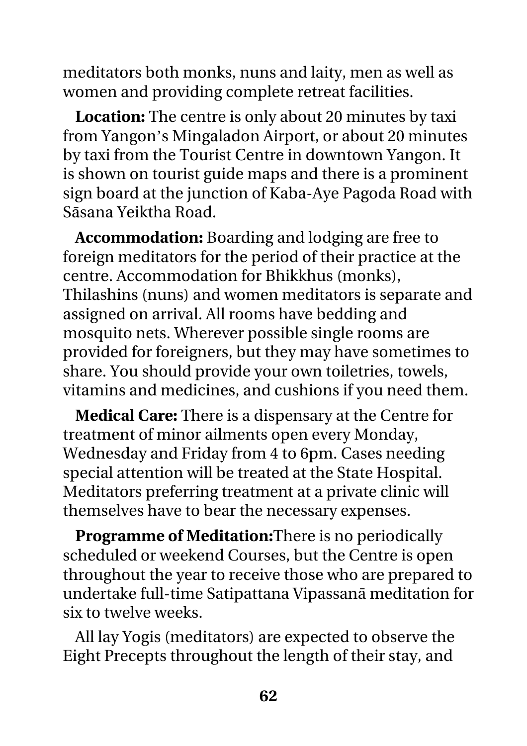meditators both monks, nuns and laity, men as well as women and providing complete retreat facilities.

**Location:** The centre is only about 20 minutes by taxi from Yangon's Mingaladon Airport, or about 20 minutes by taxi from the Tourist Centre in downtown Yangon. It is shown on tourist guide maps and there is a prominent sign board at the junction of Kaba-Aye Pagoda Road with Sāsana Yeiktha Road.

**Accommodation:** Boarding and lodging are free to foreign meditators for the period of their practice at the centre. Accommodation for Bhikkhus (monks), Thilashins (nuns) and women meditators is separate and assigned on arrival. All rooms have bedding and mosquito nets. Wherever possible single rooms are provided for foreigners, but they may have sometimes to share. You should provide your own toiletries, towels, vitamins and medicines, and cushions if you need them.

**Medical Care:** There is a dispensary at the Centre for treatment of minor ailments open every Monday, Wednesday and Friday from 4 to 6pm. Cases needing special attention will be treated at the State Hospital. Meditators preferring treatment at a private clinic will themselves have to bear the necessary expenses.

**Programme of Meditation:**There is no periodically scheduled or weekend Courses, but the Centre is open throughout the year to receive those who are prepared to undertake full-time Satipattana Vipassanā meditation for six to twelve weeks.

All lay Yogis (meditators) are expected to observe the Eight Precepts throughout the length of their stay, and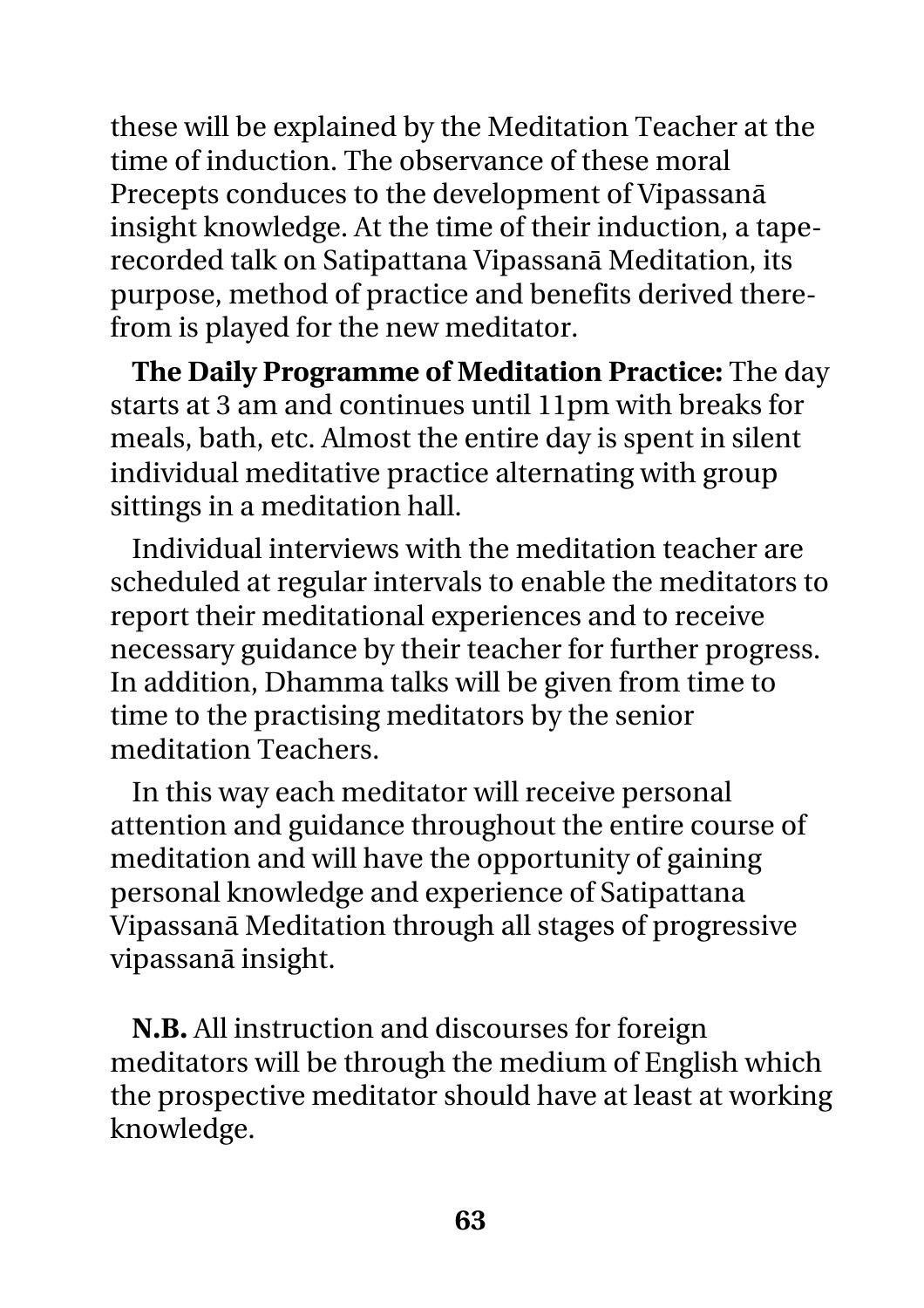these will be explained by the Meditation Teacher at the time of induction. The observance of these moral Precepts conduces to the development of Vipassanā insight knowledge. At the time of their induction, a tape-recorded talk on Satipattana Vipassanā Meditation, its purpose, method of practice and benefits derived therefrom is played for the new meditator.

**The Daily Programme of Meditation Practice:** The day starts at 3 am and continues until 11pm with breaks for meals, bath, etc. Almost the entire day is spent in silent individual meditative practice alternating with group sittings in a meditation hall.

Individual interviews with the meditation teacher are scheduled at regular intervals to enable the meditators to report their meditational experiences and to receive necessary guidance by their teacher for further progress. In addition, Dhamma talks will be given from time to time to the practising meditators by the senior meditation Teachers.

In this way each meditator will receive personal attention and guidance throughout the entire course of meditation and will have the opportunity of gaining personal knowledge and experience of Satipattana Vipassanā Meditation through all stages of progressive vipassanā insight.

**N.B.** All instruction and discourses for foreign meditators will be through the medium of English which the prospective meditator should have at least at working knowledge.